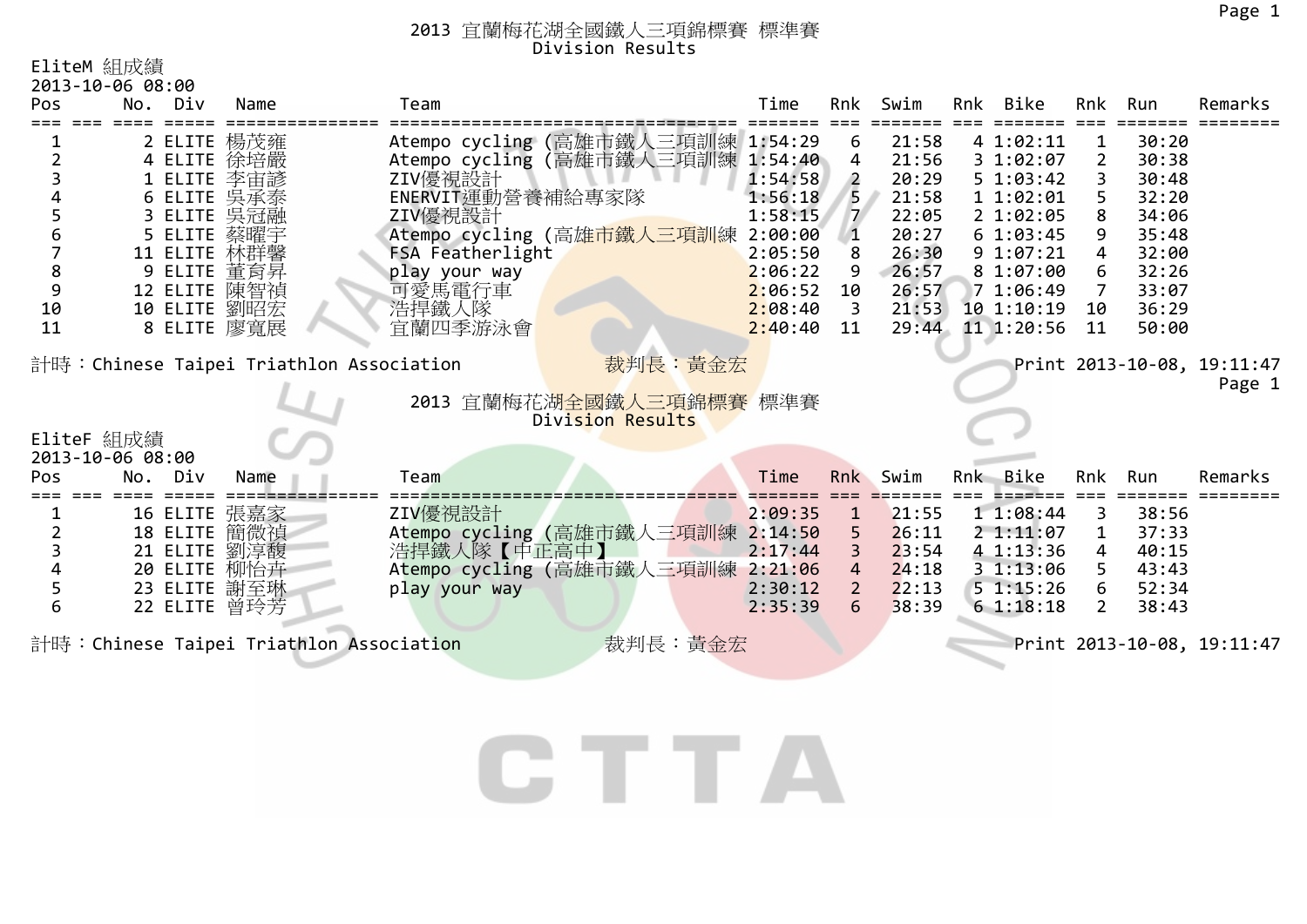# 2013 宜蘭梅花湖全國鐵人三項錦標賽 標準賽
Division Results

EliteM 組成績
2013-10-06 08:00

| Pos | No. | Div | Name | Team | Time | Rnk | Swim | Rnk | Bike | Rnk | Run | Remarks |
|---|---|---|---|---|---|---|---|---|---|---|---|---|
| 1 | 2 | ELITE | 楊茂雍 | Atempo cycling (高雄市鐵人三項訓練 | 1:54:29 | 6 | 21:58 | 4 | 1:02:11 | 1 | 30:20 | |
| 2 | 4 | ELITE | 徐培嚴 | Atempo cycling (高雄市鐵人三項訓練 | 1:54:40 | 4 | 21:56 | 3 | 1:02:07 | 2 | 30:38 | |
| 3 | 1 | ELITE | 李宙諺 | ZIV優視設計 | 1:54:58 | 2 | 20:29 | 5 | 1:03:42 | 3 | 30:48 | |
| 4 | 6 | ELITE | 吳承泰 | ENERVIT運動營養補給專家隊 | 1:56:18 | 5 | 21:58 | 1 | 1:02:01 | 5 | 32:20 | |
| 5 | 3 | ELITE | 吳冠融 | ZIV優視設計 | 1:58:15 | 7 | 22:05 | 2 | 1:02:05 | 8 | 34:06 | |
| 6 | 5 | ELITE | 蔡曜宇 | Atempo cycling (高雄市鐵人三項訓練 | 2:00:00 | 1 | 20:27 | 6 | 1:03:45 | 9 | 35:48 | |
| 7 | 11 | ELITE | 林群馨 | FSA Featherlight | 2:05:50 | 8 | 26:30 | 9 | 1:07:21 | 4 | 32:00 | |
| 8 | 9 | ELITE | 董育昇 | play your way | 2:06:22 | 9 | 26:57 | 8 | 1:07:00 | 6 | 32:26 | |
| 9 | 12 | ELITE | 陳智禎 | 可愛馬電行車 | 2:06:52 | 10 | 26:57 | 7 | 1:06:49 | 7 | 33:07 | |
| 10 | 10 | ELITE | 劉昭宏 | 浩捍鐵人隊 | 2:08:40 | 3 | 21:53 | 10 | 1:10:19 | 10 | 36:29 | |
| 11 | 8 | ELITE | 廖寬展 | 宜蘭四季游泳會 | 2:40:40 | 11 | 29:44 | 11 | 1:20:56 | 11 | 50:00 | |

計時：Chinese Taipei Triathlon Association 裁判長：黃金宏 Print 2013-10-08, 19:11:47

# 2013 宜蘭梅花湖全國鐵人三項錦標賽 標準賽
Division Results

EliteF 組成績
2013-10-06 08:00

| Pos | No. | Div | Name | Team | Time | Rnk | Swim | Rnk | Bike | Rnk | Run | Remarks |
|---|---|---|---|---|---|---|---|---|---|---|---|---|
| 1 | 16 | ELITE | 張嘉家 | ZIV優視設計 | 2:09:35 | 1 | 21:55 | 1 | 1:08:44 | 3 | 38:56 | |
| 2 | 18 | ELITE | 簡微禎 | Atempo cycling (高雄市鐵人三項訓練 | 2:14:50 | 5 | 26:11 | 2 | 1:11:07 | 1 | 37:33 | |
| 3 | 21 | ELITE | 劉淳馥 | 浩捍鐵人隊【中正高中】 | 2:17:44 | 3 | 23:54 | 4 | 1:13:36 | 4 | 40:15 | |
| 4 | 20 | ELITE | 柳怡卉 | Atempo cycling (高雄市鐵人三項訓練 | 2:21:06 | 4 | 24:18 | 3 | 1:13:06 | 5 | 43:43 | |
| 5 | 23 | ELITE | 謝至琳 | play your way | 2:30:12 | 2 | 22:13 | 5 | 1:15:26 | 6 | 52:34 | |
| 6 | 22 | ELITE | 曾玲芳 | | 2:35:39 | 6 | 38:39 | 6 | 1:18:18 | 2 | 38:43 | |

計時：Chinese Taipei Triathlon Association 裁判長：黃金宏 Print 2013-10-08, 19:11:47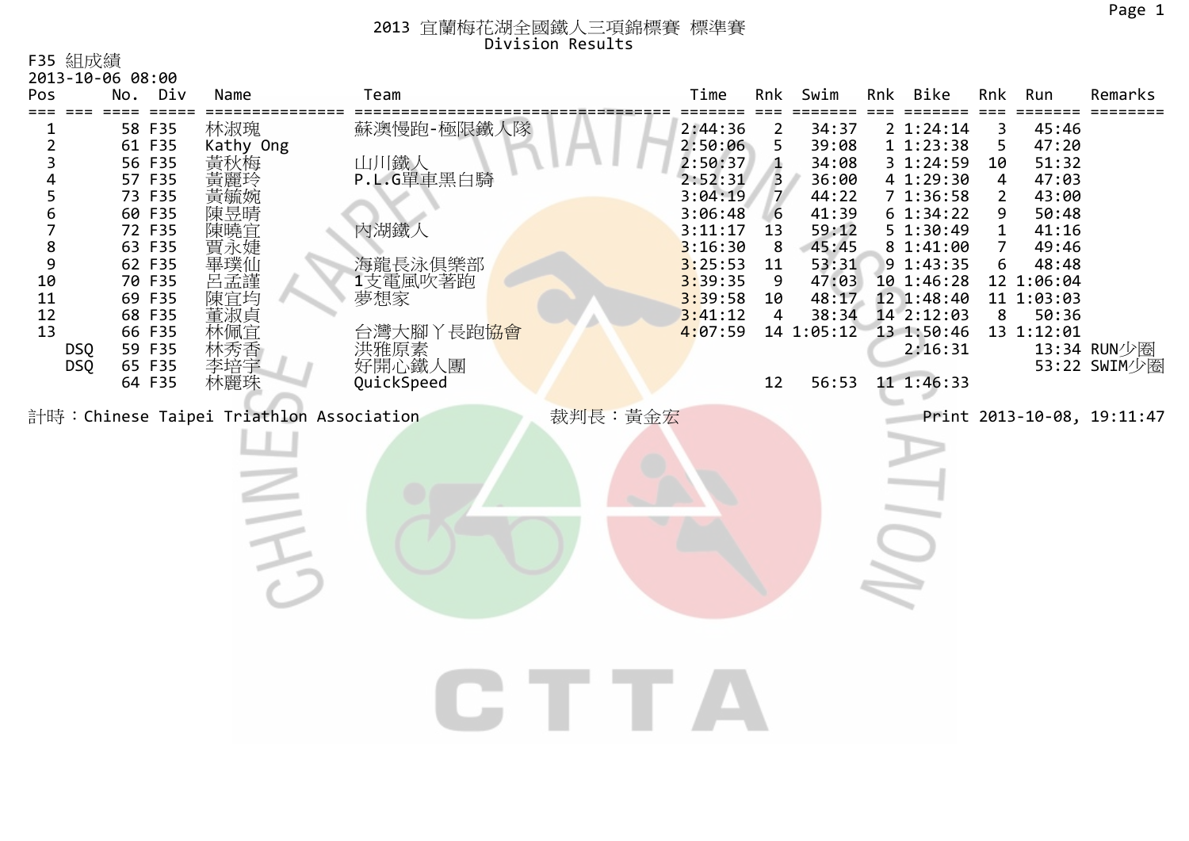# 2013 宜蘭梅花湖全國鐵人三項錦標賽 標準賽
## Division Results

F35 組成績
2013-10-06 08:00

| Pos | | No. | Div | Name | Team | Time | Rnk | Swim | Rnk | Bike | Rnk | Run | Remarks |
|---|---|---|---|---|---|---|---|---|---|---|---|---|---|
| 1 | | 58 | F35 | 林淑瑰 | 蘇澳慢跑-極限鐵人隊 | 2:44:36 | 2 | 34:37 | 2 | 1:24:14 | 3 | 45:46 | |
| 2 | | 61 | F35 | Kathy Ong | | 2:50:06 | 5 | 39:08 | 1 | 1:23:38 | 5 | 47:20 | |
| 3 | | 56 | F35 | 黃秋梅 | 山川鐵人 | 2:50:37 | 1 | 34:08 | 3 | 1:24:59 | 10 | 51:32 | |
| 4 | | 57 | F35 | 黃麗玲 | P.L.G單車黑白騎 | 2:52:31 | 3 | 36:00 | 4 | 1:29:30 | 4 | 47:03 | |
| 5 | | 73 | F35 | 黃毓婉 | | 3:04:19 | 7 | 44:22 | 7 | 1:36:58 | 2 | 43:00 | |
| 6 | | 60 | F35 | 陳昱晴 | | 3:06:48 | 6 | 41:39 | 6 | 1:34:22 | 9 | 50:48 | |
| 7 | | 72 | F35 | 陳曉宜 | 內湖鐵人 | 3:11:17 | 13 | 59:12 | 5 | 1:30:49 | 1 | 41:16 | |
| 8 | | 63 | F35 | 賈永婕 | | 3:16:30 | 8 | 45:45 | 8 | 1:41:00 | 7 | 49:46 | |
| 9 | | 62 | F35 | 畢璞仙 | 海龍長泳俱樂部 | 3:25:53 | 11 | 53:31 | 9 | 1:43:35 | 6 | 48:48 | |
| 10 | | 70 | F35 | 呂孟謹 | 1支電風吹著跑 | 3:39:35 | 9 | 47:03 | 10 | 1:46:28 | 12 | 1:06:04 | |
| 11 | | 69 | F35 | 陳宜均 | 夢想家 | 3:39:58 | 10 | 48:17 | 12 | 1:48:40 | 11 | 1:03:03 | |
| 12 | | 68 | F35 | 董淑貞 | | 3:41:12 | 4 | 38:34 | 14 | 2:12:03 | 8 | 50:36 | |
| 13 | | 66 | F35 | 林佩宜 | 台灣大腳ㄚ長跑協會 | 4:07:59 | 14 | 1:05:12 | 13 | 1:50:46 | 13 | 1:12:01 | |
| | DSQ | 59 | F35 | 林秀香 | 洪雅原素 | | | | | 2:16:31 | | 13:34 | RUN少圈 |
| | DSQ | 65 | F35 | 李培宇 | 好開心鐵人團 | | | | | | | 53:22 | SWIM少圈 |
| | | 64 | F35 | 林麗珠 | QuickSpeed | | 12 | 56:53 | 11 | 1:46:33 | | | |

計時：Chinese Taipei Triathlon Association　　裁判長：黃金宏　　Print 2013-10-08, 19:11:47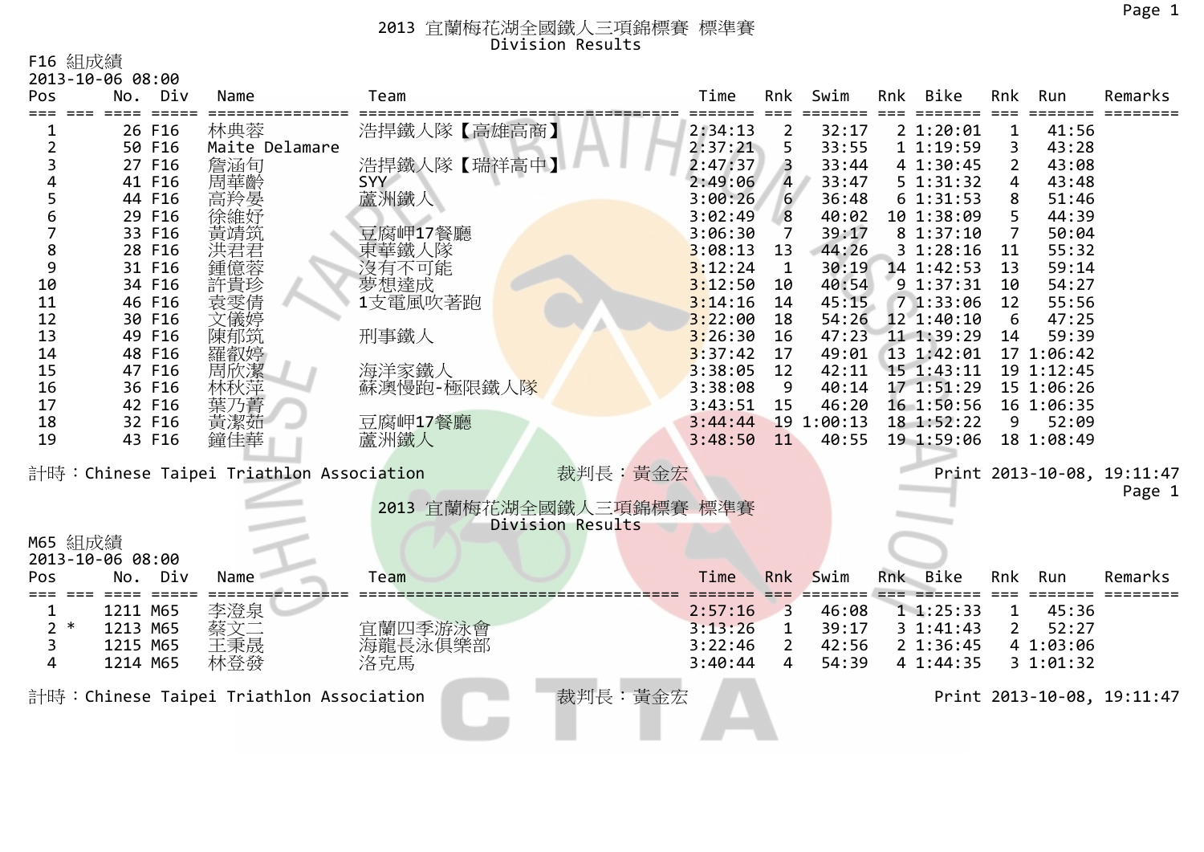# 2013 宜蘭梅花湖全國鐵人三項錦標賽 標準賽
## Division Results

F16 組成績
2013-10-06 08:00

| Pos | | No. | Div | Name | Team | Time | Rnk | Swim | Rnk | Bike | Rnk | Run | Remarks |
|---|---|---|---|---|---|---|---|---|---|---|---|---|---|
| 1 | | 26 | F16 | 林典蓉 | 浩捍鐵人隊【高雄高商】 | 2:34:13 | 2 | 32:17 | 2 | 1:20:01 | 1 | 41:56 | |
| 2 | | 50 | F16 | Maite Delamare | | 2:37:21 | 5 | 33:55 | 1 | 1:19:59 | 3 | 43:28 | |
| 3 | | 27 | F16 | 詹涵旬 | 浩捍鐵人隊【瑞祥高中】 | 2:47:37 | 3 | 33:44 | 4 | 1:30:45 | 2 | 43:08 | |
| 4 | | 41 | F16 | 周華齡 | SYY | 2:49:06 | 4 | 33:47 | 5 | 1:31:32 | 4 | 43:48 | |
| 5 | | 44 | F16 | 高羚晏 | 蘆洲鐵人 | 3:00:26 | 6 | 36:48 | 6 | 1:31:53 | 8 | 51:46 | |
| 6 | | 29 | F16 | 徐維妤 | | 3:02:49 | 8 | 40:02 | 10 | 1:38:09 | 5 | 44:39 | |
| 7 | | 33 | F16 | 黃靖筑 | 豆腐岬17餐廳 | 3:06:30 | 7 | 39:17 | 8 | 1:37:10 | 7 | 50:04 | |
| 8 | | 28 | F16 | 洪君君 | 東華鐵人隊 | 3:08:13 | 13 | 44:26 | 3 | 1:28:16 | 11 | 55:32 | |
| 9 | | 31 | F16 | 鍾億蓉 | 沒有不可能 | 3:12:24 | 1 | 30:19 | 14 | 1:42:53 | 13 | 59:14 | |
| 10 | | 34 | F16 | 許貴珍 | 夢想達成 | 3:12:50 | 10 | 40:54 | 9 | 1:37:31 | 10 | 54:27 | |
| 11 | | 46 | F16 | 袁雯倩 | 1支電風吹著跑 | 3:14:16 | 14 | 45:15 | 7 | 1:33:06 | 12 | 55:56 | |
| 12 | | 30 | F16 | 文儀婷 | | 3:22:00 | 18 | 54:26 | 12 | 1:40:10 | 6 | 47:25 | |
| 13 | | 49 | F16 | 陳郁筑 | 刑事鐵人 | 3:26:30 | 16 | 47:23 | 11 | 1:39:29 | 14 | 59:39 | |
| 14 | | 48 | F16 | 羅叡婷 | | 3:37:42 | 17 | 49:01 | 13 | 1:42:01 | 17 | 1:06:42 | |
| 15 | | 47 | F16 | 周欣潔 | 海洋家鐵人 | 3:38:05 | 12 | 42:11 | 15 | 1:43:11 | 19 | 1:12:45 | |
| 16 | | 36 | F16 | 林秋萍 | 蘇澳慢跑-極限鐵人隊 | 3:38:08 | 9 | 40:14 | 17 | 1:51:29 | 15 | 1:06:26 | |
| 17 | | 42 | F16 | 葉乃菁 | | 3:43:51 | 15 | 46:20 | 16 | 1:50:56 | 16 | 1:06:35 | |
| 18 | | 32 | F16 | 黃潔茹 | 豆腐岬17餐廳 | 3:44:44 | 19 | 1:00:13 | 18 | 1:52:22 | 9 | 52:09 | |
| 19 | | 43 | F16 | 鐘佳華 | 蘆洲鐵人 | 3:48:50 | 11 | 40:55 | 19 | 1:59:06 | 18 | 1:08:49 | |

計時：Chinese Taipei Triathlon Association　　裁判長：黃金宏　　Print 2013-10-08, 19:11:47

# 2013 宜蘭梅花湖全國鐵人三項錦標賽 標準賽
## Division Results

M65 組成績
2013-10-06 08:00

| Pos | | No. | Div | Name | Team | Time | Rnk | Swim | Rnk | Bike | Rnk | Run | Remarks |
|---|---|---|---|---|---|---|---|---|---|---|---|---|---|
| 1 | | 1211 | M65 | 李澄泉 | | 2:57:16 | 3 | 46:08 | 1 | 1:25:33 | 1 | 45:36 | |
| 2 | * | 1213 | M65 | 蔡文二 | 宜蘭四季游泳會 | 3:13:26 | 1 | 39:17 | 3 | 1:41:43 | 2 | 52:27 | |
| 3 | | 1215 | M65 | 王秉晟 | 海龍長泳俱樂部 | 3:22:46 | 2 | 42:56 | 2 | 1:36:45 | 4 | 1:03:06 | |
| 4 | | 1214 | M65 | 林登發 | 洛克馬 | 3:40:44 | 4 | 54:39 | 4 | 1:44:35 | 3 | 1:01:32 | |

計時：Chinese Taipei Triathlon Association　　裁判長：黃金宏　　Print 2013-10-08, 19:11:47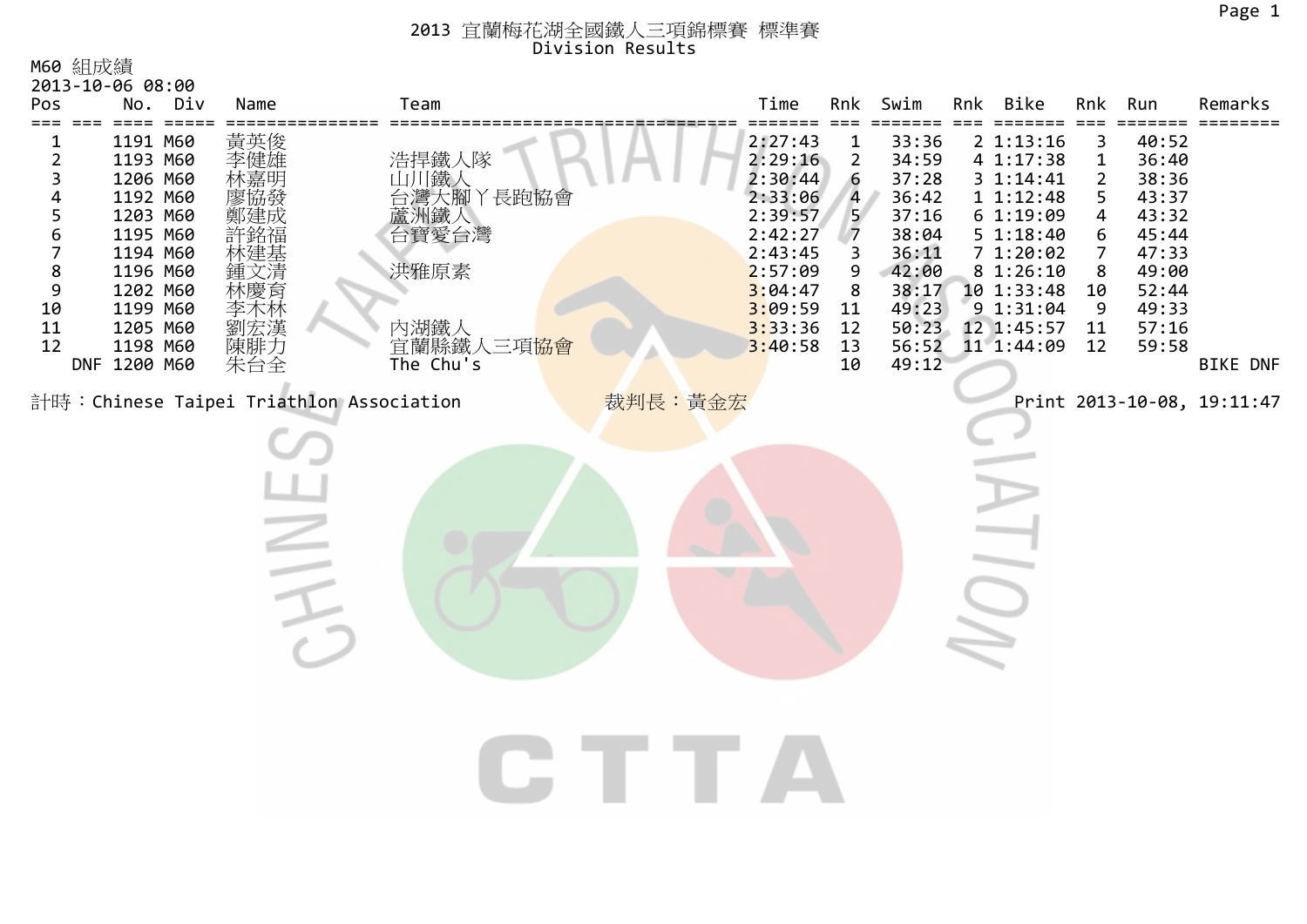# 2013 宜蘭梅花湖全國鐵人三項錦標賽 標準賽

Division Results

M60 組成績

2013-10-06 08:00

| Pos | No. | Div | Name | Team | Time | Rnk | Swim | Rnk | Bike | Rnk | Run | Remarks |
|---|---|---|---|---|---|---|---|---|---|---|---|---|
| 1 | 1191 | M60 | 黃英俊 | | 2:27:43 | 1 | 33:36 | 2 | 1:13:16 | 3 | 40:52 | |
| 2 | 1193 | M60 | 李健雄 | 浩捍鐵人隊 | 2:29:16 | 2 | 34:59 | 4 | 1:17:38 | 1 | 36:40 | |
| 3 | 1206 | M60 | 林嘉明 | 山川鐵人 | 2:30:44 | 6 | 37:28 | 3 | 1:14:41 | 2 | 38:36 | |
| 4 | 1192 | M60 | 廖協發 | 台灣大腳丫長跑協會 | 2:33:06 | 4 | 36:42 | 1 | 1:12:48 | 5 | 43:37 | |
| 5 | 1203 | M60 | 鄭建成 | 蘆洲鐵人 | 2:39:57 | 5 | 37:16 | 6 | 1:19:09 | 4 | 43:32 | |
| 6 | 1195 | M60 | 許銘福 | 台寶愛台灣 | 2:42:27 | 7 | 38:04 | 5 | 1:18:40 | 6 | 45:44 | |
| 7 | 1194 | M60 | 林建基 | | 2:43:45 | 3 | 36:11 | 7 | 1:20:02 | 7 | 47:33 | |
| 8 | 1196 | M60 | 鍾文清 | 洪雅原素 | 2:57:09 | 9 | 42:00 | 8 | 1:26:10 | 8 | 49:00 | |
| 9 | 1202 | M60 | 林慶育 | | 3:04:47 | 8 | 38:17 | 10 | 1:33:48 | 10 | 52:44 | |
| 10 | 1199 | M60 | 李木林 | | 3:09:59 | 11 | 49:23 | 9 | 1:31:04 | 9 | 49:33 | |
| 11 | 1205 | M60 | 劉宏漢 | 內湖鐵人 | 3:33:36 | 12 | 50:23 | 12 | 1:45:57 | 11 | 57:16 | |
| 12 | 1198 | M60 | 陳朏力 | 宜蘭縣鐵人三項協會 | 3:40:58 | 13 | 56:52 | 11 | 1:44:09 | 12 | 59:58 | |
| DNF | 1200 | M60 | 朱台全 | The Chu's | | 10 | 49:12 | | | | | BIKE DNF |

計時：Chinese Taipei Triathlon Association　　裁判長：黃金宏　　Print 2013-10-08, 19:11:47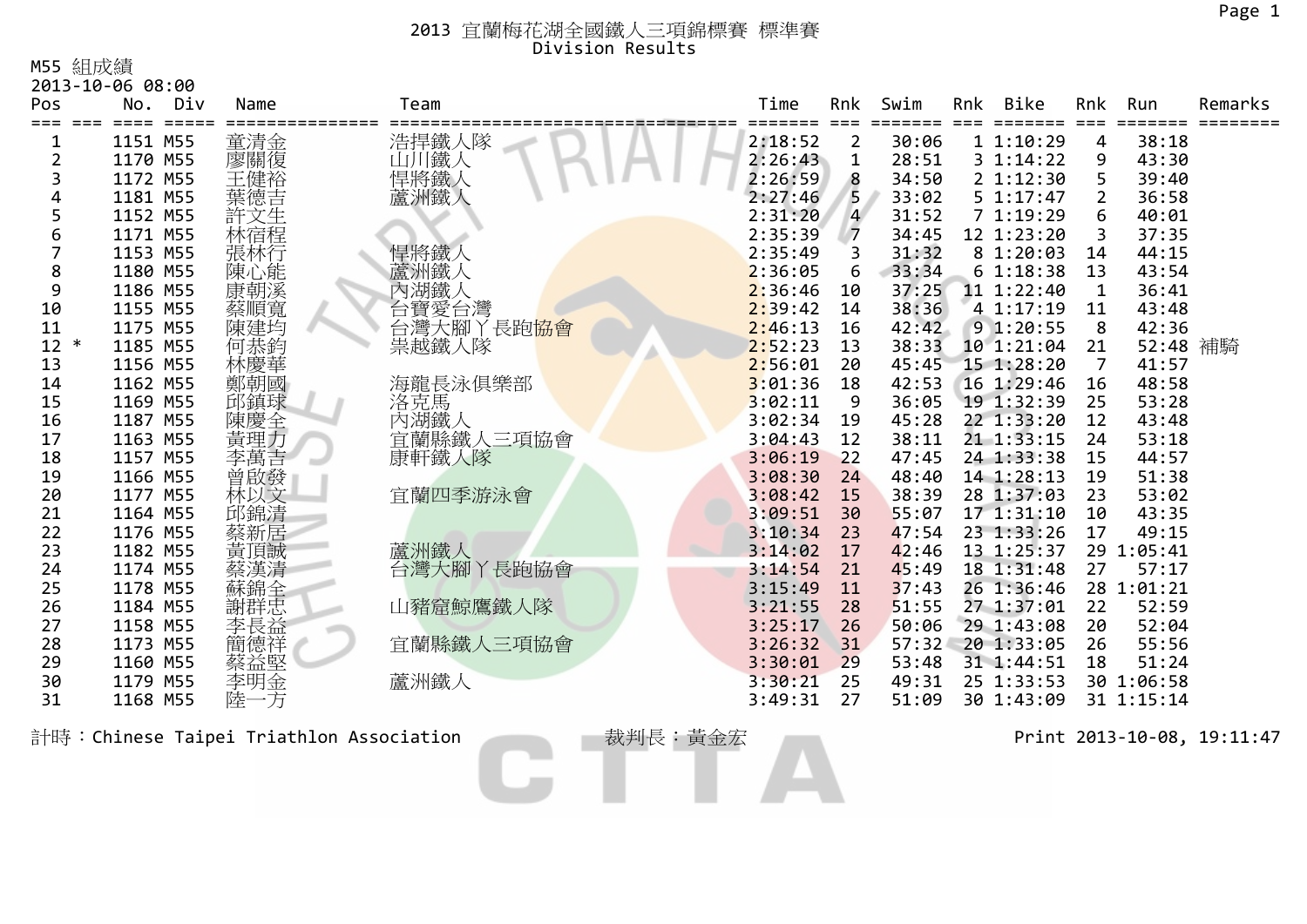# 2013 宜蘭梅花湖全國鐵人三項錦標賽 標準賽

## Division Results

M55 組成績

2013-10-06 08:00

| Pos | | No. | Div | Name | Team | Time | Rnk | Swim | Rnk | Bike | Rnk | Run | Remarks |
|---|---|---|---|---|---|---|---|---|---|---|---|---|---|
| 1 | | 1151 | M55 | 童清金 | 浩捍鐵人隊 | 2:18:52 | 2 | 30:06 | 1 | 1:10:29 | 4 | 38:18 | |
| 2 | | 1170 | M55 | 廖關復 | 山川鐵人 | 2:26:43 | 1 | 28:51 | 3 | 1:14:22 | 9 | 43:30 | |
| 3 | | 1172 | M55 | 王健裕 | 悍將鐵人 | 2:26:59 | 8 | 34:50 | 2 | 1:12:30 | 5 | 39:40 | |
| 4 | | 1181 | M55 | 葉德吉 | 蘆洲鐵人 | 2:27:46 | 5 | 33:02 | 5 | 1:17:47 | 2 | 36:58 | |
| 5 | | 1152 | M55 | 許文生 | | 2:31:20 | 4 | 31:52 | 7 | 1:19:29 | 6 | 40:01 | |
| 6 | | 1171 | M55 | 林宿程 | | 2:35:39 | 7 | 34:45 | 12 | 1:23:20 | 3 | 37:35 | |
| 7 | | 1153 | M55 | 張林行 | 悍將鐵人 | 2:35:49 | 3 | 31:32 | 8 | 1:20:03 | 14 | 44:15 | |
| 8 | | 1180 | M55 | 陳心能 | 蘆洲鐵人 | 2:36:05 | 6 | 33:34 | 6 | 1:18:38 | 13 | 43:54 | |
| 9 | | 1186 | M55 | 康朝溪 | 內湖鐵人 | 2:36:46 | 10 | 37:25 | 11 | 1:22:40 | 1 | 36:41 | |
| 10 | | 1155 | M55 | 蔡順寬 | 台寶愛台灣 | 2:39:42 | 14 | 38:36 | 4 | 1:17:19 | 11 | 43:48 | |
| 11 | | 1175 | M55 | 陳建均 | 台灣大腳丫長跑協會 | 2:46:13 | 16 | 42:42 | 9 | 1:20:55 | 8 | 42:36 | |
| 12 | * | 1185 | M55 | 何恭鈞 | 祟越鐵人隊 | 2:52:23 | 13 | 38:33 | 10 | 1:21:04 | 21 | 52:48 | 補騎 |
| 13 | | 1156 | M55 | 林慶華 | | 2:56:01 | 20 | 45:45 | 15 | 1:28:20 | 7 | 41:57 | |
| 14 | | 1162 | M55 | 鄭朝國 | 海龍長泳俱樂部 | 3:01:36 | 18 | 42:53 | 16 | 1:29:46 | 16 | 48:58 | |
| 15 | | 1169 | M55 | 邱鎮球 | 洛克馬 | 3:02:11 | 9 | 36:05 | 19 | 1:32:39 | 25 | 53:28 | |
| 16 | | 1187 | M55 | 陳慶全 | 內湖鐵人 | 3:02:34 | 19 | 45:28 | 22 | 1:33:20 | 12 | 43:48 | |
| 17 | | 1163 | M55 | 黃理力 | 宜蘭縣鐵人三項協會 | 3:04:43 | 12 | 38:11 | 21 | 1:33:15 | 24 | 53:18 | |
| 18 | | 1157 | M55 | 李萬吉 | 康軒鐵人隊 | 3:06:19 | 22 | 47:45 | 24 | 1:33:38 | 15 | 44:57 | |
| 19 | | 1166 | M55 | 曾啟發 | | 3:08:30 | 24 | 48:40 | 14 | 1:28:13 | 19 | 51:38 | |
| 20 | | 1177 | M55 | 林以文 | 宜蘭四季游泳會 | 3:08:42 | 15 | 38:39 | 28 | 1:37:03 | 23 | 53:02 | |
| 21 | | 1164 | M55 | 邱錦清 | | 3:09:51 | 30 | 55:07 | 17 | 1:31:10 | 10 | 43:35 | |
| 22 | | 1176 | M55 | 蔡新居 | | 3:10:34 | 23 | 47:54 | 23 | 1:33:26 | 17 | 49:15 | |
| 23 | | 1182 | M55 | 黃頂誠 | 蘆洲鐵人 | 3:14:02 | 17 | 42:46 | 13 | 1:25:37 | 29 | 1:05:41 | |
| 24 | | 1174 | M55 | 蔡漢清 | 台灣大腳丫長跑協會 | 3:14:54 | 21 | 45:49 | 18 | 1:31:48 | 27 | 57:17 | |
| 25 | | 1178 | M55 | 蘇錦全 | | 3:15:49 | 11 | 37:43 | 26 | 1:36:46 | 28 | 1:01:21 | |
| 26 | | 1184 | M55 | 謝群忠 | 山豬窟鯨鷹鐵人隊 | 3:21:55 | 28 | 51:55 | 27 | 1:37:01 | 22 | 52:59 | |
| 27 | | 1158 | M55 | 李長益 | | 3:25:17 | 26 | 50:06 | 29 | 1:43:08 | 20 | 52:04 | |
| 28 | | 1173 | M55 | 簡德祥 | 宜蘭縣鐵人三項協會 | 3:26:32 | 31 | 57:32 | 20 | 1:33:05 | 26 | 55:56 | |
| 29 | | 1160 | M55 | 蔡益堅 | | 3:30:01 | 29 | 53:48 | 31 | 1:44:51 | 18 | 51:24 | |
| 30 | | 1179 | M55 | 李明金 | 蘆洲鐵人 | 3:30:21 | 25 | 49:31 | 25 | 1:33:53 | 30 | 1:06:58 | |
| 31 | | 1168 | M55 | 陸一方 | | 3:49:31 | 27 | 51:09 | 30 | 1:43:09 | 31 | 1:15:14 | |

計時：Chinese Taipei Triathlon Association　　裁判長：黃金宏　　Print 2013-10-08, 19:11:47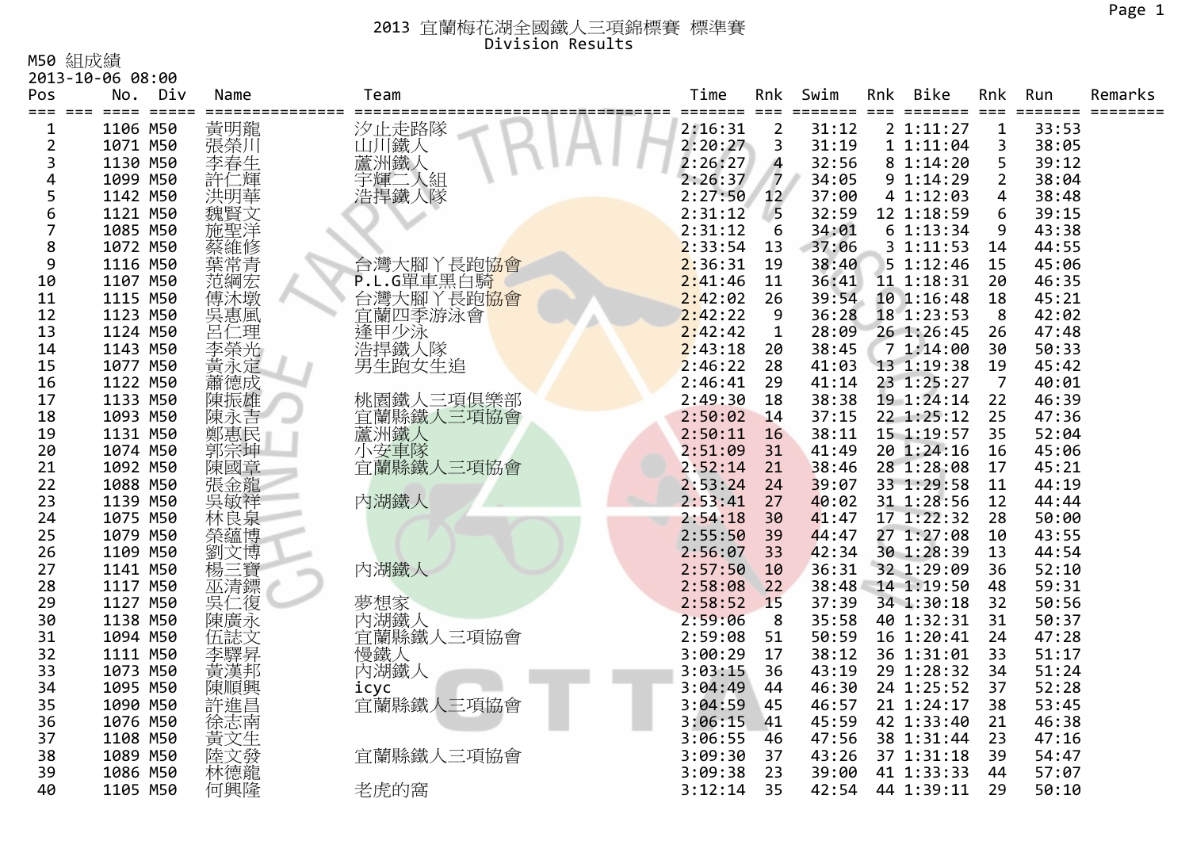# 2013 宜蘭梅花湖全國鐵人三項錦標賽 標準賽

## Division Results

M50 組成績

2013-10-06 08:00

| Pos | No. | Div | Name | Team | Time | Rnk | Swim | Rnk | Bike | Rnk | Run | Remarks |
|---|---|---|---|---|---|---|---|---|---|---|---|---|
| 1 | 1106 | M50 | 黃明龍 | 汐止走路隊 | 2:16:31 | 2 | 31:12 | 2 | 1:11:27 | 1 | 33:53 | |
| 2 | 1071 | M50 | 張榮川 | 山川鐵人 | 2:20:27 | 3 | 31:19 | 1 | 1:11:04 | 3 | 38:05 | |
| 3 | 1130 | M50 | 李春生 | 蘆洲鐵人 | 2:26:27 | 4 | 32:56 | 8 | 1:14:20 | 5 | 39:12 | |
| 4 | 1099 | M50 | 許仁輝 | 宇輝二人組 | 2:26:37 | 7 | 34:05 | 9 | 1:14:29 | 2 | 38:04 | |
| 5 | 1142 | M50 | 洪明華 | 浩捍鐵人隊 | 2:27:50 | 12 | 37:00 | 4 | 1:12:03 | 4 | 38:48 | |
| 6 | 1121 | M50 | 魏賢文 | | 2:31:12 | 5 | 32:59 | 12 | 1:18:59 | 6 | 39:15 | |
| 7 | 1085 | M50 | 施聖洋 | | 2:31:12 | 6 | 34:01 | 6 | 1:13:34 | 9 | 43:38 | |
| 8 | 1072 | M50 | 蔡維修 | | 2:33:54 | 13 | 37:06 | 3 | 1:11:53 | 14 | 44:55 | |
| 9 | 1116 | M50 | 葉常青 | 台灣大腳丫長跑協會 | 2:36:31 | 19 | 38:40 | 5 | 1:12:46 | 15 | 45:06 | |
| 10 | 1107 | M50 | 范綱宏 | P.L.G單車黑白騎 | 2:41:46 | 11 | 36:41 | 11 | 1:18:31 | 20 | 46:35 | |
| 11 | 1115 | M50 | 傅沐墩 | 台灣大腳丫長跑協會 | 2:42:02 | 26 | 39:54 | 10 | 1:16:48 | 18 | 45:21 | |
| 12 | 1123 | M50 | 吳惠風 | 宜蘭四季游泳會 | 2:42:22 | 9 | 36:28 | 18 | 1:23:53 | 8 | 42:02 | |
| 13 | 1124 | M50 | 呂仁理 | 逢甲少泳 | 2:42:42 | 1 | 28:09 | 26 | 1:26:45 | 26 | 47:48 | |
| 14 | 1143 | M50 | 李榮光 | 浩捍鐵人隊 | 2:43:18 | 20 | 38:45 | 7 | 1:14:00 | 30 | 50:33 | |
| 15 | 1077 | M50 | 黃永定 | 男生跑女生追 | 2:46:22 | 28 | 41:03 | 13 | 1:19:38 | 19 | 45:42 | |
| 16 | 1122 | M50 | 蕭德成 | | 2:46:41 | 29 | 41:14 | 23 | 1:25:27 | 7 | 40:01 | |
| 17 | 1133 | M50 | 陳振雄 | 桃園鐵人三項俱樂部 | 2:49:30 | 18 | 38:38 | 19 | 1:24:14 | 22 | 46:39 | |
| 18 | 1093 | M50 | 陳永吉 | 宜蘭縣鐵人三項協會 | 2:50:02 | 14 | 37:15 | 22 | 1:25:12 | 25 | 47:36 | |
| 19 | 1131 | M50 | 鄭惠民 | 蘆洲鐵人 | 2:50:11 | 16 | 38:11 | 15 | 1:19:57 | 35 | 52:04 | |
| 20 | 1074 | M50 | 郭宗坤 | 小安車隊 | 2:51:09 | 31 | 41:49 | 20 | 1:24:16 | 16 | 45:06 | |
| 21 | 1092 | M50 | 陳國章 | 宜蘭縣鐵人三項協會 | 2:52:14 | 21 | 38:46 | 28 | 1:28:08 | 17 | 45:21 | |
| 22 | 1088 | M50 | 張金龍 | | 2:53:24 | 24 | 39:07 | 33 | 1:29:58 | 11 | 44:19 | |
| 23 | 1139 | M50 | 吳敏祥 | 內湖鐵人 | 2:53:41 | 27 | 40:02 | 31 | 1:28:56 | 12 | 44:44 | |
| 24 | 1075 | M50 | 林良泉 | | 2:54:18 | 30 | 41:47 | 17 | 1:22:32 | 28 | 50:00 | |
| 25 | 1079 | M50 | 榮蘊博 | | 2:55:50 | 39 | 44:47 | 27 | 1:27:08 | 10 | 43:55 | |
| 26 | 1109 | M50 | 劉文博 | | 2:56:07 | 33 | 42:34 | 30 | 1:28:39 | 13 | 44:54 | |
| 27 | 1141 | M50 | 楊三寶 | 內湖鐵人 | 2:57:50 | 10 | 36:31 | 32 | 1:29:09 | 36 | 52:10 | |
| 28 | 1117 | M50 | 巫清鏢 | | 2:58:08 | 22 | 38:48 | 14 | 1:19:50 | 48 | 59:31 | |
| 29 | 1127 | M50 | 吳仁復 | 夢想家 | 2:58:52 | 15 | 37:39 | 34 | 1:30:18 | 32 | 50:56 | |
| 30 | 1138 | M50 | 陳廣永 | 內湖鐵人 | 2:59:06 | 8 | 35:58 | 40 | 1:32:31 | 31 | 50:37 | |
| 31 | 1094 | M50 | 伍誌文 | 宜蘭縣鐵人三項協會 | 2:59:08 | 51 | 50:59 | 16 | 1:20:41 | 24 | 47:28 | |
| 32 | 1111 | M50 | 李驛昇 | 慢鐵人 | 3:00:29 | 17 | 38:12 | 36 | 1:31:01 | 33 | 51:17 | |
| 33 | 1073 | M50 | 黃漢邦 | 內湖鐵人 | 3:03:15 | 36 | 43:19 | 29 | 1:28:32 | 34 | 51:24 | |
| 34 | 1095 | M50 | 陳順興 | icyc | 3:04:49 | 44 | 46:30 | 24 | 1:25:52 | 37 | 52:28 | |
| 35 | 1090 | M50 | 許進昌 | 宜蘭縣鐵人三項協會 | 3:04:59 | 45 | 46:57 | 21 | 1:24:17 | 38 | 53:45 | |
| 36 | 1076 | M50 | 徐志南 | | 3:06:15 | 41 | 45:59 | 42 | 1:33:40 | 21 | 46:38 | |
| 37 | 1108 | M50 | 黃文生 | | 3:06:55 | 46 | 47:56 | 38 | 1:31:44 | 23 | 47:16 | |
| 38 | 1089 | M50 | 陸文發 | 宜蘭縣鐵人三項協會 | 3:09:30 | 37 | 43:26 | 37 | 1:31:18 | 39 | 54:47 | |
| 39 | 1086 | M50 | 林德龍 | | 3:09:38 | 23 | 39:00 | 41 | 1:33:33 | 44 | 57:07 | |
| 40 | 1105 | M50 | 何興隆 | 老虎的窩 | 3:12:14 | 35 | 42:54 | 44 | 1:39:11 | 29 | 50:10 | |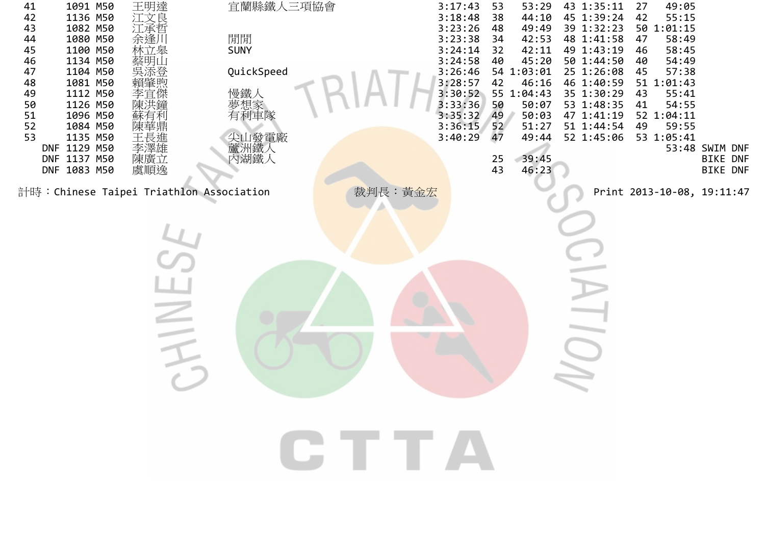| | | | | | | | | | | | | | |
|---|---|---|---|---|---|---|---|---|---|---|---|---|---|
| 41 | 1091 | M50 | 王明達 | 宜蘭縣鐵人三項協會 | 3:17:43 | 53 | 53:29 | 43 | 1:35:11 | 27 | 49:05 | |
| 42 | 1136 | M50 | 江文良 | | 3:18:48 | 38 | 44:10 | 45 | 1:39:24 | 42 | 55:15 | |
| 43 | 1082 | M50 | 江承哲 | | 3:23:26 | 48 | 49:49 | 39 | 1:32:23 | 50 | 1:01:15 | |
| 44 | 1080 | M50 | 余逢川 | 閒閒 | 3:23:38 | 34 | 42:53 | 48 | 1:41:58 | 47 | 58:49 | |
| 45 | 1100 | M50 | 林立皋 | SUNY | 3:24:14 | 32 | 42:11 | 49 | 1:43:19 | 46 | 58:45 | |
| 46 | 1134 | M50 | 蔡明山 | | 3:24:58 | 40 | 45:20 | 50 | 1:44:50 | 40 | 54:49 | |
| 47 | 1104 | M50 | 吳添登 | QuickSpeed | 3:26:46 | 54 | 1:03:01 | 25 | 1:26:08 | 45 | 57:38 | |
| 48 | 1081 | M50 | 賴肇煦 | | 3:28:57 | 42 | 46:16 | 46 | 1:40:59 | 51 | 1:01:43 | |
| 49 | 1112 | M50 | 李宜傑 | 慢鐵人 | 3:30:52 | 55 | 1:04:43 | 35 | 1:30:29 | 43 | 55:41 | |
| 50 | 1126 | M50 | 陳洪鐘 | 夢想家 | 3:33:36 | 50 | 50:07 | 53 | 1:48:35 | 41 | 54:55 | |
| 51 | 1096 | M50 | 蘇有利 | 有利車隊 | 3:35:32 | 49 | 50:03 | 47 | 1:41:19 | 52 | 1:04:11 | |
| 52 | 1084 | M50 | 陳華鼎 | | 3:36:15 | 52 | 51:27 | 51 | 1:44:54 | 49 | 59:55 | |
| 53 | 1135 | M50 | 王長進 | 尖山發電廠 | 3:40:29 | 47 | 49:44 | 52 | 1:45:06 | 53 | 1:05:41 | |
| DNF | 1129 | M50 | 李澤雄 | 蘆洲鐵人 | | | | | | | 53:48 | SWIM DNF |
| DNF | 1137 | M50 | 陳廣立 | 內湖鐵人 | | 25 | 39:45 | | | | | BIKE DNF |
| DNF | 1083 | M50 | 盧順逸 | | | 43 | 46:23 | | | | | BIKE DNF |

計時：Chinese Taipei Triathlon Association　　裁判長：黃金宏　　Print 2013-10-08, 19:11:47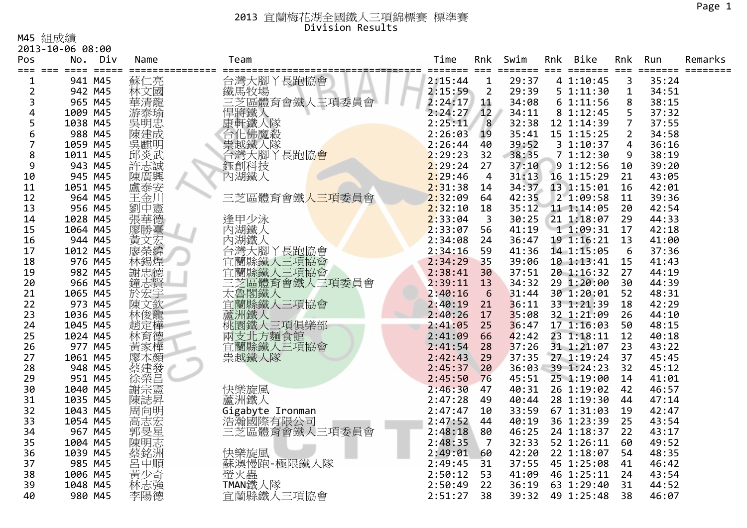# 2013 宜蘭梅花湖全國鐵人三項錦標賽 標準賽

## Division Results

M45 組成績

2013-10-06 08:00

| Pos | No. | Div | Name | Team | Time | Rnk | Swim | Rnk | Bike | Rnk | Run | Remarks |
|---|---|---|---|---|---|---|---|---|---|---|---|---|
| 1 | 941 | M45 | 蘇仁亮 | 台灣大腳丫長跑協會 | 2:15:44 | 1 | 29:37 | 4 | 1:10:45 | 3 | 35:24 | |
| 2 | 942 | M45 | 林文國 | 鐵馬牧場 | 2:15:59 | 2 | 29:39 | 5 | 1:11:30 | 1 | 34:51 | |
| 3 | 965 | M45 | 華清龍 | 三芝區體育會鐵人三項委員會 | 2:24:17 | 11 | 34:08 | 6 | 1:11:56 | 8 | 38:15 | |
| 4 | 1009 | M45 | 游泰瑜 | 悍將鐵人 | 2:24:27 | 12 | 34:11 | 8 | 1:12:45 | 5 | 37:32 | |
| 5 | 1038 | M45 | 吳明忠 | 康軒鐵人隊 | 2:25:11 | 8 | 32:38 | 12 | 1:14:39 | 7 | 37:55 | |
| 6 | 988 | M45 | 陳建成 | 台化佛魔殺 | 2:26:03 | 19 | 35:41 | 15 | 1:15:25 | 2 | 34:58 | |
| 7 | 1059 | M45 | 吳麒明 | 崇越鐵人隊 | 2:26:44 | 40 | 39:52 | 3 | 1:10:37 | 4 | 36:16 | |
| 8 | 1011 | M45 | 邱炎武 | 台灣大腳丫長跑協會 | 2:29:23 | 32 | 38:35 | 7 | 1:12:30 | 9 | 38:19 | |
| 9 | 943 | M45 | 許志誠 | 鈺創科技 | 2:29:24 | 27 | 37:10 | 9 | 1:12:56 | 10 | 39:20 | |
| 10 | 945 | M45 | 陳廣興 | 內湖鐵人 | 2:29:46 | 4 | 31:13 | 16 | 1:15:29 | 21 | 43:05 | |
| 11 | 1051 | M45 | 盧泰安 | | 2:31:38 | 14 | 34:37 | 13 | 1:15:01 | 16 | 42:01 | |
| 12 | 964 | M45 | 王金川 | 三芝區體育會鐵人三項委員會 | 2:32:09 | 64 | 42:35 | 2 | 1:09:58 | 11 | 39:36 | |
| 13 | 956 | M45 | 劉中憲 | | 2:32:10 | 18 | 35:12 | 11 | 1:14:05 | 20 | 42:54 | |
| 14 | 1028 | M45 | 張華德 | 逢甲少泳 | 2:33:04 | 3 | 30:25 | 21 | 1:18:07 | 29 | 44:33 | |
| 15 | 1064 | M45 | 廖勝臺 | 內湖鐵人 | 2:33:07 | 56 | 41:19 | 1 | 1:09:31 | 17 | 42:18 | |
| 16 | 944 | M45 | 黃文宏 | 內湖鐵人 | 2:34:08 | 24 | 36:47 | 19 | 1:16:21 | 13 | 41:00 | |
| 17 | 1012 | M45 | 廖榮緯 | 台灣大腳丫長跑協會 | 2:34:16 | 59 | 41:36 | 14 | 1:15:05 | 6 | 37:36 | |
| 18 | 976 | M45 | 林錫煌 | 宜蘭縣鐵人三項協會 | 2:34:29 | 35 | 39:06 | 10 | 1:13:41 | 15 | 41:43 | |
| 19 | 982 | M45 | 謝忠德 | 宜蘭縣鐵人三項協會 | 2:38:41 | 30 | 37:51 | 20 | 1:16:32 | 27 | 44:19 | |
| 20 | 966 | M45 | 鐘志賢 | 三芝區體育會鐵人三項委員會 | 2:39:11 | 13 | 34:32 | 29 | 1:20:00 | 30 | 44:39 | |
| 21 | 1065 | M45 | 於宏宇 | 太魯閣鐵人 | 2:40:16 | 6 | 31:44 | 30 | 1:20:01 | 52 | 48:31 | |
| 22 | 973 | M45 | 陳文欽 | 宜蘭縣鐵人三項協會 | 2:40:19 | 21 | 36:11 | 33 | 1:21:39 | 18 | 42:29 | |
| 23 | 1036 | M45 | 林俊龍 | 蘆洲鐵人 | 2:40:26 | 17 | 35:08 | 32 | 1:21:09 | 26 | 44:10 | |
| 24 | 1045 | M45 | 趙定樺 | 桃園鐵人三項俱樂部 | 2:41:05 | 25 | 36:47 | 17 | 1:16:03 | 50 | 48:15 | |
| 25 | 1024 | M45 | 林育德 | 兩支北方麵食館 | 2:41:09 | 66 | 42:42 | 23 | 1:18:11 | 12 | 40:18 | |
| 26 | 977 | M45 | 黃家樺 | 宜蘭縣鐵人三項協會 | 2:41:54 | 28 | 37:26 | 31 | 1:21:07 | 23 | 43:22 | |
| 27 | 1061 | M45 | 廖本顏 | 崇越鐵人隊 | 2:42:43 | 29 | 37:35 | 27 | 1:19:24 | 37 | 45:45 | |
| 28 | 948 | M45 | 蔡建發 | | 2:45:37 | 20 | 36:03 | 39 | 1:24:23 | 32 | 45:12 | |
| 29 | 951 | M45 | 徐榮昌 | | 2:45:50 | 76 | 45:51 | 25 | 1:19:00 | 14 | 41:01 | |
| 30 | 1040 | M45 | 謝宗憲 | 快樂旋風 | 2:46:30 | 47 | 40:31 | 26 | 1:19:02 | 42 | 46:57 | |
| 31 | 1035 | M45 | 陳誌昇 | 蘆洲鐵人 | 2:47:28 | 49 | 40:44 | 28 | 1:19:30 | 44 | 47:14 | |
| 32 | 1043 | M45 | 周向明 | Gigabyte Ironman | 2:47:47 | 10 | 33:59 | 67 | 1:31:03 | 19 | 42:47 | |
| 33 | 1054 | M45 | 高志宏 | 浩瀚國際有限公司 | 2:47:52 | 44 | 40:19 | 36 | 1:23:39 | 25 | 43:54 | |
| 34 | 967 | M45 | 郭旻星 | 三芝區體育會鐵人三項委員會 | 2:48:18 | 80 | 46:25 | 24 | 1:18:37 | 22 | 43:17 | |
| 35 | 1004 | M45 | 陳明志 | | 2:48:35 | 7 | 32:33 | 52 | 1:26:11 | 60 | 49:52 | |
| 36 | 1039 | M45 | 蔡銘洲 | 快樂旋風 | 2:49:01 | 60 | 42:20 | 22 | 1:18:07 | 54 | 48:35 | |
| 37 | 985 | M45 | 呂中順 | 蘇澳慢跑-極限鐵人隊 | 2:49:45 | 31 | 37:55 | 45 | 1:25:08 | 41 | 46:42 | |
| 38 | 1006 | M45 | 黃少奇 | 螢火蟲 | 2:50:12 | 53 | 41:09 | 46 | 1:25:11 | 24 | 43:54 | |
| 39 | 1048 | M45 | 林志強 | TMAN鐵人隊 | 2:50:49 | 22 | 36:19 | 63 | 1:29:40 | 31 | 44:52 | |
| 40 | 980 | M45 | 李陽德 | 宜蘭縣鐵人三項協會 | 2:51:27 | 38 | 39:32 | 49 | 1:25:48 | 38 | 46:07 | |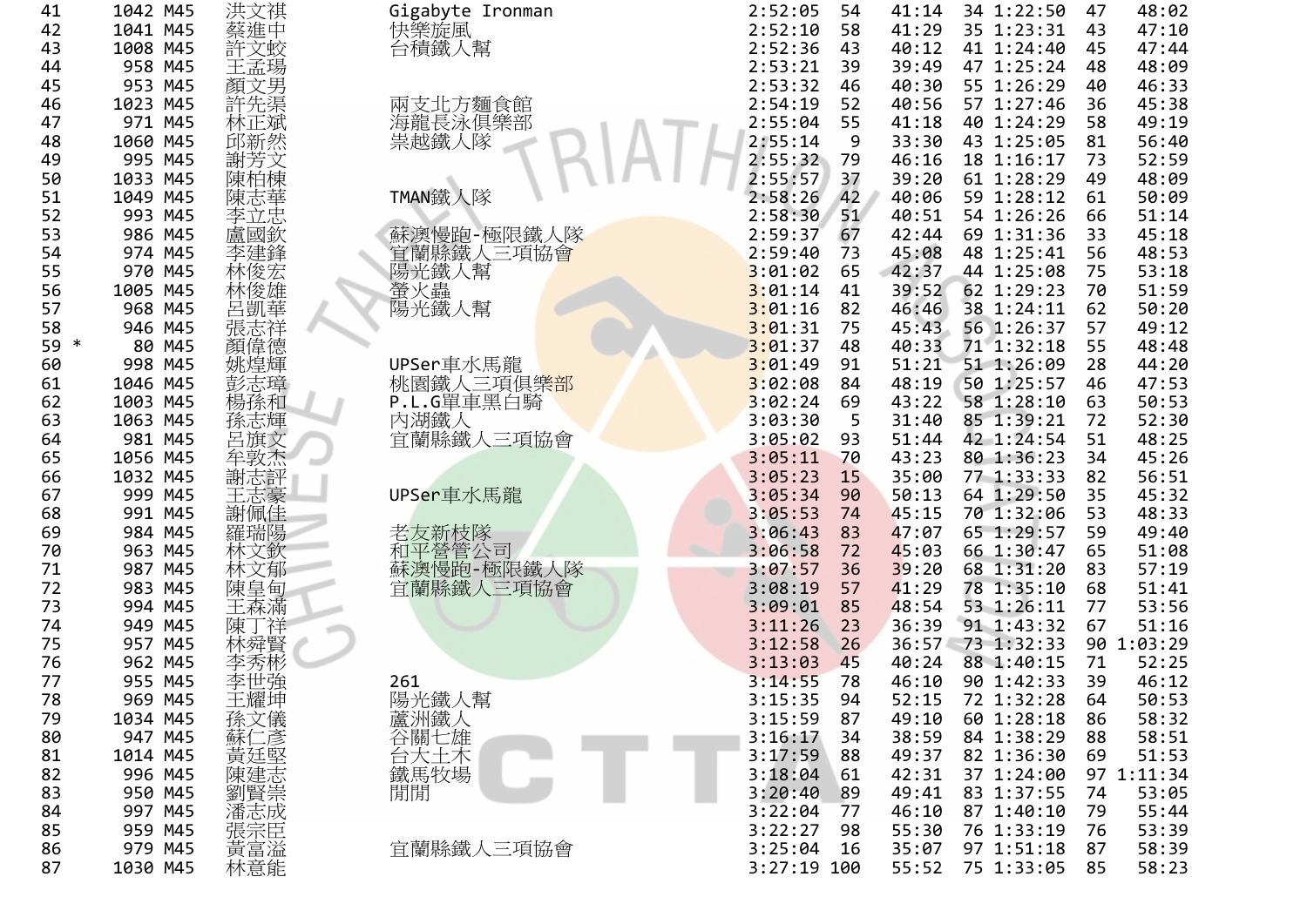| | | | | | | | | | | | | | |
|---|---|---|---|---|---|---|---|---|---|---|---|---|---|
| 41 | | 1042 | M45 | 洪文祺 | Gigabyte Ironman | 2:52:05 | 54 | 41:14 | 34 | 1:22:50 | 47 | 48:02 |
| 42 | | 1041 | M45 | 蔡進中 | 快樂旋風 | 2:52:10 | 58 | 41:29 | 35 | 1:23:31 | 43 | 47:10 |
| 43 | | 1008 | M45 | 許文蛟 | 台積鐵人幫 | 2:52:36 | 43 | 40:12 | 41 | 1:24:40 | 45 | 47:44 |
| 44 | | 958 | M45 | 王孟瑒 | | 2:53:21 | 39 | 39:49 | 47 | 1:25:24 | 48 | 48:09 |
| 45 | | 953 | M45 | 顏文男 | | 2:53:32 | 46 | 40:30 | 55 | 1:26:29 | 40 | 46:33 |
| 46 | | 1023 | M45 | 許先渠 | 兩支北方麵食館 | 2:54:19 | 52 | 40:56 | 57 | 1:27:46 | 36 | 45:38 |
| 47 | | 971 | M45 | 林正斌 | 海龍長泳俱樂部 | 2:55:04 | 55 | 41:18 | 40 | 1:24:29 | 58 | 49:19 |
| 48 | | 1060 | M45 | 邱新然 | 祟越鐵人隊 | 2:55:14 | 9 | 33:30 | 43 | 1:25:05 | 81 | 56:40 |
| 49 | | 995 | M45 | 謝芳文 | | 2:55:32 | 79 | 46:16 | 18 | 1:16:17 | 73 | 52:59 |
| 50 | | 1033 | M45 | 陳柏楝 | | 2:55:57 | 37 | 39:20 | 61 | 1:28:29 | 49 | 48:09 |
| 51 | | 1049 | M45 | 陳志華 | TMAN鐵人隊 | 2:58:26 | 42 | 40:06 | 59 | 1:28:12 | 61 | 50:09 |
| 52 | | 993 | M45 | 李立忠 | | 2:58:30 | 51 | 40:51 | 54 | 1:26:26 | 66 | 51:14 |
| 53 | | 986 | M45 | 盧國欽 | 蘇澳慢跑-極限鐵人隊 | 2:59:37 | 67 | 42:44 | 69 | 1:31:36 | 33 | 45:18 |
| 54 | | 974 | M45 | 李建鋒 | 宜蘭縣鐵人三項協會 | 2:59:40 | 73 | 45:08 | 48 | 1:25:41 | 56 | 48:53 |
| 55 | | 970 | M45 | 林俊宏 | 陽光鐵人幫 | 3:01:02 | 65 | 42:37 | 44 | 1:25:08 | 75 | 53:18 |
| 56 | | 1005 | M45 | 林俊雄 | 螢火蟲 | 3:01:14 | 41 | 39:52 | 62 | 1:29:23 | 70 | 51:59 |
| 57 | | 968 | M45 | 呂凱華 | 陽光鐵人幫 | 3:01:16 | 82 | 46:46 | 38 | 1:24:11 | 62 | 50:20 |
| 58 | | 946 | M45 | 張志祥 | | 3:01:31 | 75 | 45:43 | 56 | 1:26:37 | 57 | 49:12 |
| 59 | * | 80 | M45 | 顏偉德 | | 3:01:37 | 48 | 40:33 | 71 | 1:32:18 | 55 | 48:48 |
| 60 | | 998 | M45 | 姚煌輝 | UPSer車水馬龍 | 3:01:49 | 91 | 51:21 | 51 | 1:26:09 | 28 | 44:20 |
| 61 | | 1046 | M45 | 彭志璋 | 桃園鐵人三項俱樂部 | 3:02:08 | 84 | 48:19 | 50 | 1:25:57 | 46 | 47:53 |
| 62 | | 1003 | M45 | 楊孫和 | P.L.G單車黑白騎 | 3:02:24 | 69 | 43:22 | 58 | 1:28:10 | 63 | 50:53 |
| 63 | | 1063 | M45 | 孫志輝 | 內湖鐵人 | 3:03:30 | 5 | 31:40 | 85 | 1:39:21 | 72 | 52:30 |
| 64 | | 981 | M45 | 呂旗文 | 宜蘭縣鐵人三項協會 | 3:05:02 | 93 | 51:44 | 42 | 1:24:54 | 51 | 48:25 |
| 65 | | 1056 | M45 | 牟敦杰 | | 3:05:11 | 70 | 43:23 | 80 | 1:36:23 | 34 | 45:26 |
| 66 | | 1032 | M45 | 謝志評 | | 3:05:23 | 15 | 35:00 | 77 | 1:33:33 | 82 | 56:51 |
| 67 | | 999 | M45 | 王志豪 | UPSer車水馬龍 | 3:05:34 | 90 | 50:13 | 64 | 1:29:50 | 35 | 45:32 |
| 68 | | 991 | M45 | 謝佩佳 | | 3:05:53 | 74 | 45:15 | 70 | 1:32:06 | 53 | 48:33 |
| 69 | | 984 | M45 | 羅瑞陽 | 老友新枝隊 | 3:06:43 | 83 | 47:07 | 65 | 1:29:57 | 59 | 49:40 |
| 70 | | 963 | M45 | 林文欽 | 和平營管公司 | 3:06:58 | 72 | 45:03 | 66 | 1:30:47 | 65 | 51:08 |
| 71 | | 987 | M45 | 林文郁 | 蘇澳慢跑-極限鐵人隊 | 3:07:57 | 36 | 39:20 | 68 | 1:31:20 | 83 | 57:19 |
| 72 | | 983 | M45 | 陳皇甸 | 宜蘭縣鐵人三項協會 | 3:08:19 | 57 | 41:29 | 78 | 1:35:10 | 68 | 51:41 |
| 73 | | 994 | M45 | 王森滿 | | 3:09:01 | 85 | 48:54 | 53 | 1:26:11 | 77 | 53:56 |
| 74 | | 949 | M45 | 陳丁祥 | | 3:11:26 | 23 | 36:39 | 91 | 1:43:32 | 67 | 51:16 |
| 75 | | 957 | M45 | 林舜賢 | | 3:12:58 | 26 | 36:57 | 73 | 1:32:33 | 90 | 1:03:29 |
| 76 | | 962 | M45 | 李秀彬 | | 3:13:03 | 45 | 40:24 | 88 | 1:40:15 | 71 | 52:25 |
| 77 | | 955 | M45 | 李世強 | 261 | 3:14:55 | 78 | 46:10 | 90 | 1:42:33 | 39 | 46:12 |
| 78 | | 969 | M45 | 王耀坤 | 陽光鐵人幫 | 3:15:35 | 94 | 52:15 | 72 | 1:32:28 | 64 | 50:53 |
| 79 | | 1034 | M45 | 孫文儀 | 蘆洲鐵人 | 3:15:59 | 87 | 49:10 | 60 | 1:28:18 | 86 | 58:32 |
| 80 | | 947 | M45 | 蘇仁彥 | 谷關七雄 | 3:16:17 | 34 | 38:59 | 84 | 1:38:29 | 88 | 58:51 |
| 81 | | 1014 | M45 | 黃廷堅 | 台大土木 | 3:17:59 | 88 | 49:37 | 82 | 1:36:30 | 69 | 51:53 |
| 82 | | 996 | M45 | 陳建志 | 鐵馬牧場 | 3:18:04 | 61 | 42:31 | 37 | 1:24:00 | 97 | 1:11:34 |
| 83 | | 950 | M45 | 劉賢崇 | 閒閒 | 3:20:40 | 89 | 49:41 | 83 | 1:37:55 | 74 | 53:05 |
| 84 | | 997 | M45 | 潘志成 | | 3:22:04 | 77 | 46:10 | 87 | 1:40:10 | 79 | 55:44 |
| 85 | | 959 | M45 | 張宗臣 | | 3:22:27 | 98 | 55:30 | 76 | 1:33:19 | 76 | 53:39 |
| 86 | | 979 | M45 | 黃富溢 | 宜蘭縣鐵人三項協會 | 3:25:04 | 16 | 35:07 | 97 | 1:51:18 | 87 | 58:39 |
| 87 | | 1030 | M45 | 林意能 | | 3:27:19 | 100 | 55:52 | 75 | 1:33:05 | 85 | 58:23 |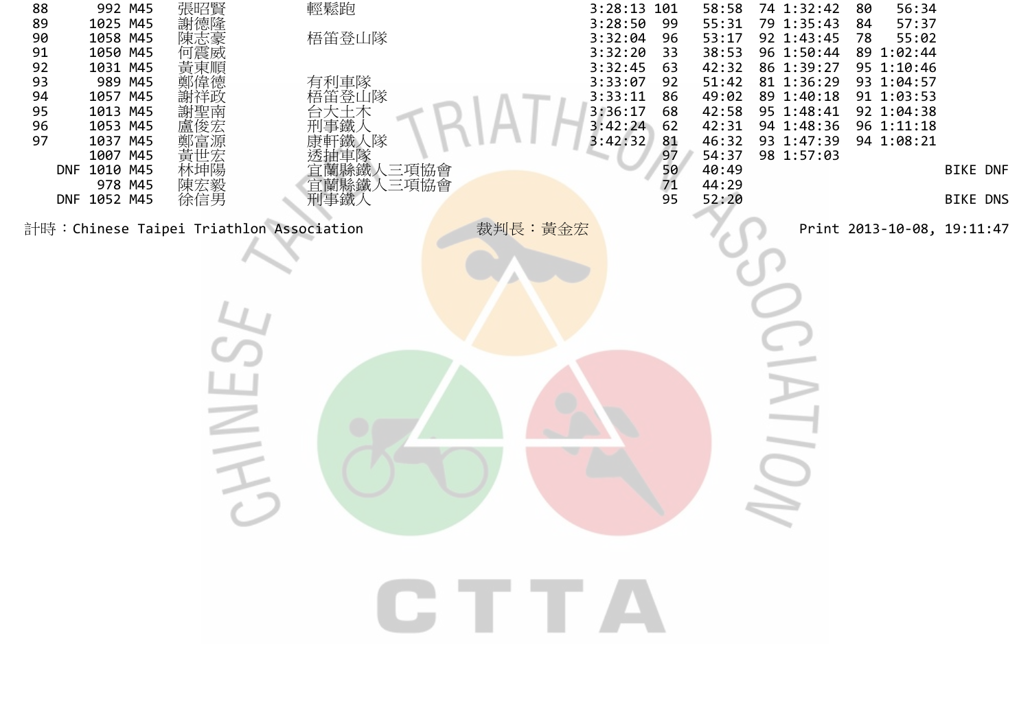| | | | | | | | | | | | | | |
|---|---|---|---|---|---|---|---|---|---|---|---|---|---|
| 88 | 992 | M45 | 張昭賢 | 輕鬆跑 | 3:28:13 | 101 | 58:58 | 74 | 1:32:42 | 80 | 56:34 | |
| 89 | 1025 | M45 | 謝德隆 | | 3:28:50 | 99 | 55:31 | 79 | 1:35:43 | 84 | 57:37 | |
| 90 | 1058 | M45 | 陳志豪 | 梧笛登山隊 | 3:32:04 | 96 | 53:17 | 92 | 1:43:45 | 78 | 55:02 | |
| 91 | 1050 | M45 | 何震威 | | 3:32:20 | 33 | 38:53 | 96 | 1:50:44 | 89 | 1:02:44 | |
| 92 | 1031 | M45 | 黃東順 | | 3:32:45 | 63 | 42:32 | 86 | 1:39:27 | 95 | 1:10:46 | |
| 93 | 989 | M45 | 鄭偉德 | 有利車隊 | 3:33:07 | 92 | 51:42 | 81 | 1:36:29 | 93 | 1:04:57 | |
| 94 | 1057 | M45 | 謝祥政 | 梧笛登山隊 | 3:33:11 | 86 | 49:02 | 89 | 1:40:18 | 91 | 1:03:53 | |
| 95 | 1013 | M45 | 謝聖南 | 台大土木 | 3:36:17 | 68 | 42:58 | 95 | 1:48:41 | 92 | 1:04:38 | |
| 96 | 1053 | M45 | 盧俊宏 | 刑事鐵人 | 3:42:24 | 62 | 42:31 | 94 | 1:48:36 | 96 | 1:11:18 | |
| 97 | 1037 | M45 | 鄭富源 | 康軒鐵人隊 | 3:42:32 | 81 | 46:32 | 93 | 1:47:39 | 94 | 1:08:21 | |
| | 1007 | M45 | 黃世宏 | 透抽車隊 | | 97 | 54:37 | 98 | 1:57:03 | | | |
| DNF | 1010 | M45 | 林坤陽 | 宜蘭縣鐵人三項協會 | | 50 | 40:49 | | | | | BIKE DNF |
| | 978 | M45 | 陳宏毅 | 宜蘭縣鐵人三項協會 | | 71 | 44:29 | | | | | |
| DNF | 1052 | M45 | 徐信男 | 刑事鐵人 | | 95 | 52:20 | | | | | BIKE DNS |

計時：Chinese Taipei Triathlon Association　　裁判長：黃金宏　　Print 2013-10-08, 19:11:47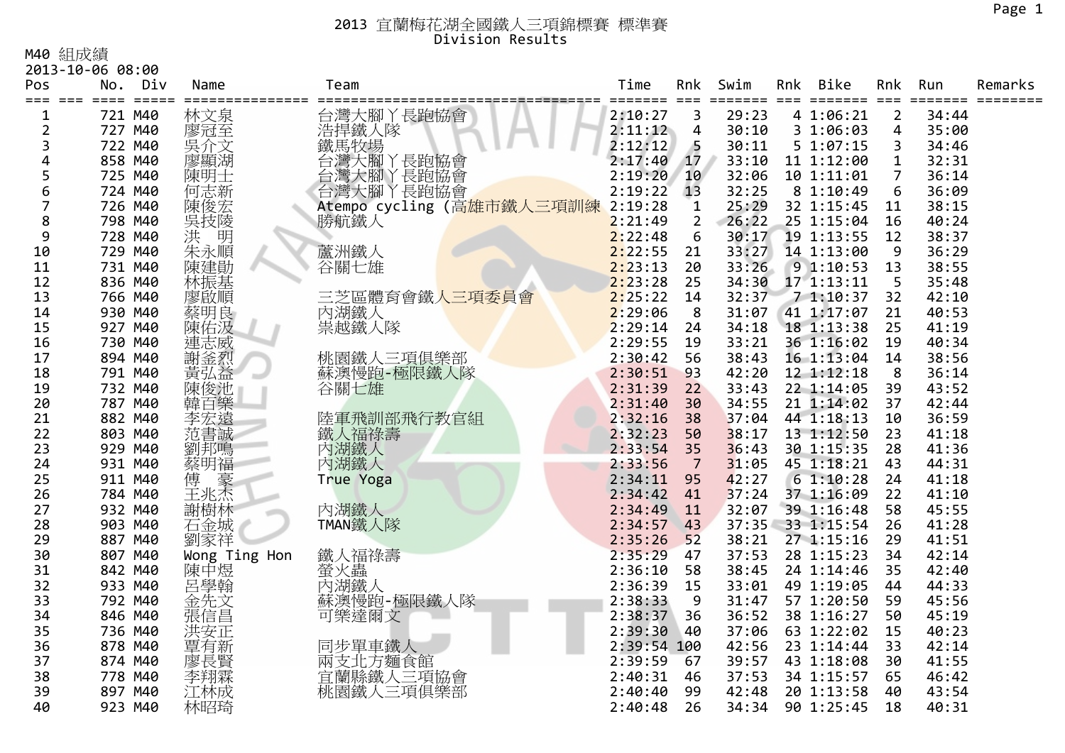# 2013 宜蘭梅花湖全國鐵人三項錦標賽 標準賽

Division Results

M40 組成績

2013-10-06 08:00

| Pos | No. | Div | Name | Team | Time | Rnk | Swim | Rnk | Bike | Rnk | Run | Remarks |
|---|---|---|---|---|---|---|---|---|---|---|---|---|
| 1 | 721 | M40 | 林文泉 | 台灣大腳丫長跑協會 | 2:10:27 | 3 | 29:23 | 4 | 1:06:21 | 2 | 34:44 | |
| 2 | 727 | M40 | 廖冠至 | 浩捍鐵人隊 | 2:11:12 | 4 | 30:10 | 3 | 1:06:03 | 4 | 35:00 | |
| 3 | 722 | M40 | 吳介文 | 鐵馬牧場 | 2:12:12 | 5 | 30:11 | 5 | 1:07:15 | 3 | 34:46 | |
| 4 | 858 | M40 | 廖顯湖 | 台灣大腳丫長跑協會 | 2:17:40 | 17 | 33:10 | 11 | 1:12:00 | 1 | 32:31 | |
| 5 | 725 | M40 | 陳明士 | 台灣大腳丫長跑協會 | 2:19:20 | 10 | 32:06 | 10 | 1:11:01 | 7 | 36:14 | |
| 6 | 724 | M40 | 何志新 | 台灣大腳丫長跑協會 | 2:19:22 | 13 | 32:25 | 8 | 1:10:49 | 6 | 36:09 | |
| 7 | 726 | M40 | 陳俊宏 | Atempo cycling (高雄市鐵人三項訓練 | 2:19:28 | 1 | 25:29 | 32 | 1:15:45 | 11 | 38:15 | |
| 8 | 798 | M40 | 吳技陵 | 勝航鐵人 | 2:21:49 | 2 | 26:22 | 25 | 1:15:04 | 16 | 40:24 | |
| 9 | 728 | M40 | 洪　明 | | 2:22:48 | 6 | 30:17 | 19 | 1:13:55 | 12 | 38:37 | |
| 10 | 729 | M40 | 朱永順 | 蘆洲鐵人 | 2:22:55 | 21 | 33:27 | 14 | 1:13:00 | 9 | 36:29 | |
| 11 | 731 | M40 | 陳建勛 | 谷關七雄 | 2:23:13 | 20 | 33:26 | 9 | 1:10:53 | 13 | 38:55 | |
| 12 | 836 | M40 | 林振基 | | 2:23:28 | 25 | 34:30 | 17 | 1:13:11 | 5 | 35:48 | |
| 13 | 766 | M40 | 廖啟順 | 三芝區體育會鐵人三項委員會 | 2:25:22 | 14 | 32:37 | 7 | 1:10:37 | 32 | 42:10 | |
| 14 | 930 | M40 | 蔡明良 | 內湖鐵人 | 2:29:06 | 8 | 31:07 | 41 | 1:17:07 | 21 | 40:53 | |
| 15 | 927 | M40 | 陳佑汲 | 崇越鐵人隊 | 2:29:14 | 24 | 34:18 | 18 | 1:13:38 | 25 | 41:19 | |
| 16 | 730 | M40 | 連志威 | | 2:29:55 | 19 | 33:21 | 36 | 1:16:02 | 19 | 40:34 | |
| 17 | 894 | M40 | 謝釜烈 | 桃園鐵人三項俱樂部 | 2:30:42 | 56 | 38:43 | 16 | 1:13:04 | 14 | 38:56 | |
| 18 | 791 | M40 | 黃弘益 | 蘇澳慢跑-極限鐵人隊 | 2:30:51 | 93 | 42:20 | 12 | 1:12:18 | 8 | 36:14 | |
| 19 | 732 | M40 | 陳俊池 | 谷關七雄 | 2:31:39 | 22 | 33:43 | 22 | 1:14:05 | 39 | 43:52 | |
| 20 | 787 | M40 | 韓百樂 | | 2:31:40 | 30 | 34:55 | 21 | 1:14:02 | 37 | 42:44 | |
| 21 | 882 | M40 | 李宏遠 | 陸軍飛訓部飛行教官組 | 2:32:16 | 38 | 37:04 | 44 | 1:18:13 | 10 | 36:59 | |
| 22 | 803 | M40 | 范書誠 | 鐵人福祿壽 | 2:32:23 | 50 | 38:17 | 13 | 1:12:50 | 23 | 41:18 | |
| 23 | 929 | M40 | 劉邦鳴 | 內湖鐵人 | 2:33:54 | 35 | 36:43 | 30 | 1:15:35 | 28 | 41:36 | |
| 24 | 931 | M40 | 蔡明福 | 內湖鐵人 | 2:33:56 | 7 | 31:05 | 45 | 1:18:21 | 43 | 44:31 | |
| 25 | 911 | M40 | 傅　豪 | True Yoga | 2:34:11 | 95 | 42:27 | 6 | 1:10:28 | 24 | 41:18 | |
| 26 | 784 | M40 | 王兆杰 | | 2:34:42 | 41 | 37:24 | 37 | 1:16:09 | 22 | 41:10 | |
| 27 | 932 | M40 | 謝樹林 | 內湖鐵人 | 2:34:49 | 11 | 32:07 | 39 | 1:16:48 | 58 | 45:55 | |
| 28 | 903 | M40 | 石金城 | TMAN鐵人隊 | 2:34:57 | 43 | 37:35 | 33 | 1:15:54 | 26 | 41:28 | |
| 29 | 887 | M40 | 劉家祥 | | 2:35:26 | 52 | 38:21 | 27 | 1:15:16 | 29 | 41:51 | |
| 30 | 807 | M40 | Wong Ting Hon | 鐵人福祿壽 | 2:35:29 | 47 | 37:53 | 28 | 1:15:23 | 34 | 42:14 | |
| 31 | 842 | M40 | 陳中煜 | 螢火蟲 | 2:36:10 | 58 | 38:45 | 24 | 1:14:46 | 35 | 42:40 | |
| 32 | 933 | M40 | 呂學翰 | 內湖鐵人 | 2:36:39 | 15 | 33:01 | 49 | 1:19:05 | 44 | 44:33 | |
| 33 | 792 | M40 | 金先文 | 蘇澳慢跑-極限鐵人隊 | 2:38:33 | 9 | 31:47 | 57 | 1:20:50 | 59 | 45:56 | |
| 34 | 846 | M40 | 張信昌 | 可樂達爾文 | 2:38:37 | 36 | 36:52 | 38 | 1:16:27 | 50 | 45:19 | |
| 35 | 736 | M40 | 洪安正 | | 2:39:30 | 40 | 37:06 | 63 | 1:22:02 | 15 | 40:23 | |
| 36 | 878 | M40 | 覃有新 | 同步單車鐵人 | 2:39:54 | 100 | 42:56 | 23 | 1:14:44 | 33 | 42:14 | |
| 37 | 874 | M40 | 廖長賢 | 兩支北方麵食館 | 2:39:59 | 67 | 39:57 | 43 | 1:18:08 | 30 | 41:55 | |
| 38 | 778 | M40 | 李翔霖 | 宜蘭縣鐵人三項協會 | 2:40:31 | 46 | 37:53 | 34 | 1:15:57 | 65 | 46:42 | |
| 39 | 897 | M40 | 江林成 | 桃園鐵人三項俱樂部 | 2:40:40 | 99 | 42:48 | 20 | 1:13:58 | 40 | 43:54 | |
| 40 | 923 | M40 | 林昭琦 | | 2:40:48 | 26 | 34:34 | 90 | 1:25:45 | 18 | 40:31 | |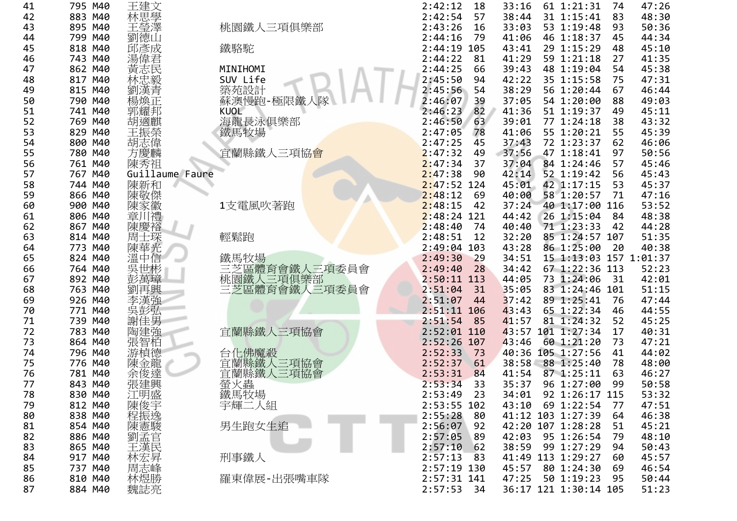| | | | | | | | | | | | | |
|---|---|---|---|---|---|---|---|---|---|---|---|---|
| 41 | 795 | M40 | 王建文 | | 2:42:12 | 18 | 33:16 | 61 | 1:21:31 | 74 | 47:26 |
| 42 | 883 | M40 | 林思學 | | 2:42:54 | 57 | 38:44 | 31 | 1:15:41 | 83 | 48:30 |
| 43 | 895 | M40 | 王瑩澤 | 桃園鐵人三項俱樂部 | 2:43:26 | 16 | 33:03 | 53 | 1:19:48 | 93 | 50:36 |
| 44 | 799 | M40 | 劉德山 | | 2:44:16 | 79 | 41:06 | 46 | 1:18:37 | 45 | 44:34 |
| 45 | 818 | M40 | 邱彥成 | 鐵駱駝 | 2:44:19 | 105 | 43:41 | 29 | 1:15:29 | 48 | 45:10 |
| 46 | 743 | M40 | 湯偉君 | | 2:44:22 | 81 | 41:29 | 59 | 1:21:18 | 27 | 41:35 |
| 47 | 862 | M40 | 黃志民 | MINIHOMI | 2:44:25 | 66 | 39:43 | 48 | 1:19:04 | 54 | 45:38 |
| 48 | 817 | M40 | 林忠毅 | SUV Life | 2:45:50 | 94 | 42:22 | 35 | 1:15:58 | 75 | 47:31 |
| 49 | 815 | M40 | 劉漢青 | 築苑設計 | 2:45:56 | 54 | 38:29 | 56 | 1:20:44 | 67 | 46:44 |
| 50 | 790 | M40 | 楊煥正 | 蘇澳慢跑-極限鐵人隊 | 2:46:07 | 39 | 37:05 | 54 | 1:20:00 | 88 | 49:03 |
| 51 | 741 | M40 | 郭耀邦 | KUOL | 2:46:23 | 82 | 41:36 | 51 | 1:19:37 | 49 | 45:11 |
| 52 | 769 | M40 | 胡適麒 | 海龍長泳俱樂部 | 2:46:50 | 63 | 39:01 | 77 | 1:24:18 | 38 | 43:32 |
| 53 | 829 | M40 | 王振榮 | 鐵馬牧場 | 2:47:05 | 78 | 41:06 | 55 | 1:20:21 | 55 | 45:39 |
| 54 | 800 | M40 | 胡志偉 | | 2:47:25 | 45 | 37:43 | 72 | 1:23:37 | 62 | 46:06 |
| 55 | 780 | M40 | 方慶麟 | 宜蘭縣鐵人三項協會 | 2:47:32 | 49 | 37:56 | 47 | 1:18:41 | 97 | 50:56 |
| 56 | 761 | M40 | 陳秀祖 | | 2:47:34 | 37 | 37:04 | 84 | 1:24:46 | 57 | 45:46 |
| 57 | 767 | M40 | Guillaume Faure | | 2:47:38 | 90 | 42:14 | 52 | 1:19:42 | 56 | 45:43 |
| 58 | 744 | M40 | 陳新和 | | 2:47:52 | 124 | 45:01 | 42 | 1:17:15 | 53 | 45:37 |
| 59 | 866 | M40 | 陳敬傑 | | 2:48:12 | 69 | 40:00 | 58 | 1:20:57 | 71 | 47:16 |
| 60 | 900 | M40 | 陳家徽 | 1支電風吹著跑 | 2:48:15 | 42 | 37:24 | 40 | 1:17:00 | 116 | 53:52 |
| 61 | 806 | M40 | 章川禮 | | 2:48:24 | 121 | 44:42 | 26 | 1:15:04 | 84 | 48:38 |
| 62 | 867 | M40 | 陳慶裕 | | 2:48:40 | 74 | 40:40 | 71 | 1:23:33 | 42 | 44:28 |
| 63 | 814 | M40 | 周士琛 | 輕鬆跑 | 2:48:51 | 12 | 32:20 | 85 | 1:24:57 | 107 | 51:35 |
| 64 | 773 | M40 | 陳華光 | | 2:49:04 | 103 | 43:28 | 86 | 1:25:00 | 20 | 40:38 |
| 65 | 824 | M40 | 溫中信 | 鐵馬牧場 | 2:49:30 | 29 | 34:51 | 15 | 1:13:03 | 157 | 1:01:37 |
| 66 | 764 | M40 | 吳世彬 | 三芝區體育會鐵人三項委員會 | 2:49:40 | 28 | 34:42 | 67 | 1:22:36 | 113 | 52:23 |
| 67 | 892 | M40 | 彭萬璋 | 桃園鐵人三項俱樂部 | 2:50:11 | 113 | 44:05 | 73 | 1:24:06 | 31 | 42:01 |
| 68 | 763 | M40 | 劉再興 | 三芝區體育會鐵人三項委員會 | 2:51:04 | 31 | 35:05 | 83 | 1:24:46 | 101 | 51:15 |
| 69 | 926 | M40 | 李漢強 | | 2:51:07 | 44 | 37:42 | 89 | 1:25:41 | 76 | 47:44 |
| 70 | 771 | M40 | 吳彭弘 | | 2:51:11 | 106 | 43:43 | 65 | 1:22:34 | 46 | 44:55 |
| 71 | 739 | M40 | 謝佳男 | | 2:51:54 | 85 | 41:57 | 81 | 1:24:32 | 52 | 45:25 |
| 72 | 783 | M40 | 陶建強 | 宜蘭縣鐵人三項協會 | 2:52:01 | 110 | 43:57 | 101 | 1:27:34 | 17 | 40:31 |
| 73 | 864 | M40 | 張智柏 | | 2:52:26 | 107 | 43:46 | 60 | 1:21:20 | 73 | 47:21 |
| 74 | 796 | M40 | 游楨德 | 台化佛魔殺 | 2:52:33 | 73 | 40:36 | 105 | 1:27:56 | 41 | 44:02 |
| 75 | 776 | M40 | 陳金龍 | 宜蘭縣鐵人三項協會 | 2:52:37 | 61 | 38:58 | 88 | 1:25:40 | 78 | 48:00 |
| 76 | 781 | M40 | 余俊達 | 宜蘭縣鐵人三項協會 | 2:53:31 | 84 | 41:54 | 87 | 1:25:11 | 63 | 46:27 |
| 77 | 843 | M40 | 張建興 | 螢火蟲 | 2:53:34 | 33 | 35:37 | 96 | 1:27:00 | 99 | 50:58 |
| 78 | 830 | M40 | 江明盛 | 鐵馬牧場 | 2:53:49 | 23 | 34:01 | 92 | 1:26:17 | 115 | 53:32 |
| 79 | 812 | M40 | 陳俊宇 | 宇輝二人組 | 2:53:55 | 102 | 43:10 | 69 | 1:22:54 | 77 | 47:51 |
| 80 | 838 | M40 | 程振逸 | | 2:55:28 | 80 | 41:12 | 103 | 1:27:39 | 64 | 46:38 |
| 81 | 854 | M40 | 陳憲駿 | 男生跑女生追 | 2:56:07 | 92 | 42:20 | 107 | 1:28:28 | 51 | 45:21 |
| 82 | 886 | M40 | 劉孟官 | | 2:57:05 | 89 | 42:03 | 95 | 1:26:54 | 79 | 48:10 |
| 83 | 865 | M40 | 王漢民 | | 2:57:10 | 62 | 38:59 | 99 | 1:27:29 | 94 | 50:43 |
| 84 | 917 | M40 | 林宏昇 | 刑事鐵人 | 2:57:13 | 83 | 41:49 | 113 | 1:29:27 | 60 | 45:57 |
| 85 | 737 | M40 | 周志峰 | | 2:57:19 | 130 | 45:57 | 80 | 1:24:30 | 69 | 46:54 |
| 86 | 810 | M40 | 林煜勝 | 羅東偉展-出張嘴車隊 | 2:57:31 | 141 | 47:25 | 50 | 1:19:23 | 95 | 50:44 |
| 87 | 884 | M40 | 魏誌亮 | | 2:57:53 | 34 | 36:17 | 121 | 1:30:14 | 105 | 51:23 |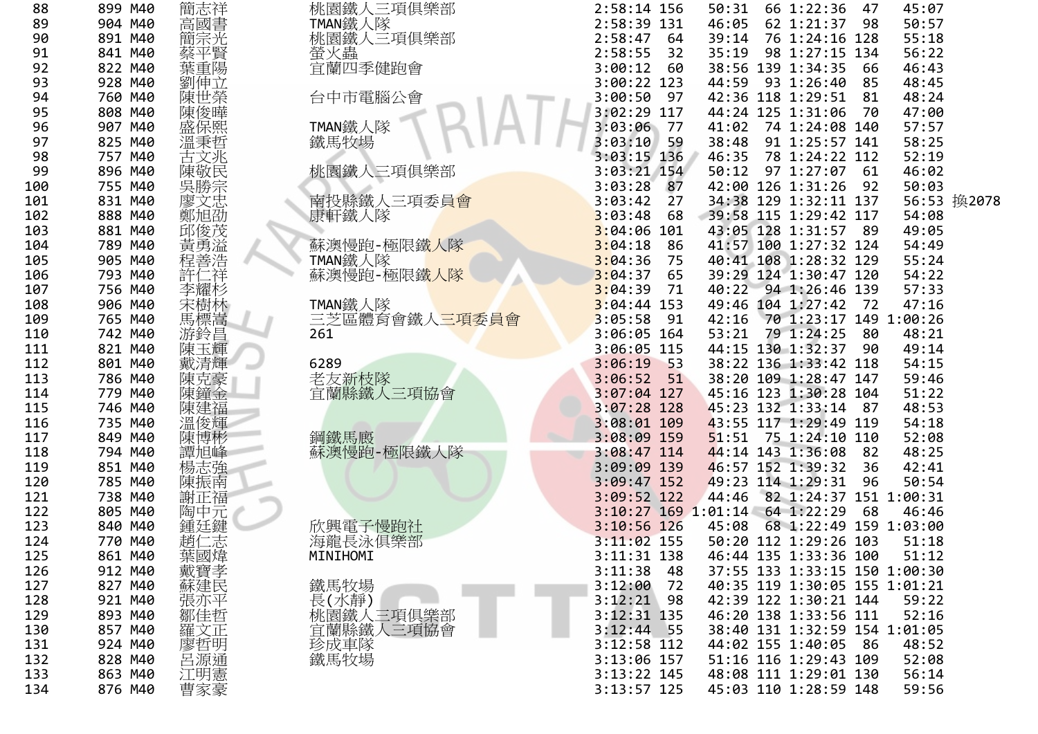| | | | | | | | | | | | | | |
|---|---|---|---|---|---|---|---|---|---|---|---|---|---|
| 88 | 899 | M40 | 簡志祥 | 桃園鐵人三項俱樂部 | 2:58:14 | 156 | 50:31 | 66 | 1:22:36 | 47 | 45:07 | |
| 89 | 904 | M40 | 高國書 | TMAN鐵人隊 | 2:58:39 | 131 | 46:05 | 62 | 1:21:37 | 98 | 50:57 | |
| 90 | 891 | M40 | 簡宗光 | 桃園鐵人三項俱樂部 | 2:58:47 | 64 | 39:14 | 76 | 1:24:16 | 128 | 55:18 | |
| 91 | 841 | M40 | 蔡平賢 | 螢火蟲 | 2:58:55 | 32 | 35:19 | 98 | 1:27:15 | 134 | 56:22 | |
| 92 | 822 | M40 | 葉重陽 | 宜蘭四季健跑會 | 3:00:12 | 60 | 38:56 | 139 | 1:34:35 | 66 | 46:43 | |
| 93 | 928 | M40 | 劉伸立 | | 3:00:22 | 123 | 44:59 | 93 | 1:26:40 | 85 | 48:45 | |
| 94 | 760 | M40 | 陳世榮 | 台中市電腦公會 | 3:00:50 | 97 | 42:36 | 118 | 1:29:51 | 81 | 48:24 | |
| 95 | 808 | M40 | 陳俊曄 | | 3:02:29 | 117 | 44:24 | 125 | 1:31:06 | 70 | 47:00 | |
| 96 | 907 | M40 | 盛保熙 | TMAN鐵人隊 | 3:03:06 | 77 | 41:02 | 74 | 1:24:08 | 140 | 57:57 | |
| 97 | 825 | M40 | 溫秉哲 | 鐵馬牧場 | 3:03:10 | 59 | 38:48 | 91 | 1:25:57 | 141 | 58:25 | |
| 98 | 757 | M40 | 古文兆 | | 3:03:15 | 136 | 46:35 | 78 | 1:24:22 | 112 | 52:19 | |
| 99 | 896 | M40 | 陳敬民 | 桃園鐵人三項俱樂部 | 3:03:21 | 154 | 50:12 | 97 | 1:27:07 | 61 | 46:02 | |
| 100 | 755 | M40 | 吳勝宗 | | 3:03:28 | 87 | 42:00 | 126 | 1:31:26 | 92 | 50:03 | |
| 101 | 831 | M40 | 廖文忠 | 南投縣鐵人三項委員會 | 3:03:42 | 27 | 34:38 | 129 | 1:32:11 | 137 | 56:53 | 換2078 |
| 102 | 888 | M40 | 鄭旭劭 | 康軒鐵人隊 | 3:03:48 | 68 | 39:58 | 115 | 1:29:42 | 117 | 54:08 | |
| 103 | 881 | M40 | 邱俊茂 | | 3:04:06 | 101 | 43:05 | 128 | 1:31:57 | 89 | 49:05 | |
| 104 | 789 | M40 | 黃勇溢 | 蘇澳慢跑-極限鐵人隊 | 3:04:18 | 86 | 41:57 | 100 | 1:27:32 | 124 | 54:49 | |
| 105 | 905 | M40 | 程善浩 | TMAN鐵人隊 | 3:04:36 | 75 | 40:41 | 108 | 1:28:32 | 129 | 55:24 | |
| 106 | 793 | M40 | 許仁祥 | 蘇澳慢跑-極限鐵人隊 | 3:04:37 | 65 | 39:29 | 124 | 1:30:47 | 120 | 54:22 | |
| 107 | 756 | M40 | 李耀杉 | | 3:04:39 | 71 | 40:22 | 94 | 1:26:46 | 139 | 57:33 | |
| 108 | 906 | M40 | 宋樹林 | TMAN鐵人隊 | 3:04:44 | 153 | 49:46 | 104 | 1:27:42 | 72 | 47:16 | |
| 109 | 765 | M40 | 馬標嵩 | 三芝區體育會鐵人三項委員會 | 3:05:58 | 91 | 42:16 | 70 | 1:23:17 | 149 | 1:00:26 | |
| 110 | 742 | M40 | 游鈴昌 | 261 | 3:06:05 | 164 | 53:21 | 79 | 1:24:25 | 80 | 48:21 | |
| 111 | 821 | M40 | 陳玉輝 | | 3:06:05 | 115 | 44:15 | 130 | 1:32:37 | 90 | 49:14 | |
| 112 | 801 | M40 | 戴清輝 | 6289 | 3:06:19 | 53 | 38:22 | 136 | 1:33:42 | 118 | 54:15 | |
| 113 | 786 | M40 | 陳克豪 | 老友新枝隊 | 3:06:52 | 51 | 38:20 | 109 | 1:28:47 | 147 | 59:46 | |
| 114 | 779 | M40 | 陳鐘金 | 宜蘭縣鐵人三項協會 | 3:07:04 | 127 | 45:16 | 123 | 1:30:28 | 104 | 51:22 | |
| 115 | 746 | M40 | 陳建福 | | 3:07:28 | 128 | 45:23 | 132 | 1:33:14 | 87 | 48:53 | |
| 116 | 735 | M40 | 溫俊輝 | | 3:08:01 | 109 | 43:55 | 117 | 1:29:49 | 119 | 54:18 | |
| 117 | 849 | M40 | 陳博彬 | 鋼鐵馬廄 | 3:08:09 | 159 | 51:51 | 75 | 1:24:10 | 110 | 52:08 | |
| 118 | 794 | M40 | 譚旭峰 | 蘇澳慢跑-極限鐵人隊 | 3:08:47 | 114 | 44:14 | 143 | 1:36:08 | 82 | 48:25 | |
| 119 | 851 | M40 | 楊志強 | | 3:09:09 | 139 | 46:57 | 152 | 1:39:32 | 36 | 42:41 | |
| 120 | 785 | M40 | 陳振南 | | 3:09:47 | 152 | 49:23 | 114 | 1:29:31 | 96 | 50:54 | |
| 121 | 738 | M40 | 謝正福 | | 3:09:52 | 122 | 44:46 | 82 | 1:24:37 | 151 | 1:00:31 | |
| 122 | 805 | M40 | 陶中元 | | 3:10:27 | 169 | 1:01:14 | 64 | 1:22:29 | 68 | 46:46 | |
| 123 | 840 | M40 | 鍾廷鏈 | 欣興電子慢跑社 | 3:10:56 | 126 | 45:08 | 68 | 1:22:49 | 159 | 1:03:00 | |
| 124 | 770 | M40 | 趙仁志 | 海龍長泳俱樂部 | 3:11:02 | 155 | 50:20 | 112 | 1:29:26 | 103 | 51:18 | |
| 125 | 861 | M40 | 葉國煒 | MINIHOMI | 3:11:31 | 138 | 46:44 | 135 | 1:33:36 | 100 | 51:12 | |
| 126 | 912 | M40 | 戴寶孝 | | 3:11:38 | 48 | 37:55 | 133 | 1:33:15 | 150 | 1:00:30 | |
| 127 | 827 | M40 | 蘇建民 | 鐵馬牧場 | 3:12:00 | 72 | 40:35 | 119 | 1:30:05 | 155 | 1:01:21 | |
| 128 | 921 | M40 | 張亦平 | 長(水靜) | 3:12:21 | 98 | 42:39 | 122 | 1:30:21 | 144 | 59:22 | |
| 129 | 893 | M40 | 鄒佳哲 | 桃園鐵人三項俱樂部 | 3:12:31 | 135 | 46:20 | 138 | 1:33:56 | 111 | 52:16 | |
| 130 | 857 | M40 | 羅文正 | 宜蘭縣鐵人三項協會 | 3:12:44 | 55 | 38:40 | 131 | 1:32:59 | 154 | 1:01:05 | |
| 131 | 924 | M40 | 廖哲明 | 珍成車隊 | 3:12:58 | 112 | 44:02 | 155 | 1:40:05 | 86 | 48:52 | |
| 132 | 828 | M40 | 呂源通 | 鐵馬牧場 | 3:13:06 | 157 | 51:16 | 116 | 1:29:43 | 109 | 52:08 | |
| 133 | 863 | M40 | 江明憲 | | 3:13:22 | 145 | 48:08 | 111 | 1:29:01 | 130 | 56:14 | |
| 134 | 876 | M40 | 曹家豪 | | 3:13:57 | 125 | 45:03 | 110 | 1:28:59 | 148 | 59:56 | |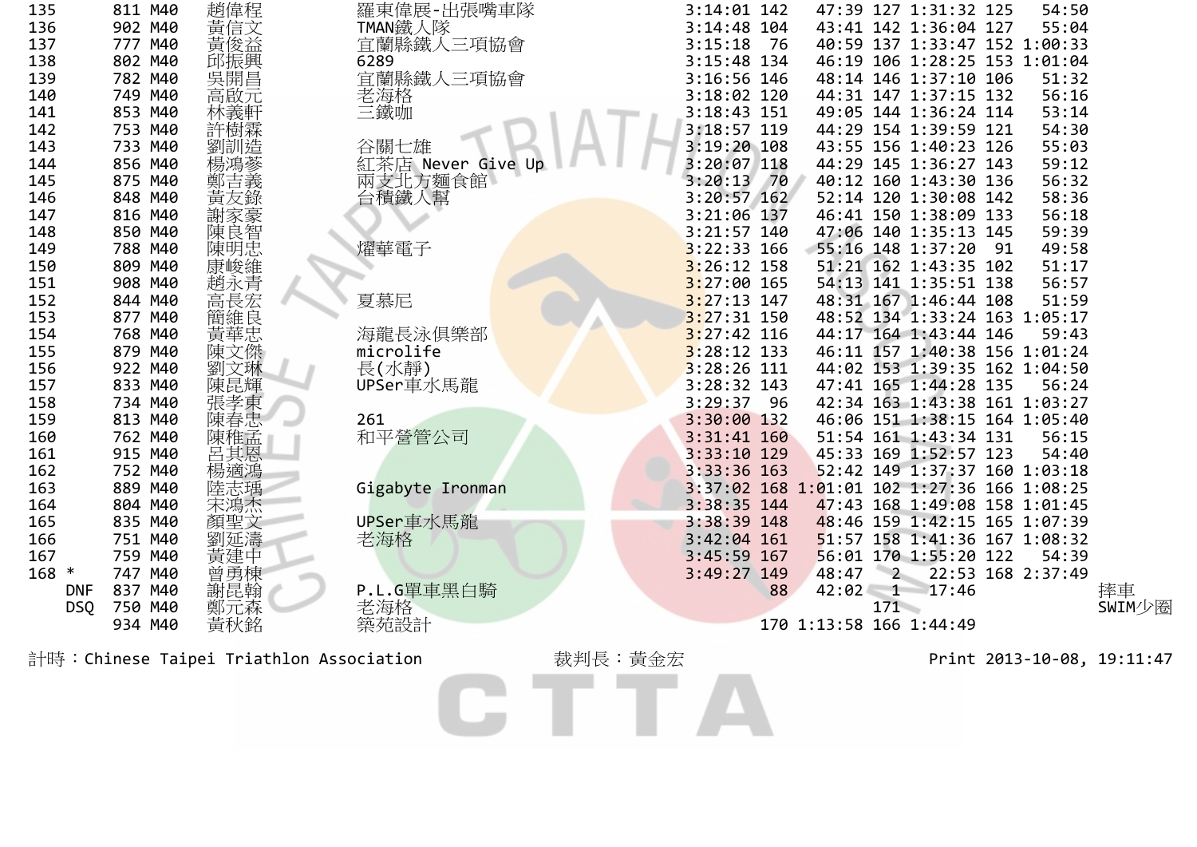| | | | | | | | | | | | | |
|---|---|---|---|---|---|---|---|---|---|---|---|---|
| 135 | 811 | M40 | 趙偉程 | 羅東偉展-出張嘴車隊 | 3:14:01 | 142 | 47:39 | 127 | 1:31:32 | 125 | 54:50 | |
| 136 | 902 | M40 | 黃信文 | TMAN鐵人隊 | 3:14:48 | 104 | 43:41 | 142 | 1:36:04 | 127 | 55:04 | |
| 137 | 777 | M40 | 黃俊益 | 宜蘭縣鐵人三項協會 | 3:15:18 | 76 | 40:59 | 137 | 1:33:47 | 152 | 1:00:33 | |
| 138 | 802 | M40 | 邱振興 | 6289 | 3:15:48 | 134 | 46:19 | 106 | 1:28:25 | 153 | 1:01:04 | |
| 139 | 782 | M40 | 吳開昌 | 宜蘭縣鐵人三項協會 | 3:16:56 | 146 | 48:14 | 146 | 1:37:10 | 106 | 51:32 | |
| 140 | 749 | M40 | 高啟元 | 老海格 | 3:18:02 | 120 | 44:31 | 147 | 1:37:15 | 132 | 56:16 | |
| 141 | 853 | M40 | 林義軒 | 三鐵咖 | 3:18:43 | 151 | 49:05 | 144 | 1:36:24 | 114 | 53:14 | |
| 142 | 753 | M40 | 許樹霖 | | 3:18:57 | 119 | 44:29 | 154 | 1:39:59 | 121 | 54:30 | |
| 143 | 733 | M40 | 劉訓造 | 谷關七雄 | 3:19:20 | 108 | 43:55 | 156 | 1:40:23 | 126 | 55:03 | |
| 144 | 856 | M40 | 楊鴻蔘 | 紅茶店 Never Give Up | 3:20:07 | 118 | 44:29 | 145 | 1:36:27 | 143 | 59:12 | |
| 145 | 875 | M40 | 鄭吉義 | 兩支北方麵食館 | 3:20:13 | 70 | 40:12 | 160 | 1:43:30 | 136 | 56:32 | |
| 146 | 848 | M40 | 黃友錄 | 台積鐵人幫 | 3:20:57 | 162 | 52:14 | 120 | 1:30:08 | 142 | 58:36 | |
| 147 | 816 | M40 | 謝家豪 | | 3:21:06 | 137 | 46:41 | 150 | 1:38:09 | 133 | 56:18 | |
| 148 | 850 | M40 | 陳良智 | | 3:21:57 | 140 | 47:06 | 140 | 1:35:13 | 145 | 59:39 | |
| 149 | 788 | M40 | 陳明忠 | 燿華電子 | 3:22:33 | 166 | 55:16 | 148 | 1:37:20 | 91 | 49:58 | |
| 150 | 809 | M40 | 康峻維 | | 3:26:12 | 158 | 51:21 | 162 | 1:43:35 | 102 | 51:17 | |
| 151 | 908 | M40 | 趙永青 | | 3:27:00 | 165 | 54:13 | 141 | 1:35:51 | 138 | 56:57 | |
| 152 | 844 | M40 | 高長宏 | 夏慕尼 | 3:27:13 | 147 | 48:31 | 167 | 1:46:44 | 108 | 51:59 | |
| 153 | 877 | M40 | 簡維良 | | 3:27:31 | 150 | 48:52 | 134 | 1:33:24 | 163 | 1:05:17 | |
| 154 | 768 | M40 | 黃華忠 | 海龍長泳俱樂部 | 3:27:42 | 116 | 44:17 | 164 | 1:43:44 | 146 | 59:43 | |
| 155 | 879 | M40 | 陳文傑 | microlife | 3:28:12 | 133 | 46:11 | 157 | 1:40:38 | 156 | 1:01:24 | |
| 156 | 922 | M40 | 劉文琳 | 長(水靜) | 3:28:26 | 111 | 44:02 | 153 | 1:39:35 | 162 | 1:04:50 | |
| 157 | 833 | M40 | 陳昆輝 | UPSer車水馬龍 | 3:28:32 | 143 | 47:41 | 165 | 1:44:28 | 135 | 56:24 | |
| 158 | 734 | M40 | 張孝東 | | 3:29:37 | 96 | 42:34 | 163 | 1:43:38 | 161 | 1:03:27 | |
| 159 | 813 | M40 | 陳春忠 | 261 | 3:30:00 | 132 | 46:06 | 151 | 1:38:15 | 164 | 1:05:40 | |
| 160 | 762 | M40 | 陳稚孟 | 和平營管公司 | 3:31:41 | 160 | 51:54 | 161 | 1:43:34 | 131 | 56:15 | |
| 161 | 915 | M40 | 呂其恩 | | 3:33:10 | 129 | 45:33 | 169 | 1:52:57 | 123 | 54:40 | |
| 162 | 752 | M40 | 楊適鴻 | | 3:33:36 | 163 | 52:42 | 149 | 1:37:37 | 160 | 1:03:18 | |
| 163 | 889 | M40 | 陸志瑀 | Gigabyte Ironman | 3:37:02 | 168 | 1:01:01 | 102 | 1:27:36 | 166 | 1:08:25 | |
| 164 | 804 | M40 | 宋鴻杰 | | 3:38:35 | 144 | 47:43 | 168 | 1:49:08 | 158 | 1:01:45 | |
| 165 | 835 | M40 | 顏聖文 | UPSer車水馬龍 | 3:38:39 | 148 | 48:46 | 159 | 1:42:15 | 165 | 1:07:39 | |
| 166 | 751 | M40 | 劉延濤 | 老海格 | 3:42:04 | 161 | 51:57 | 158 | 1:41:36 | 167 | 1:08:32 | |
| 167 | 759 | M40 | 黃建中 | | 3:45:59 | 167 | 56:01 | 170 | 1:55:20 | 122 | 54:39 | |
| 168 * | 747 | M40 | 曾勇棟 | | 3:49:27 | 149 | 48:47 | 2 | 22:53 | 168 | 2:37:49 | |
| DNF | 837 | M40 | 謝昆翰 | P.L.G單車黑白騎 | | 88 | 42:02 | 1 | 17:46 | | | 摔車 |
| DSQ | 750 | M40 | 鄭元森 | 老海格 | | | | 171 | | | | SWIM少圈 |
| | 934 | M40 | 黃秋銘 | 築苑設計 | | 170 | 1:13:58 | 166 | 1:44:49 | | | |

計時：Chinese Taipei Triathlon Association　　裁判長：黃金宏　　Print 2013-10-08, 19:11:47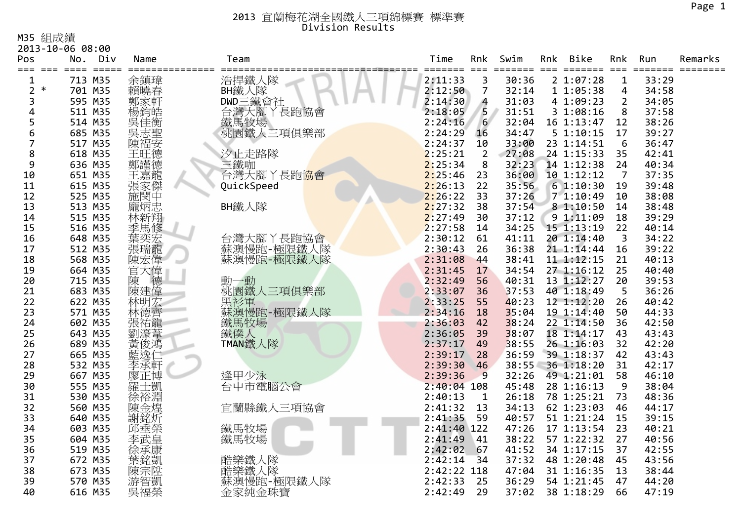# 2013 宜蘭梅花湖全國鐵人三項錦標賽 標準賽

## Division Results

M35 組成績

2013-10-06 08:00

| Pos | | No. | Div | Name | Team | Time | Rnk | Swim | Rnk | Bike | Rnk | Run | Remarks |
|---|---|---|---|---|---|---|---|---|---|---|---|---|---|
| 1 | | 713 | M35 | 余鎮瑋 | 浩捍鐵人隊 | 2:11:33 | 3 | 30:36 | 2 | 1:07:28 | 1 | 33:29 | |
| 2 | * | 701 | M35 | 賴曉春 | BH鐵人隊 | 2:12:50 | 7 | 32:14 | 1 | 1:05:38 | 4 | 34:58 | |
| 3 | | 595 | M35 | 鄭家軒 | DWD三鐵會社 | 2:14:30 | 4 | 31:03 | 4 | 1:09:23 | 2 | 34:05 | |
| 4 | | 511 | M35 | 楊鈞皓 | 台灣大腳丫長跑協會 | 2:18:05 | 5 | 31:51 | 3 | 1:08:16 | 8 | 37:58 | |
| 5 | | 514 | M35 | 吳佳衡 | 鐵馬牧場 | 2:24:16 | 6 | 32:04 | 16 | 1:13:47 | 12 | 38:26 | |
| 6 | | 685 | M35 | 吳志聖 | 桃園鐵人三項俱樂部 | 2:24:29 | 16 | 34:47 | 5 | 1:10:15 | 17 | 39:27 | |
| 7 | | 517 | M35 | 陳福安 | | 2:24:37 | 10 | 33:00 | 23 | 1:14:51 | 6 | 36:47 | |
| 8 | | 618 | M35 | 王旺德 | 汐止走路隊 | 2:25:21 | 2 | 27:08 | 24 | 1:15:33 | 35 | 42:41 | |
| 9 | | 636 | M35 | 鄭謹德 | 三鐵咖 | 2:25:34 | 8 | 32:23 | 14 | 1:12:38 | 24 | 40:34 | |
| 10 | | 651 | M35 | 王嘉龍 | 台灣大腳丫長跑協會 | 2:25:46 | 23 | 36:00 | 10 | 1:12:12 | 7 | 37:35 | |
| 11 | | 615 | M35 | 張家傑 | QuickSpeed | 2:26:13 | 22 | 35:56 | 6 | 1:10:30 | 19 | 39:48 | |
| 12 | | 525 | M35 | 施閔中 | | 2:26:22 | 33 | 37:26 | 7 | 1:10:49 | 10 | 38:08 | |
| 13 | | 513 | M35 | 龐炳忠 | BH鐵人隊 | 2:27:32 | 38 | 37:54 | 8 | 1:10:50 | 14 | 38:48 | |
| 14 | | 515 | M35 | 林新翔 | | 2:27:49 | 30 | 37:12 | 9 | 1:11:09 | 18 | 39:29 | |
| 15 | | 516 | M35 | 季馬修 | | 2:27:58 | 14 | 34:25 | 15 | 1:13:19 | 22 | 40:14 | |
| 16 | | 648 | M35 | 葉奕宏 | 台灣大腳丫長跑協會 | 2:30:12 | 61 | 41:11 | 20 | 1:14:40 | 3 | 34:22 | |
| 17 | | 512 | M35 | 張瑞龍 | 蘇澳慢跑-極限鐵人隊 | 2:30:43 | 26 | 36:38 | 21 | 1:14:44 | 16 | 39:22 | |
| 18 | | 568 | M35 | 陳宏偉 | 蘇澳慢跑-極限鐵人隊 | 2:31:08 | 44 | 38:41 | 11 | 1:12:15 | 21 | 40:13 | |
| 19 | | 664 | M35 | 官大偉 | | 2:31:45 | 17 | 34:54 | 27 | 1:16:12 | 25 | 40:40 | |
| 20 | | 715 | M35 | 陳　德 | 動一動 | 2:32:49 | 56 | 40:31 | 13 | 1:12:27 | 20 | 39:53 | |
| 21 | | 683 | M35 | 陳建偉 | 桃園鐵人三項俱樂部 | 2:33:07 | 36 | 37:53 | 40 | 1:18:49 | 5 | 36:26 | |
| 22 | | 622 | M35 | 林明宏 | 黑衫軍 | 2:33:25 | 55 | 40:23 | 12 | 1:12:20 | 26 | 40:42 | |
| 23 | | 571 | M35 | 林德齊 | 蘇澳慢跑-極限鐵人隊 | 2:34:16 | 18 | 35:04 | 19 | 1:14:40 | 50 | 44:33 | |
| 24 | | 602 | M35 | 張祐龍 | 鐵馬牧場 | 2:36:03 | 42 | 38:24 | 22 | 1:14:50 | 36 | 42:50 | |
| 25 | | 643 | M35 | 劉濠葦 | 鐵僕人 | 2:36:05 | 39 | 38:07 | 18 | 1:14:17 | 43 | 43:43 | |
| 26 | | 689 | M35 | 黃俊鴻 | TMAN鐵人隊 | 2:37:17 | 49 | 38:55 | 26 | 1:16:03 | 32 | 42:20 | |
| 27 | | 665 | M35 | 藍逸仁 | | 2:39:17 | 28 | 36:59 | 39 | 1:18:37 | 42 | 43:43 | |
| 28 | | 532 | M35 | 李承軒 | | 2:39:30 | 46 | 38:55 | 36 | 1:18:20 | 31 | 42:17 | |
| 29 | | 667 | M35 | 廖正博 | 逢甲少泳 | 2:39:36 | 9 | 32:26 | 49 | 1:21:01 | 58 | 46:10 | |
| 30 | | 555 | M35 | 羅士凱 | 台中市電腦公會 | 2:40:04 | 108 | 45:48 | 28 | 1:16:13 | 9 | 38:04 | |
| 31 | | 530 | M35 | 徐裕淵 | | 2:40:13 | 1 | 26:18 | 78 | 1:25:21 | 73 | 48:36 | |
| 32 | | 560 | M35 | 陳金煌 | 宜蘭縣鐵人三項協會 | 2:41:32 | 13 | 34:13 | 62 | 1:23:03 | 46 | 44:17 | |
| 33 | | 640 | M35 | 謝銘炘 | | 2:41:35 | 59 | 40:57 | 51 | 1:21:24 | 15 | 39:15 | |
| 34 | | 603 | M35 | 邱垂榮 | 鐵馬牧場 | 2:41:40 | 122 | 47:26 | 17 | 1:13:54 | 23 | 40:21 | |
| 35 | | 604 | M35 | 李武皇 | 鐵馬牧場 | 2:41:49 | 41 | 38:22 | 57 | 1:22:32 | 27 | 40:56 | |
| 36 | | 519 | M35 | 徐承康 | | 2:42:02 | 67 | 41:52 | 34 | 1:17:15 | 37 | 42:55 | |
| 37 | | 672 | M35 | 葉銘凱 | 酷樂鐵人隊 | 2:42:14 | 34 | 37:32 | 48 | 1:20:48 | 45 | 43:56 | |
| 38 | | 673 | M35 | 陳宗陞 | 酷樂鐵人隊 | 2:42:22 | 118 | 47:04 | 31 | 1:16:35 | 13 | 38:44 | |
| 39 | | 570 | M35 | 游智凱 | 蘇澳慢跑-極限鐵人隊 | 2:42:33 | 25 | 36:29 | 54 | 1:21:45 | 47 | 44:20 | |
| 40 | | 616 | M35 | 吳福榮 | 金家純金珠寶 | 2:42:49 | 29 | 37:02 | 38 | 1:18:29 | 66 | 47:19 | |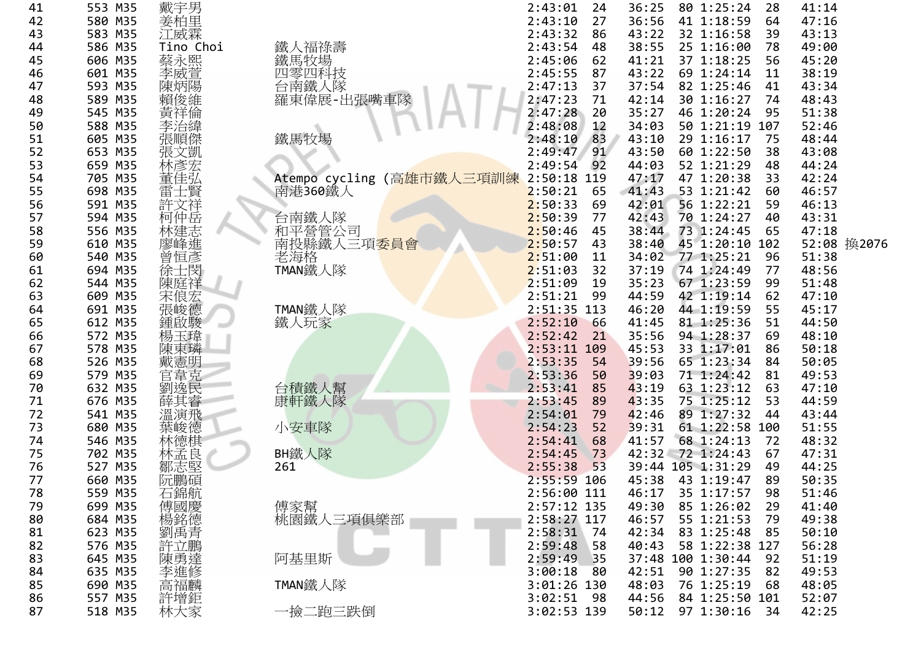| | | | | | | | | | | | | |
|---|---|---|---|---|---|---|---|---|---|---|---|---|
| 41 | 553 | M35 | 戴宇男 | | 2:43:01 | 24 | 36:25 | 80 | 1:25:24 | 28 | 41:14 | |
| 42 | 580 | M35 | 姜柏里 | | 2:43:10 | 27 | 36:56 | 41 | 1:18:59 | 64 | 47:16 | |
| 43 | 583 | M35 | 江威霖 | | 2:43:32 | 86 | 43:22 | 32 | 1:16:58 | 39 | 43:13 | |
| 44 | 586 | M35 | Tino Choi | 鐵人福祿壽 | 2:43:54 | 48 | 38:55 | 25 | 1:16:00 | 78 | 49:00 | |
| 45 | 606 | M35 | 蔡永熙 | 鐵馬牧場 | 2:45:06 | 62 | 41:21 | 37 | 1:18:25 | 56 | 45:20 | |
| 46 | 601 | M35 | 李威萱 | 四零四科技 | 2:45:55 | 87 | 43:22 | 69 | 1:24:14 | 11 | 38:19 | |
| 47 | 593 | M35 | 陳炳陽 | 台南鐵人隊 | 2:47:13 | 37 | 37:54 | 82 | 1:25:46 | 41 | 43:34 | |
| 48 | 589 | M35 | 賴俊維 | 羅東偉展-出張嘴車隊 | 2:47:23 | 71 | 42:14 | 30 | 1:16:27 | 74 | 48:43 | |
| 49 | 545 | M35 | 黃祥倫 | | 2:47:28 | 20 | 35:27 | 46 | 1:20:24 | 95 | 51:38 | |
| 50 | 588 | M35 | 李治緯 | | 2:48:08 | 12 | 34:03 | 50 | 1:21:19 | 107 | 52:46 | |
| 51 | 605 | M35 | 張順傑 | 鐵馬牧場 | 2:48:10 | 83 | 43:10 | 29 | 1:16:17 | 75 | 48:44 | |
| 52 | 653 | M35 | 張文凱 | | 2:49:47 | 91 | 43:50 | 60 | 1:22:50 | 38 | 43:08 | |
| 53 | 659 | M35 | 林彥宏 | | 2:49:54 | 92 | 44:03 | 52 | 1:21:29 | 48 | 44:24 | |
| 54 | 705 | M35 | 董佳弘 | Atempo cycling (高雄市鐵人三項訓練 | 2:50:18 | 119 | 47:17 | 47 | 1:20:38 | 33 | 42:24 | |
| 55 | 698 | M35 | 雷士賢 | 南港360鐵人 | 2:50:21 | 65 | 41:43 | 53 | 1:21:42 | 60 | 46:57 | |
| 56 | 591 | M35 | 許文祥 | | 2:50:33 | 69 | 42:01 | 56 | 1:22:21 | 59 | 46:13 | |
| 57 | 594 | M35 | 柯仲岳 | 台南鐵人隊 | 2:50:39 | 77 | 42:43 | 70 | 1:24:27 | 40 | 43:31 | |
| 58 | 556 | M35 | 林建志 | 和平營管公司 | 2:50:46 | 45 | 38:44 | 73 | 1:24:45 | 65 | 47:18 | |
| 59 | 610 | M35 | 廖峰進 | 南投縣鐵人三項委員會 | 2:50:57 | 43 | 38:40 | 45 | 1:20:10 | 102 | 52:08 | 換2076 |
| 60 | 540 | M35 | 曾恒彥 | 老海格 | 2:51:00 | 11 | 34:02 | 77 | 1:25:21 | 96 | 51:38 | |
| 61 | 694 | M35 | 徐士閔 | TMAN鐵人隊 | 2:51:03 | 32 | 37:19 | 74 | 1:24:49 | 77 | 48:56 | |
| 62 | 544 | M35 | 陳庭祥 | | 2:51:09 | 19 | 35:23 | 67 | 1:23:59 | 99 | 51:48 | |
| 63 | 609 | M35 | 宋俍宏 | | 2:51:21 | 99 | 44:59 | 42 | 1:19:14 | 62 | 47:10 | |
| 64 | 691 | M35 | 張峻德 | TMAN鐵人隊 | 2:51:35 | 113 | 46:20 | 44 | 1:19:59 | 55 | 45:17 | |
| 65 | 612 | M35 | 鍾啟駿 | 鐵人玩家 | 2:52:10 | 66 | 41:45 | 81 | 1:25:36 | 51 | 44:50 | |
| 66 | 572 | M35 | 楊玉瑋 | | 2:52:42 | 21 | 35:56 | 94 | 1:28:37 | 69 | 48:10 | |
| 67 | 578 | M35 | 陳東璘 | | 2:53:11 | 109 | 45:53 | 33 | 1:17:01 | 86 | 50:18 | |
| 68 | 526 | M35 | 戴憲明 | | 2:53:35 | 54 | 39:56 | 65 | 1:23:34 | 84 | 50:05 | |
| 69 | 579 | M35 | 官韋克 | | 2:53:36 | 50 | 39:03 | 71 | 1:24:42 | 81 | 49:53 | |
| 70 | 632 | M35 | 劉逸民 | 台積鐵人幫 | 2:53:41 | 85 | 43:19 | 63 | 1:23:12 | 63 | 47:10 | |
| 71 | 676 | M35 | 薛其睿 | 康軒鐵人隊 | 2:53:45 | 89 | 43:35 | 75 | 1:25:12 | 53 | 44:59 | |
| 72 | 541 | M35 | 溫演飛 | | 2:54:01 | 79 | 42:46 | 89 | 1:27:32 | 44 | 43:44 | |
| 73 | 680 | M35 | 葉峻德 | 小安車隊 | 2:54:23 | 52 | 39:31 | 61 | 1:22:58 | 100 | 51:55 | |
| 74 | 546 | M35 | 林德棋 | | 2:54:41 | 68 | 41:57 | 68 | 1:24:13 | 72 | 48:32 | |
| 75 | 702 | M35 | 林孟良 | BH鐵人隊 | 2:54:45 | 73 | 42:32 | 72 | 1:24:43 | 67 | 47:31 | |
| 76 | 527 | M35 | 鄒志堅 | 261 | 2:55:38 | 53 | 39:44 | 105 | 1:31:29 | 49 | 44:25 | |
| 77 | 660 | M35 | 阮鵬碩 | | 2:55:59 | 106 | 45:38 | 43 | 1:19:47 | 89 | 50:35 | |
| 78 | 559 | M35 | 石錦航 | | 2:56:00 | 111 | 46:17 | 35 | 1:17:57 | 98 | 51:46 | |
| 79 | 699 | M35 | 傅國慶 | 傅家幫 | 2:57:12 | 135 | 49:30 | 85 | 1:26:02 | 29 | 41:40 | |
| 80 | 684 | M35 | 楊銘德 | 桃園鐵人三項俱樂部 | 2:58:27 | 117 | 46:57 | 55 | 1:21:53 | 79 | 49:38 | |
| 81 | 623 | M35 | 劉禹青 | | 2:58:31 | 74 | 42:34 | 83 | 1:25:48 | 85 | 50:10 | |
| 82 | 576 | M35 | 許立鵬 | | 2:59:48 | 58 | 40:43 | 58 | 1:22:38 | 127 | 56:28 | |
| 83 | 645 | M35 | 陳勇達 | 阿基里斯 | 2:59:49 | 35 | 37:48 | 100 | 1:30:44 | 92 | 51:19 | |
| 84 | 635 | M35 | 李進修 | | 3:00:18 | 80 | 42:51 | 90 | 1:27:35 | 82 | 49:53 | |
| 85 | 690 | M35 | 高福麟 | TMAN鐵人隊 | 3:01:26 | 130 | 48:03 | 76 | 1:25:19 | 68 | 48:05 | |
| 86 | 557 | M35 | 許增鉅 | | 3:02:51 | 98 | 44:56 | 84 | 1:25:50 | 101 | 52:07 | |
| 87 | 518 | M35 | 林大家 | 一撿二跑三跌倒 | 3:02:53 | 139 | 50:12 | 97 | 1:30:16 | 34 | 42:25 | |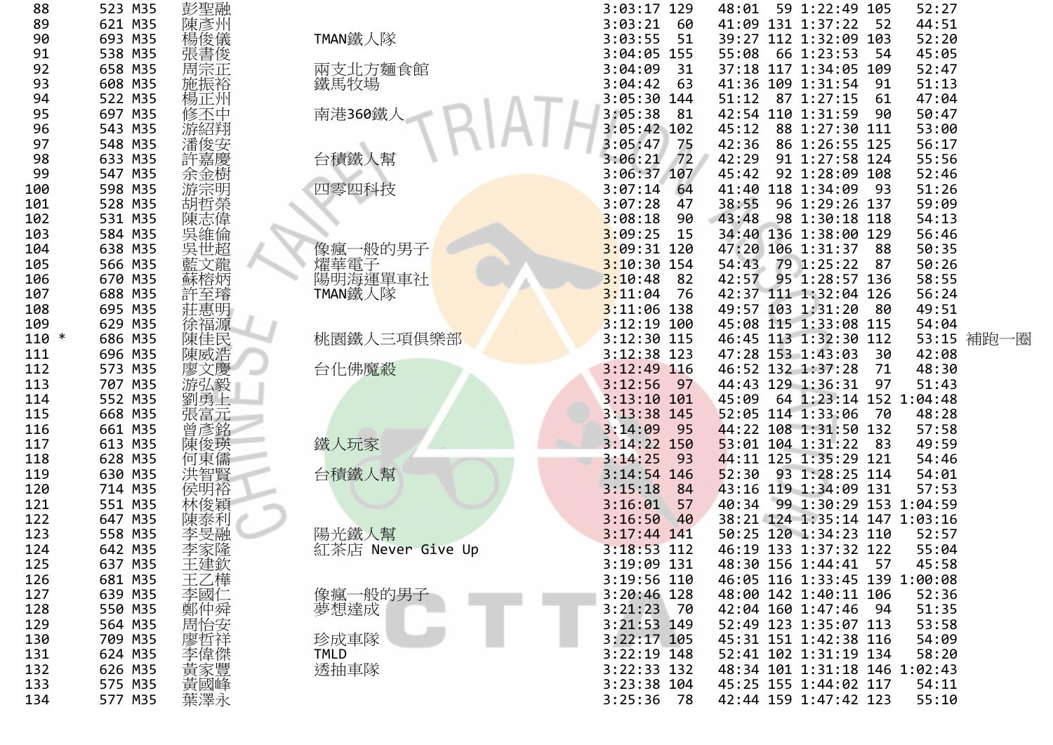| | | | | | | | | | | | | | | |
|---|---|---|---|---|---|---|---|---|---|---|---|---|---|---|
| 88 | | 523 | M35 | 彭聖融 | | 3:03:17 | 129 | 48:01 | 59 | 1:22:49 | 105 | 52:27 | |
| 89 | | 621 | M35 | 陳彥州 | | 3:03:21 | 60 | 41:09 | 131 | 1:37:22 | 52 | 44:51 | |
| 90 | | 693 | M35 | 楊俊儀 | TMAN鐵人隊 | 3:03:55 | 51 | 39:27 | 112 | 1:32:09 | 103 | 52:20 | |
| 91 | | 538 | M35 | 張書俊 | | 3:04:05 | 155 | 55:08 | 66 | 1:23:53 | 54 | 45:05 | |
| 92 | | 658 | M35 | 周宗正 | 兩支北方麵食館 | 3:04:09 | 31 | 37:18 | 117 | 1:34:05 | 109 | 52:47 | |
| 93 | | 608 | M35 | 施振裕 | 鐵馬牧場 | 3:04:42 | 63 | 41:36 | 109 | 1:31:54 | 91 | 51:13 | |
| 94 | | 522 | M35 | 楊正州 | | 3:05:30 | 144 | 51:12 | 87 | 1:27:15 | 61 | 47:04 | |
| 95 | | 697 | M35 | 修丕中 | 南港360鐵人 | 3:05:38 | 81 | 42:54 | 110 | 1:31:59 | 90 | 50:47 | |
| 96 | | 543 | M35 | 游紹翔 | | 3:05:42 | 102 | 45:12 | 88 | 1:27:30 | 111 | 53:00 | |
| 97 | | 548 | M35 | 潘俊安 | | 3:05:47 | 75 | 42:36 | 86 | 1:26:55 | 125 | 56:17 | |
| 98 | | 633 | M35 | 許嘉慶 | 台積鐵人幫 | 3:06:21 | 72 | 42:29 | 91 | 1:27:58 | 124 | 55:56 | |
| 99 | | 547 | M35 | 余金樹 | | 3:06:37 | 107 | 45:42 | 92 | 1:28:09 | 108 | 52:46 | |
| 100 | | 598 | M35 | 游宗明 | 四零四科技 | 3:07:14 | 64 | 41:40 | 118 | 1:34:09 | 93 | 51:26 | |
| 101 | | 528 | M35 | 胡哲榮 | | 3:07:28 | 47 | 38:55 | 96 | 1:29:26 | 137 | 59:09 | |
| 102 | | 531 | M35 | 陳志偉 | | 3:08:18 | 90 | 43:48 | 98 | 1:30:18 | 118 | 54:13 | |
| 103 | | 584 | M35 | 吳維倫 | | 3:09:25 | 15 | 34:40 | 136 | 1:38:00 | 129 | 56:46 | |
| 104 | | 638 | M35 | 吳世超 | 像瘋一般的男子 | 3:09:31 | 120 | 47:20 | 106 | 1:31:37 | 88 | 50:35 | |
| 105 | | 566 | M35 | 藍文龍 | 燿華電子 | 3:10:30 | 154 | 54:43 | 79 | 1:25:22 | 87 | 50:26 | |
| 106 | | 670 | M35 | 蘇榕炳 | 陽明海運單車社 | 3:10:48 | 82 | 42:57 | 95 | 1:28:57 | 136 | 58:55 | |
| 107 | | 688 | M35 | 許至璿 | TMAN鐵人隊 | 3:11:04 | 76 | 42:37 | 111 | 1:32:04 | 126 | 56:24 | |
| 108 | | 695 | M35 | 莊惠明 | | 3:11:06 | 138 | 49:57 | 103 | 1:31:20 | 80 | 49:51 | |
| 109 | | 629 | M35 | 徐福源 | | 3:12:19 | 100 | 45:08 | 115 | 1:33:08 | 115 | 54:04 | |
| 110 | * | 686 | M35 | 陳佳民 | 桃園鐵人三項俱樂部 | 3:12:30 | 115 | 46:45 | 113 | 1:32:30 | 112 | 53:15 | 補跑一圈 |
| 111 | | 696 | M35 | 陳威浩 | | 3:12:38 | 123 | 47:28 | 153 | 1:43:03 | 30 | 42:08 | |
| 112 | | 573 | M35 | 廖文慶 | 台化佛魔殺 | 3:12:49 | 116 | 46:52 | 132 | 1:37:28 | 71 | 48:30 | |
| 113 | | 707 | M35 | 游弘毅 | | 3:12:56 | 97 | 44:43 | 129 | 1:36:31 | 97 | 51:43 | |
| 114 | | 552 | M35 | 劉勇上 | | 3:13:10 | 101 | 45:09 | 64 | 1:23:14 | 152 | 1:04:48 | |
| 115 | | 668 | M35 | 張富元 | | 3:13:38 | 145 | 52:05 | 114 | 1:33:06 | 70 | 48:28 | |
| 116 | | 661 | M35 | 曾彥銘 | | 3:14:09 | 95 | 44:22 | 108 | 1:31:50 | 132 | 57:58 | |
| 117 | | 613 | M35 | 陳俊瑛 | 鐵人玩家 | 3:14:22 | 150 | 53:01 | 104 | 1:31:22 | 83 | 49:59 | |
| 118 | | 628 | M35 | 何東儒 | | 3:14:25 | 93 | 44:11 | 125 | 1:35:29 | 121 | 54:46 | |
| 119 | | 630 | M35 | 洪智賢 | 台積鐵人幫 | 3:14:54 | 146 | 52:30 | 93 | 1:28:25 | 114 | 54:01 | |
| 120 | | 714 | M35 | 侯明裕 | | 3:15:18 | 84 | 43:16 | 119 | 1:34:09 | 131 | 57:53 | |
| 121 | | 551 | M35 | 林俊穎 | | 3:16:01 | 57 | 40:34 | 99 | 1:30:29 | 153 | 1:04:59 | |
| 122 | | 647 | M35 | 陳泰利 | | 3:16:50 | 40 | 38:21 | 124 | 1:35:14 | 147 | 1:03:16 | |
| 123 | | 558 | M35 | 李旻融 | 陽光鐵人幫 | 3:17:44 | 141 | 50:25 | 120 | 1:34:23 | 110 | 52:57 | |
| 124 | | 642 | M35 | 李家隆 | 紅茶店 Never Give Up | 3:18:53 | 112 | 46:19 | 133 | 1:37:32 | 122 | 55:04 | |
| 125 | | 637 | M35 | 王建欽 | | 3:19:09 | 131 | 48:30 | 156 | 1:44:41 | 57 | 45:58 | |
| 126 | | 681 | M35 | 王乙樺 | | 3:19:56 | 110 | 46:05 | 116 | 1:33:45 | 139 | 1:00:08 | |
| 127 | | 639 | M35 | 李國仁 | 像瘋一般的男子 | 3:20:46 | 128 | 48:00 | 142 | 1:40:11 | 106 | 52:36 | |
| 128 | | 550 | M35 | 鄭仲舜 | 夢想達成 | 3:21:23 | 70 | 42:04 | 160 | 1:47:46 | 94 | 51:35 | |
| 129 | | 564 | M35 | 周怡安 | | 3:21:53 | 149 | 52:49 | 123 | 1:35:07 | 113 | 53:58 | |
| 130 | | 709 | M35 | 廖哲祥 | 珍成車隊 | 3:22:17 | 105 | 45:31 | 151 | 1:42:38 | 116 | 54:09 | |
| 131 | | 624 | M35 | 李偉傑 | TMLD | 3:22:19 | 148 | 52:41 | 102 | 1:31:19 | 134 | 58:20 | |
| 132 | | 626 | M35 | 黃家豐 | 透抽車隊 | 3:22:33 | 132 | 48:34 | 101 | 1:31:18 | 146 | 1:02:43 | |
| 133 | | 575 | M35 | 黃國峰 | | 3:23:38 | 104 | 45:25 | 155 | 1:44:02 | 117 | 54:11 | |
| 134 | | 577 | M35 | 葉澤永 | | 3:25:36 | 78 | 42:44 | 159 | 1:47:42 | 123 | 55:10 | |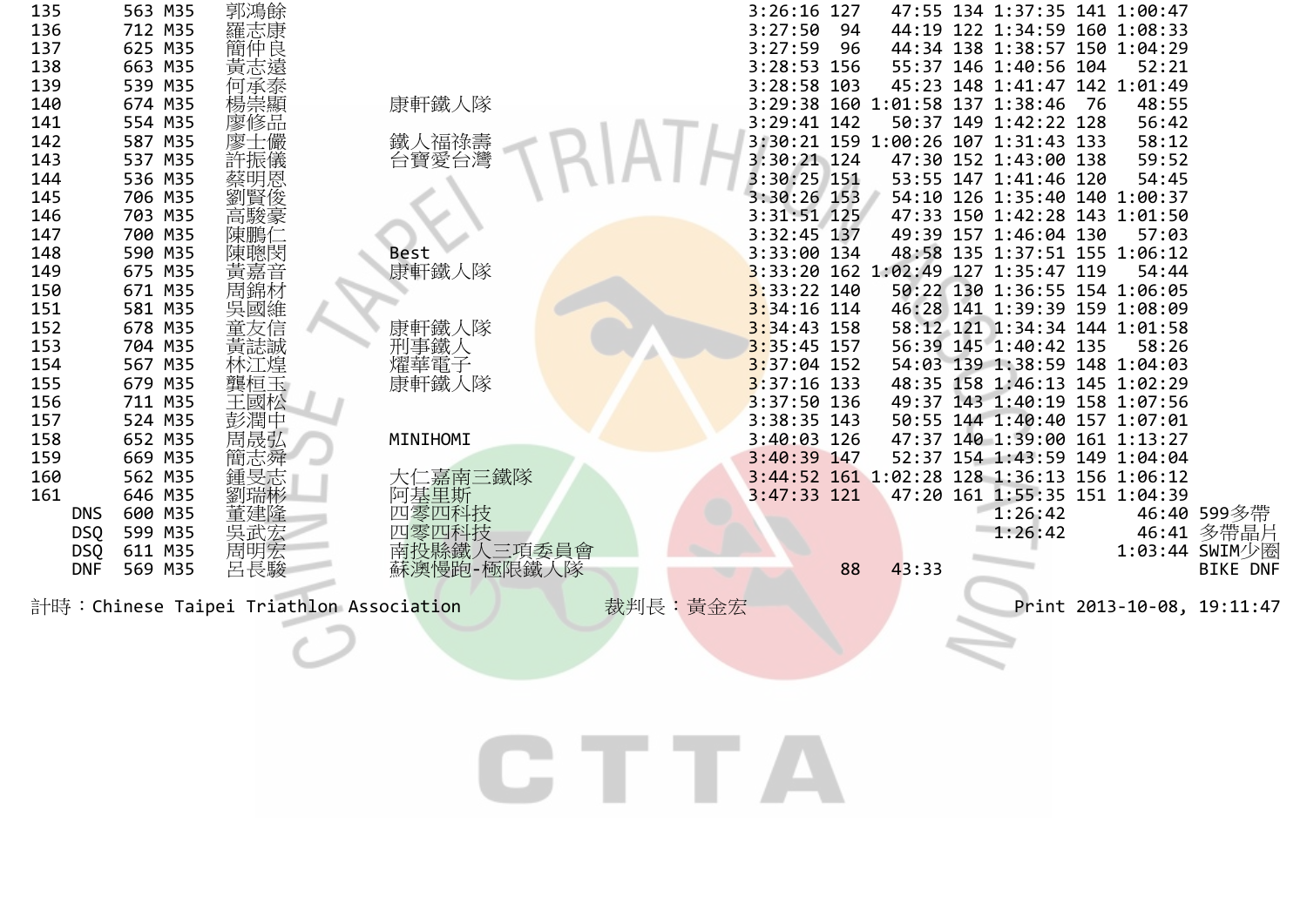| | | | | | | | | | | | | | |
|---|---|---|---|---|---|---|---|---|---|---|---|---|---|
| 135 | 563 | M35 | 郭鴻餘 | | 3:26:16 | 127 | 47:55 | 134 | 1:37:35 | 141 | 1:00:47 | |
| 136 | 712 | M35 | 羅志康 | | 3:27:50 | 94 | 44:19 | 122 | 1:34:59 | 160 | 1:08:33 | |
| 137 | 625 | M35 | 簡仲良 | | 3:27:59 | 96 | 44:34 | 138 | 1:38:57 | 150 | 1:04:29 | |
| 138 | 663 | M35 | 黃志遠 | | 3:28:53 | 156 | 55:37 | 146 | 1:40:56 | 104 | 52:21 | |
| 139 | 539 | M35 | 何承泰 | | 3:28:58 | 103 | 45:23 | 148 | 1:41:47 | 142 | 1:01:49 | |
| 140 | 674 | M35 | 楊崇顯 | 康軒鐵人隊 | 3:29:38 | 160 | 1:01:58 | 137 | 1:38:46 | 76 | 48:55 | |
| 141 | 554 | M35 | 廖修品 | | 3:29:41 | 142 | 50:37 | 149 | 1:42:22 | 128 | 56:42 | |
| 142 | 587 | M35 | 廖士儼 | 鐵人福祿壽 | 3:30:21 | 159 | 1:00:26 | 107 | 1:31:43 | 133 | 58:12 | |
| 143 | 537 | M35 | 許振儀 | 台寶愛台灣 | 3:30:21 | 124 | 47:30 | 152 | 1:43:00 | 138 | 59:52 | |
| 144 | 536 | M35 | 蔡明恩 | | 3:30:25 | 151 | 53:55 | 147 | 1:41:46 | 120 | 54:45 | |
| 145 | 706 | M35 | 劉賢俊 | | 3:30:26 | 153 | 54:10 | 126 | 1:35:40 | 140 | 1:00:37 | |
| 146 | 703 | M35 | 高駿豪 | | 3:31:51 | 125 | 47:33 | 150 | 1:42:28 | 143 | 1:01:50 | |
| 147 | 700 | M35 | 陳鵬仁 | | 3:32:45 | 137 | 49:39 | 157 | 1:46:04 | 130 | 57:03 | |
| 148 | 590 | M35 | 陳聰閔 | Best | 3:33:00 | 134 | 48:58 | 135 | 1:37:51 | 155 | 1:06:12 | |
| 149 | 675 | M35 | 黃嘉音 | 康軒鐵人隊 | 3:33:20 | 162 | 1:02:49 | 127 | 1:35:47 | 119 | 54:44 | |
| 150 | 671 | M35 | 周錦材 | | 3:33:22 | 140 | 50:22 | 130 | 1:36:55 | 154 | 1:06:05 | |
| 151 | 581 | M35 | 吳國維 | | 3:34:16 | 114 | 46:28 | 141 | 1:39:39 | 159 | 1:08:09 | |
| 152 | 678 | M35 | 童友信 | 康軒鐵人隊 | 3:34:43 | 158 | 58:12 | 121 | 1:34:34 | 144 | 1:01:58 | |
| 153 | 704 | M35 | 黃誌誠 | 刑事鐵人 | 3:35:45 | 157 | 56:39 | 145 | 1:40:42 | 135 | 58:26 | |
| 154 | 567 | M35 | 林江煌 | 耀華電子 | 3:37:04 | 152 | 54:03 | 139 | 1:38:59 | 148 | 1:04:03 | |
| 155 | 679 | M35 | 龔桓玉 | 康軒鐵人隊 | 3:37:16 | 133 | 48:35 | 158 | 1:46:13 | 145 | 1:02:29 | |
| 156 | 711 | M35 | 王國松 | | 3:37:50 | 136 | 49:37 | 143 | 1:40:19 | 158 | 1:07:56 | |
| 157 | 524 | M35 | 彭潤中 | | 3:38:35 | 143 | 50:55 | 144 | 1:40:40 | 157 | 1:07:01 | |
| 158 | 652 | M35 | 周晟弘 | MINIHOMI | 3:40:03 | 126 | 47:37 | 140 | 1:39:00 | 161 | 1:13:27 | |
| 159 | 669 | M35 | 簡志舜 | | 3:40:39 | 147 | 52:37 | 154 | 1:43:59 | 149 | 1:04:04 | |
| 160 | 562 | M35 | 鍾旻志 | 大仁嘉南三鐵隊 | 3:44:52 | 161 | 1:02:28 | 128 | 1:36:13 | 156 | 1:06:12 | |
| 161 | 646 | M35 | 劉瑞彬 | 阿基里斯 | 3:47:33 | 121 | 47:20 | 161 | 1:55:35 | 151 | 1:04:39 | |
| DNS | 600 | M35 | 董建隆 | 四零四科技 | | | | | 1:26:42 | | 46:40 | 599多帶 |
| DSQ | 599 | M35 | 吳武宏 | 四零四科技 | | | | | 1:26:42 | | 46:41 | 多帶晶片 |
| DSQ | 611 | M35 | 周明宏 | 南投縣鐵人三項委員會 | | | | | | | 1:03:44 | SWIM少圈 |
| DNF | 569 | M35 | 呂長駿 | 蘇澳慢跑-極限鐵人隊 | | 88 | 43:33 | | | | | BIKE DNF |

計時：Chinese Taipei Triathlon Association　　裁判長：黃金宏　　Print 2013-10-08, 19:11:47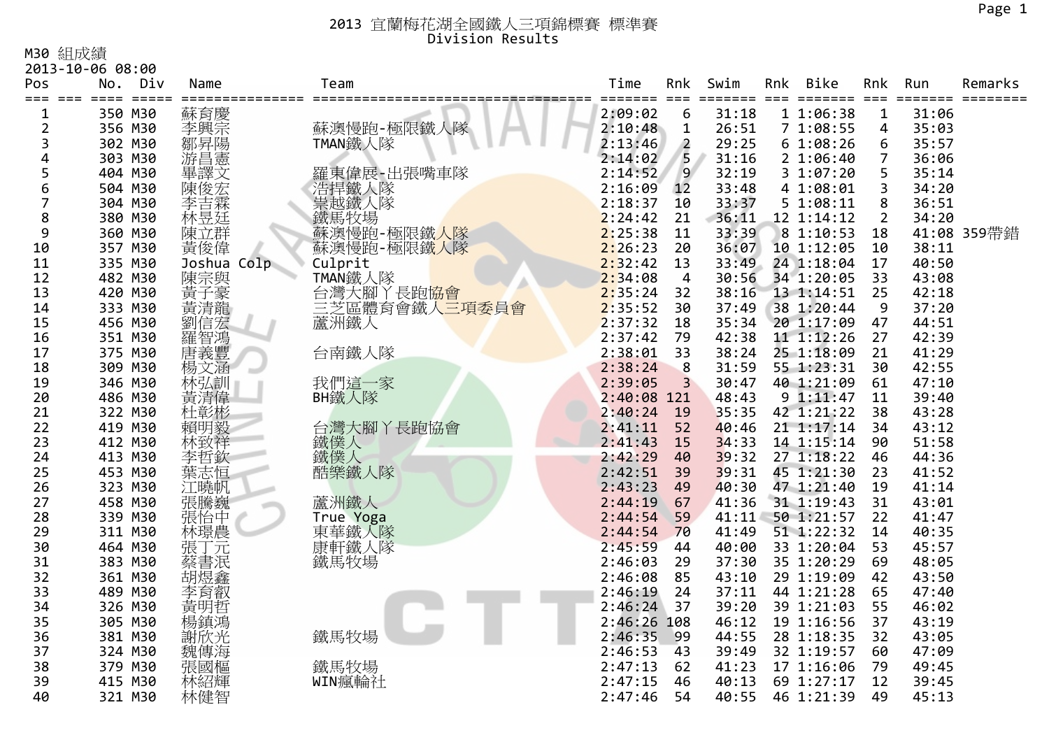# 2013 宜蘭梅花湖全國鐵人三項錦標賽 標準賽

Division Results

M30 組成績

2013-10-06 08:00

| Pos | No. | Div | Name | Team | Time | Rnk | Swim | Rnk | Bike | Rnk | Run | Remarks |
|---|---|---|---|---|---|---|---|---|---|---|---|---|
| 1 | 350 | M30 | 蘇育慶 | | 2:09:02 | 6 | 31:18 | 1 | 1:06:38 | 1 | 31:06 | |
| 2 | 356 | M30 | 李興宗 | 蘇澳慢跑-極限鐵人隊 | 2:10:48 | 1 | 26:51 | 7 | 1:08:55 | 4 | 35:03 | |
| 3 | 302 | M30 | 鄒昇陽 | TMAN鐵人隊 | 2:13:46 | 2 | 29:25 | 6 | 1:08:26 | 6 | 35:57 | |
| 4 | 303 | M30 | 游昌憲 | | 2:14:02 | 5 | 31:16 | 2 | 1:06:40 | 7 | 36:06 | |
| 5 | 404 | M30 | 畢譯文 | 羅東偉展-出張嘴車隊 | 2:14:52 | 9 | 32:19 | 3 | 1:07:20 | 5 | 35:14 | |
| 6 | 504 | M30 | 陳俊宏 | 浩捍鐵人隊 | 2:16:09 | 12 | 33:48 | 4 | 1:08:01 | 3 | 34:20 | |
| 7 | 304 | M30 | 李吉霖 | 崇越鐵人隊 | 2:18:37 | 10 | 33:37 | 5 | 1:08:11 | 8 | 36:51 | |
| 8 | 380 | M30 | 林昱廷 | 鐵馬牧場 | 2:24:42 | 21 | 36:11 | 12 | 1:14:12 | 2 | 34:20 | |
| 9 | 360 | M30 | 陳立群 | 蘇澳慢跑-極限鐵人隊 | 2:25:38 | 11 | 33:39 | 8 | 1:10:53 | 18 | 41:08 | 359帶錯 |
| 10 | 357 | M30 | 黃俊偉 | 蘇澳慢跑-極限鐵人隊 | 2:26:23 | 20 | 36:07 | 10 | 1:12:05 | 10 | 38:11 | |
| 11 | 335 | M30 | Joshua Colp | Culprit | 2:32:42 | 13 | 33:49 | 24 | 1:18:04 | 17 | 40:50 | |
| 12 | 482 | M30 | 陳宗與 | TMAN鐵人隊 | 2:34:08 | 4 | 30:56 | 34 | 1:20:05 | 33 | 43:08 | |
| 13 | 420 | M30 | 黃子豪 | 台灣大腳ㄚ長跑協會 | 2:35:24 | 32 | 38:16 | 13 | 1:14:51 | 25 | 42:18 | |
| 14 | 333 | M30 | 黃清龍 | 三芝區體育會鐵人三項委員會 | 2:35:52 | 30 | 37:49 | 38 | 1:20:44 | 9 | 37:20 | |
| 15 | 456 | M30 | 劉信宏 | 蘆洲鐵人 | 2:37:32 | 18 | 35:34 | 20 | 1:17:09 | 47 | 44:51 | |
| 16 | 351 | M30 | 羅智鴻 | | 2:37:42 | 79 | 42:38 | 11 | 1:12:26 | 27 | 42:39 | |
| 17 | 375 | M30 | 唐義豐 | 台南鐵人隊 | 2:38:01 | 33 | 38:24 | 25 | 1:18:09 | 21 | 41:29 | |
| 18 | 309 | M30 | 楊文涵 | | 2:38:24 | 8 | 31:59 | 55 | 1:23:31 | 30 | 42:55 | |
| 19 | 346 | M30 | 林弘訓 | 我們這一家 | 2:39:05 | 3 | 30:47 | 40 | 1:21:09 | 61 | 47:10 | |
| 20 | 486 | M30 | 黃清偉 | BH鐵人隊 | 2:40:08 | 121 | 48:43 | 9 | 1:11:47 | 11 | 39:40 | |
| 21 | 322 | M30 | 杜彰彬 | | 2:40:24 | 19 | 35:35 | 42 | 1:21:22 | 38 | 43:28 | |
| 22 | 419 | M30 | 賴明毅 | 台灣大腳ㄚ長跑協會 | 2:41:11 | 52 | 40:46 | 21 | 1:17:14 | 34 | 43:12 | |
| 23 | 412 | M30 | 林致祥 | 鐵僕人 | 2:41:43 | 15 | 34:33 | 14 | 1:15:14 | 90 | 51:58 | |
| 24 | 413 | M30 | 李哲欽 | 鐵僕人 | 2:42:29 | 40 | 39:32 | 27 | 1:18:22 | 46 | 44:36 | |
| 25 | 453 | M30 | 葉志恒 | 酷樂鐵人隊 | 2:42:51 | 39 | 39:31 | 45 | 1:21:30 | 23 | 41:52 | |
| 26 | 323 | M30 | 江曉帆 | | 2:43:23 | 49 | 40:30 | 47 | 1:21:40 | 19 | 41:14 | |
| 27 | 458 | M30 | 張騰巍 | 蘆洲鐵人 | 2:44:19 | 67 | 41:36 | 31 | 1:19:43 | 31 | 43:01 | |
| 28 | 339 | M30 | 張怡中 | True Yoga | 2:44:54 | 59 | 41:11 | 50 | 1:21:57 | 22 | 41:47 | |
| 29 | 311 | M30 | 林璟農 | 東華鐵人隊 | 2:44:54 | 70 | 41:49 | 51 | 1:22:32 | 14 | 40:35 | |
| 30 | 464 | M30 | 張丁元 | 康軒鐵人隊 | 2:45:59 | 44 | 40:00 | 33 | 1:20:04 | 53 | 45:57 | |
| 31 | 383 | M30 | 蔡書汦 | 鐵馬牧場 | 2:46:03 | 29 | 37:30 | 35 | 1:20:29 | 69 | 48:05 | |
| 32 | 361 | M30 | 胡煜鑫 | | 2:46:08 | 85 | 43:10 | 29 | 1:19:09 | 42 | 43:50 | |
| 33 | 489 | M30 | 李育叡 | | 2:46:19 | 24 | 37:11 | 44 | 1:21:28 | 65 | 47:40 | |
| 34 | 326 | M30 | 黃明哲 | | 2:46:24 | 37 | 39:20 | 39 | 1:21:03 | 55 | 46:02 | |
| 35 | 305 | M30 | 楊鎮鴻 | | 2:46:26 | 108 | 46:12 | 19 | 1:16:56 | 37 | 43:19 | |
| 36 | 381 | M30 | 謝欣光 | 鐵馬牧場 | 2:46:35 | 99 | 44:55 | 28 | 1:18:35 | 32 | 43:05 | |
| 37 | 324 | M30 | 魏傳海 | | 2:46:53 | 43 | 39:49 | 32 | 1:19:57 | 60 | 47:09 | |
| 38 | 379 | M30 | 張國樞 | 鐵馬牧場 | 2:47:13 | 62 | 41:23 | 17 | 1:16:06 | 79 | 49:45 | |
| 39 | 415 | M30 | 林紹輝 | WIN瘋輪社 | 2:47:15 | 46 | 40:13 | 69 | 1:27:17 | 12 | 39:45 | |
| 40 | 321 | M30 | 林健智 | | 2:47:46 | 54 | 40:55 | 46 | 1:21:39 | 49 | 45:13 | |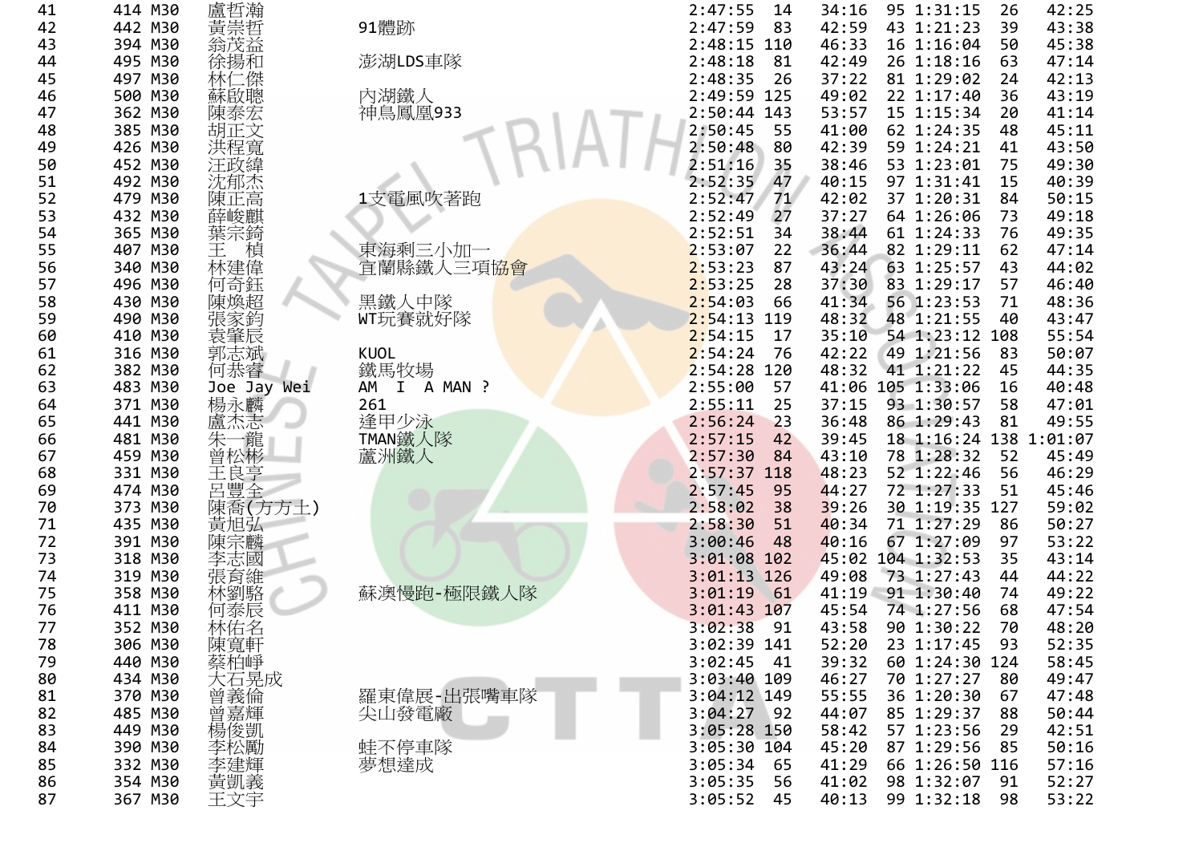| | | | | | | | | | | | | |
|---|---|---|---|---|---|---|---|---|---|---|---|---|
| 41 | 414 | M30 | 盧哲瀚 | | 2:47:55 | 14 | 34:16 | 95 | 1:31:15 | 26 | 42:25 |
| 42 | 442 | M30 | 黃崇哲 | 91體跡 | 2:47:59 | 83 | 42:59 | 43 | 1:21:23 | 39 | 43:38 |
| 43 | 394 | M30 | 翁茂益 | | 2:48:15 | 110 | 46:33 | 16 | 1:16:04 | 50 | 45:38 |
| 44 | 495 | M30 | 徐揚和 | 澎湖LDS車隊 | 2:48:18 | 81 | 42:49 | 26 | 1:18:16 | 63 | 47:14 |
| 45 | 497 | M30 | 林仁傑 | | 2:48:35 | 26 | 37:22 | 81 | 1:29:02 | 24 | 42:13 |
| 46 | 500 | M30 | 蘇啟聰 | 內湖鐵人 | 2:49:59 | 125 | 49:02 | 22 | 1:17:40 | 36 | 43:19 |
| 47 | 362 | M30 | 陳泰宏 | 神鳥鳳凰933 | 2:50:44 | 143 | 53:57 | 15 | 1:15:34 | 20 | 41:14 |
| 48 | 385 | M30 | 胡正文 | | 2:50:45 | 55 | 41:00 | 62 | 1:24:35 | 48 | 45:11 |
| 49 | 426 | M30 | 洪程寬 | | 2:50:48 | 80 | 42:39 | 59 | 1:24:21 | 41 | 43:50 |
| 50 | 452 | M30 | 汪政緯 | | 2:51:16 | 35 | 38:46 | 53 | 1:23:01 | 75 | 49:30 |
| 51 | 492 | M30 | 沈郁杰 | | 2:52:35 | 47 | 40:15 | 97 | 1:31:41 | 15 | 40:39 |
| 52 | 479 | M30 | 陳正高 | 1支電風吹著跑 | 2:52:47 | 71 | 42:02 | 37 | 1:20:31 | 84 | 50:15 |
| 53 | 432 | M30 | 薛峻麒 | | 2:52:49 | 27 | 37:27 | 64 | 1:26:06 | 73 | 49:18 |
| 54 | 365 | M30 | 葉宗錡 | | 2:52:51 | 34 | 38:44 | 61 | 1:24:33 | 76 | 49:35 |
| 55 | 407 | M30 | 王　楨 | 東海剩三小加一 | 2:53:07 | 22 | 36:44 | 82 | 1:29:11 | 62 | 47:14 |
| 56 | 340 | M30 | 林建偉 | 宜蘭縣鐵人三項協會 | 2:53:23 | 87 | 43:24 | 63 | 1:25:57 | 43 | 44:02 |
| 57 | 496 | M30 | 何奇鈺 | | 2:53:25 | 28 | 37:30 | 83 | 1:29:17 | 57 | 46:40 |
| 58 | 430 | M30 | 陳煥超 | 黑鐵人中隊 | 2:54:03 | 66 | 41:34 | 56 | 1:23:53 | 71 | 48:36 |
| 59 | 490 | M30 | 張家鈞 | WT玩賽就好隊 | 2:54:13 | 119 | 48:32 | 48 | 1:21:55 | 40 | 43:47 |
| 60 | 410 | M30 | 袁肇辰 | | 2:54:15 | 17 | 35:10 | 54 | 1:23:12 | 108 | 55:54 |
| 61 | 316 | M30 | 郭志斌 | KUOL | 2:54:24 | 76 | 42:22 | 49 | 1:21:56 | 83 | 50:07 |
| 62 | 382 | M30 | 何恭睿 | 鐵馬牧場 | 2:54:28 | 120 | 48:32 | 41 | 1:21:22 | 45 | 44:35 |
| 63 | 483 | M30 | Joe Jay Wei | AM I A MAN ? | 2:55:00 | 57 | 41:06 | 105 | 1:33:06 | 16 | 40:48 |
| 64 | 371 | M30 | 楊永麟 | 261 | 2:55:11 | 25 | 37:15 | 93 | 1:30:57 | 58 | 47:01 |
| 65 | 441 | M30 | 盧杰志 | 逢甲少泳 | 2:56:24 | 23 | 36:48 | 86 | 1:29:43 | 81 | 49:55 |
| 66 | 481 | M30 | 朱一龍 | TMAN鐵人隊 | 2:57:15 | 42 | 39:45 | 18 | 1:16:24 | 138 | 1:01:07 |
| 67 | 459 | M30 | 曾松彬 | 蘆洲鐵人 | 2:57:30 | 84 | 43:10 | 78 | 1:28:32 | 52 | 45:49 |
| 68 | 331 | M30 | 王良亨 | | 2:57:37 | 118 | 48:23 | 52 | 1:22:46 | 56 | 46:29 |
| 69 | 474 | M30 | 呂豐全 | | 2:57:45 | 95 | 44:27 | 72 | 1:27:33 | 51 | 45:46 |
| 70 | 373 | M30 | 陳喬(方方土) | | 2:58:02 | 38 | 39:26 | 30 | 1:19:35 | 127 | 59:02 |
| 71 | 435 | M30 | 黃旭弘 | | 2:58:30 | 51 | 40:34 | 71 | 1:27:29 | 86 | 50:27 |
| 72 | 391 | M30 | 陳宗麟 | | 3:00:46 | 48 | 40:16 | 67 | 1:27:09 | 97 | 53:22 |
| 73 | 318 | M30 | 李志國 | | 3:01:08 | 102 | 45:02 | 104 | 1:32:53 | 35 | 43:14 |
| 74 | 319 | M30 | 張育維 | | 3:01:13 | 126 | 49:08 | 73 | 1:27:43 | 44 | 44:22 |
| 75 | 358 | M30 | 林劉駱 | 蘇澳慢跑-極限鐵人隊 | 3:01:19 | 61 | 41:19 | 91 | 1:30:40 | 74 | 49:22 |
| 76 | 411 | M30 | 何泰辰 | | 3:01:43 | 107 | 45:54 | 74 | 1:27:56 | 68 | 47:54 |
| 77 | 352 | M30 | 林佑名 | | 3:02:38 | 91 | 43:58 | 90 | 1:30:22 | 70 | 48:20 |
| 78 | 306 | M30 | 陳寬軒 | | 3:02:39 | 141 | 52:20 | 23 | 1:17:45 | 93 | 52:35 |
| 79 | 440 | M30 | 蔡柏崢 | | 3:02:45 | 41 | 39:32 | 60 | 1:24:30 | 124 | 58:45 |
| 80 | 434 | M30 | 大石晃成 | | 3:03:40 | 109 | 46:27 | 70 | 1:27:27 | 80 | 49:47 |
| 81 | 370 | M30 | 曾義倫 | 羅東偉展-出張嘴車隊 | 3:04:12 | 149 | 55:55 | 36 | 1:20:30 | 67 | 47:48 |
| 82 | 485 | M30 | 曾嘉輝 | 尖山發電廠 | 3:04:27 | 92 | 44:07 | 85 | 1:29:37 | 88 | 50:44 |
| 83 | 449 | M30 | 楊俊凱 | | 3:05:28 | 150 | 58:42 | 57 | 1:23:56 | 29 | 42:51 |
| 84 | 390 | M30 | 李松勵 | 蛙不停車隊 | 3:05:30 | 104 | 45:20 | 87 | 1:29:56 | 85 | 50:16 |
| 85 | 332 | M30 | 李建輝 | 夢想達成 | 3:05:34 | 65 | 41:29 | 66 | 1:26:50 | 116 | 57:16 |
| 86 | 354 | M30 | 黃凱義 | | 3:05:35 | 56 | 41:02 | 98 | 1:32:07 | 91 | 52:27 |
| 87 | 367 | M30 | 王文宇 | | 3:05:52 | 45 | 40:13 | 99 | 1:32:18 | 98 | 53:22 |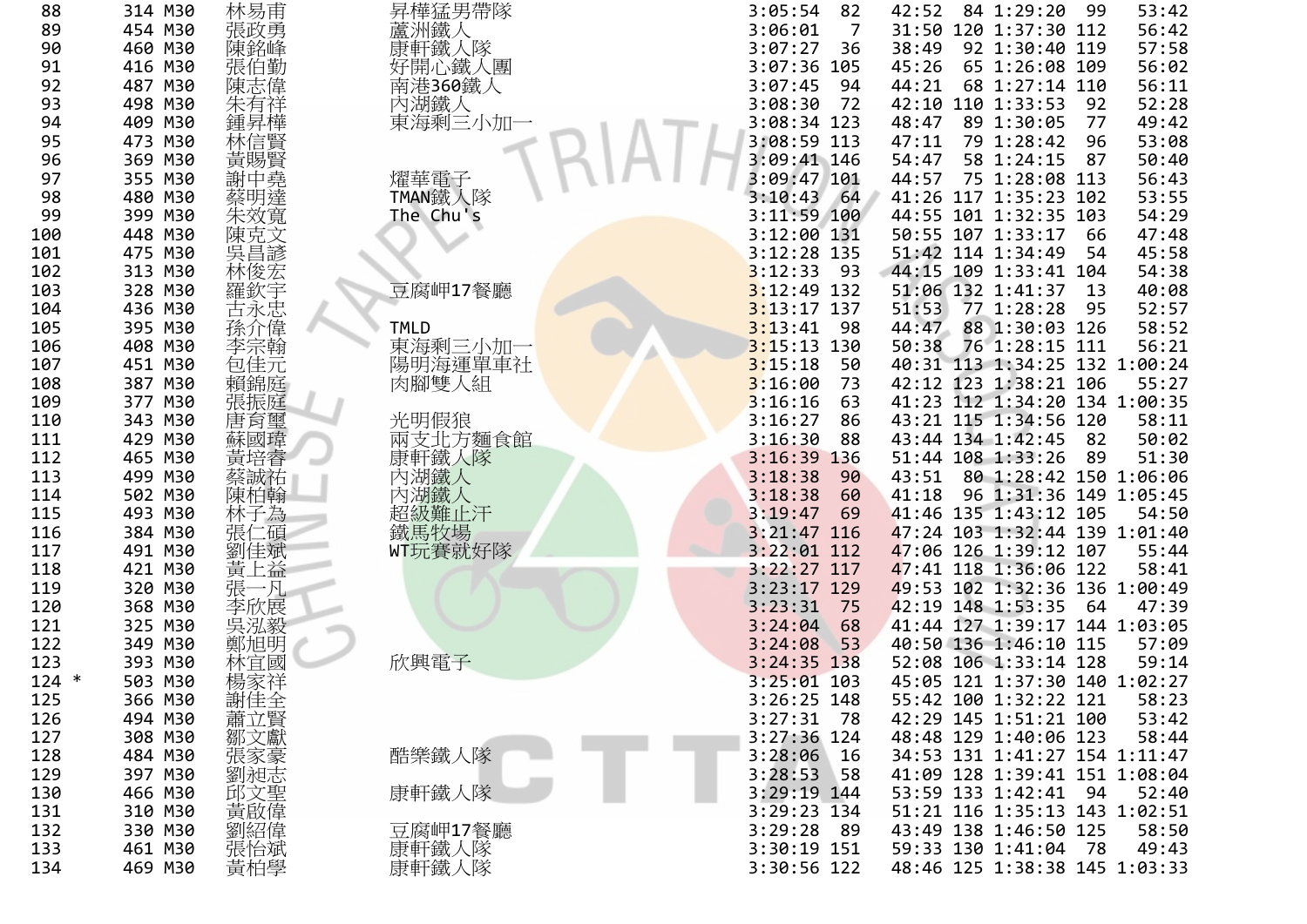| | | | | | | | | | | | | |
|---|---|---|---|---|---|---|---|---|---|---|---|---|
| 88 | 314 | M30 | 林易甫 | 昇樺猛男帶隊 | 3:05:54 | 82 | 42:52 | 84 | 1:29:20 | 99 | 53:42 |
| 89 | 454 | M30 | 張政勇 | 蘆洲鐵人 | 3:06:01 | 7 | 31:50 | 120 | 1:37:30 | 112 | 56:42 |
| 90 | 460 | M30 | 陳銘峰 | 康軒鐵人隊 | 3:07:27 | 36 | 38:49 | 92 | 1:30:40 | 119 | 57:58 |
| 91 | 416 | M30 | 張伯勤 | 好開心鐵人團 | 3:07:36 | 105 | 45:26 | 65 | 1:26:08 | 109 | 56:02 |
| 92 | 487 | M30 | 陳志偉 | 南港360鐵人 | 3:07:45 | 94 | 44:21 | 68 | 1:27:14 | 110 | 56:11 |
| 93 | 498 | M30 | 朱有祥 | 內湖鐵人 | 3:08:30 | 72 | 42:10 | 110 | 1:33:53 | 92 | 52:28 |
| 94 | 409 | M30 | 鍾昇樺 | 東海剩三小加一 | 3:08:34 | 123 | 48:47 | 89 | 1:30:05 | 77 | 49:42 |
| 95 | 473 | M30 | 林信賢 | | 3:08:59 | 113 | 47:11 | 79 | 1:28:42 | 96 | 53:08 |
| 96 | 369 | M30 | 黃賜賢 | | 3:09:41 | 146 | 54:47 | 58 | 1:24:15 | 87 | 50:40 |
| 97 | 355 | M30 | 謝中堯 | 燿華電子 | 3:09:47 | 101 | 44:57 | 75 | 1:28:08 | 113 | 56:43 |
| 98 | 480 | M30 | 蔡明達 | TMAN鐵人隊 | 3:10:43 | 64 | 41:26 | 117 | 1:35:23 | 102 | 53:55 |
| 99 | 399 | M30 | 朱效寬 | The Chu's | 3:11:59 | 100 | 44:55 | 101 | 1:32:35 | 103 | 54:29 |
| 100 | 448 | M30 | 陳克文 | | 3:12:00 | 131 | 50:55 | 107 | 1:33:17 | 66 | 47:48 |
| 101 | 475 | M30 | 吳昌諺 | | 3:12:28 | 135 | 51:42 | 114 | 1:34:49 | 54 | 45:58 |
| 102 | 313 | M30 | 林俊宏 | | 3:12:33 | 93 | 44:15 | 109 | 1:33:41 | 104 | 54:38 |
| 103 | 328 | M30 | 羅欽宇 | 豆腐岬17餐廳 | 3:12:49 | 132 | 51:06 | 132 | 1:41:37 | 13 | 40:08 |
| 104 | 436 | M30 | 古永忠 | | 3:13:17 | 137 | 51:53 | 77 | 1:28:28 | 95 | 52:57 |
| 105 | 395 | M30 | 孫介偉 | TMLD | 3:13:41 | 98 | 44:47 | 88 | 1:30:03 | 126 | 58:52 |
| 106 | 408 | M30 | 李宗翰 | 東海剩三小加一 | 3:15:13 | 130 | 50:38 | 76 | 1:28:15 | 111 | 56:21 |
| 107 | 451 | M30 | 包佳元 | 陽明海運單車社 | 3:15:18 | 50 | 40:31 | 113 | 1:34:25 | 132 | 1:00:24 |
| 108 | 387 | M30 | 賴錦庭 | 肉腳雙人組 | 3:16:00 | 73 | 42:12 | 123 | 1:38:21 | 106 | 55:27 |
| 109 | 377 | M30 | 張振庭 | | 3:16:16 | 63 | 41:23 | 112 | 1:34:20 | 134 | 1:00:35 |
| 110 | 343 | M30 | 唐育璽 | 光明假狼 | 3:16:27 | 86 | 43:21 | 115 | 1:34:56 | 120 | 58:11 |
| 111 | 429 | M30 | 蘇國瑋 | 兩支北方麵食館 | 3:16:30 | 88 | 43:44 | 134 | 1:42:45 | 82 | 50:02 |
| 112 | 465 | M30 | 黃培睿 | 康軒鐵人隊 | 3:16:39 | 136 | 51:44 | 108 | 1:33:26 | 89 | 51:30 |
| 113 | 499 | M30 | 蔡誠祐 | 內湖鐵人 | 3:18:38 | 90 | 43:51 | 80 | 1:28:42 | 150 | 1:06:06 |
| 114 | 502 | M30 | 陳柏翰 | 內湖鐵人 | 3:18:38 | 60 | 41:18 | 96 | 1:31:36 | 149 | 1:05:45 |
| 115 | 493 | M30 | 林子為 | 超級難止汗 | 3:19:47 | 69 | 41:46 | 135 | 1:43:12 | 105 | 54:50 |
| 116 | 384 | M30 | 張仁碩 | 鐵馬牧場 | 3:21:47 | 116 | 47:24 | 103 | 1:32:44 | 139 | 1:01:40 |
| 117 | 491 | M30 | 劉佳斌 | WT玩賽就好隊 | 3:22:01 | 112 | 47:06 | 126 | 1:39:12 | 107 | 55:44 |
| 118 | 421 | M30 | 黃上益 | | 3:22:27 | 117 | 47:41 | 118 | 1:36:06 | 122 | 58:41 |
| 119 | 320 | M30 | 張一凡 | | 3:23:17 | 129 | 49:53 | 102 | 1:32:36 | 136 | 1:00:49 |
| 120 | 368 | M30 | 李欣展 | | 3:23:31 | 75 | 42:19 | 148 | 1:53:35 | 64 | 47:39 |
| 121 | 325 | M30 | 吳泓毅 | | 3:24:04 | 68 | 41:44 | 127 | 1:39:17 | 144 | 1:03:05 |
| 122 | 349 | M30 | 鄭旭明 | | 3:24:08 | 53 | 40:50 | 136 | 1:46:10 | 115 | 57:09 |
| 123 | 393 | M30 | 林宜國 | 欣興電子 | 3:24:35 | 138 | 52:08 | 106 | 1:33:14 | 128 | 59:14 |
| 124 * | 503 | M30 | 楊家祥 | | 3:25:01 | 103 | 45:05 | 121 | 1:37:30 | 140 | 1:02:27 |
| 125 | 366 | M30 | 謝佳全 | | 3:26:25 | 148 | 55:42 | 100 | 1:32:22 | 121 | 58:23 |
| 126 | 494 | M30 | 蕭立賢 | | 3:27:31 | 78 | 42:29 | 145 | 1:51:21 | 100 | 53:42 |
| 127 | 308 | M30 | 鄒文獻 | | 3:27:36 | 124 | 48:48 | 129 | 1:40:06 | 123 | 58:44 |
| 128 | 484 | M30 | 張家豪 | 酷樂鐵人隊 | 3:28:06 | 16 | 34:53 | 131 | 1:41:27 | 154 | 1:11:47 |
| 129 | 397 | M30 | 劉昶志 | | 3:28:53 | 58 | 41:09 | 128 | 1:39:41 | 151 | 1:08:04 |
| 130 | 466 | M30 | 邱文聖 | 康軒鐵人隊 | 3:29:19 | 144 | 53:59 | 133 | 1:42:41 | 94 | 52:40 |
| 131 | 310 | M30 | 黃啟偉 | | 3:29:23 | 134 | 51:21 | 116 | 1:35:13 | 143 | 1:02:51 |
| 132 | 330 | M30 | 劉紹偉 | 豆腐岬17餐廳 | 3:29:28 | 89 | 43:49 | 138 | 1:46:50 | 125 | 58:50 |
| 133 | 461 | M30 | 張怡斌 | 康軒鐵人隊 | 3:30:19 | 151 | 59:33 | 130 | 1:41:04 | 78 | 49:43 |
| 134 | 469 | M30 | 黃柏學 | 康軒鐵人隊 | 3:30:56 | 122 | 48:46 | 125 | 1:38:38 | 145 | 1:03:33 |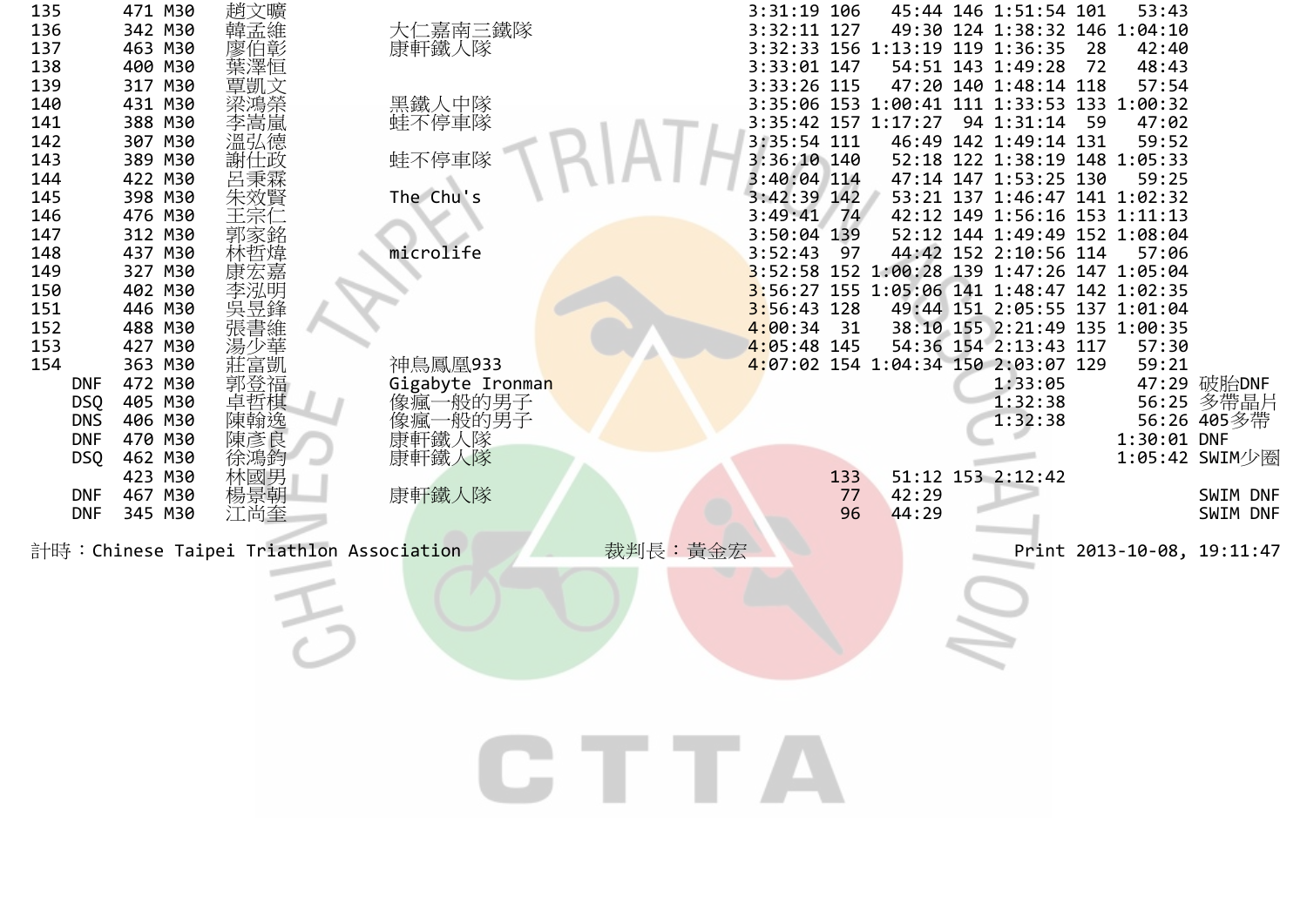| | | | | | | | | | | | | |
|---|---|---|---|---|---|---|---|---|---|---|---|---|
| 135 | 471 | M30 | 趙文曠 | | 3:31:19 | 106 | 45:44 | 146 | 1:51:54 | 101 | 53:43 | |
| 136 | 342 | M30 | 韓孟維 | 大仁嘉南三鐵隊 | 3:32:11 | 127 | 49:30 | 124 | 1:38:32 | 146 | 1:04:10 | |
| 137 | 463 | M30 | 廖伯彰 | 康軒鐵人隊 | 3:32:33 | 156 | 1:13:19 | 119 | 1:36:35 | 28 | 42:40 | |
| 138 | 400 | M30 | 葉澤恒 | | 3:33:01 | 147 | 54:51 | 143 | 1:49:28 | 72 | 48:43 | |
| 139 | 317 | M30 | 覃凱文 | | 3:33:26 | 115 | 47:20 | 140 | 1:48:14 | 118 | 57:54 | |
| 140 | 431 | M30 | 梁鴻榮 | 黑鐵人中隊 | 3:35:06 | 153 | 1:00:41 | 111 | 1:33:53 | 133 | 1:00:32 | |
| 141 | 388 | M30 | 李嵩嵐 | 蛙不停車隊 | 3:35:42 | 157 | 1:17:27 | 94 | 1:31:14 | 59 | 47:02 | |
| 142 | 307 | M30 | 溫弘德 | | 3:35:54 | 111 | 46:49 | 142 | 1:49:14 | 131 | 59:52 | |
| 143 | 389 | M30 | 謝仕政 | 蛙不停車隊 | 3:36:10 | 140 | 52:18 | 122 | 1:38:19 | 148 | 1:05:33 | |
| 144 | 422 | M30 | 呂秉霖 | | 3:40:04 | 114 | 47:14 | 147 | 1:53:25 | 130 | 59:25 | |
| 145 | 398 | M30 | 朱效賢 | The Chu's | 3:42:39 | 142 | 53:21 | 137 | 1:46:47 | 141 | 1:02:32 | |
| 146 | 476 | M30 | 王宗仁 | | 3:49:41 | 74 | 42:12 | 149 | 1:56:16 | 153 | 1:11:13 | |
| 147 | 312 | M30 | 郭家銘 | | 3:50:04 | 139 | 52:12 | 144 | 1:49:49 | 152 | 1:08:04 | |
| 148 | 437 | M30 | 林哲煒 | microlife | 3:52:43 | 97 | 44:42 | 152 | 2:10:56 | 114 | 57:06 | |
| 149 | 327 | M30 | 康宏嘉 | | 3:52:58 | 152 | 1:00:28 | 139 | 1:47:26 | 147 | 1:05:04 | |
| 150 | 402 | M30 | 李泓明 | | 3:56:27 | 155 | 1:05:06 | 141 | 1:48:47 | 142 | 1:02:35 | |
| 151 | 446 | M30 | 吳昱鋒 | | 3:56:43 | 128 | 49:44 | 151 | 2:05:55 | 137 | 1:01:04 | |
| 152 | 488 | M30 | 張書維 | | 4:00:34 | 31 | 38:10 | 155 | 2:21:49 | 135 | 1:00:35 | |
| 153 | 427 | M30 | 湯少華 | | 4:05:48 | 145 | 54:36 | 154 | 2:13:43 | 117 | 57:30 | |
| 154 | 363 | M30 | 莊富凱 | 神鳥鳳凰933 | 4:07:02 | 154 | 1:04:34 | 150 | 2:03:07 | 129 | 59:21 | |
| DNF | 472 | M30 | 郭登福 | Gigabyte Ironman | | | | | 1:33:05 | | 47:29 | 破胎DNF |
| DSQ | 405 | M30 | 卓哲棋 | 像瘋一般的男子 | | | | | 1:32:38 | | 56:25 | 多帶晶片 |
| DNS | 406 | M30 | 陳翰逸 | 像瘋一般的男子 | | | | | 1:32:38 | | 56:26 | 405多帶 |
| DNF | 470 | M30 | 陳彥良 | 康軒鐵人隊 | | | | | | | 1:30:01 | DNF |
| DSQ | 462 | M30 | 徐鴻鈞 | 康軒鐵人隊 | | | | | | | 1:05:42 | SWIM少圈 |
| | 423 | M30 | 林國男 | | | 133 | 51:12 | 153 | 2:12:42 | | | |
| DNF | 467 | M30 | 楊景朝 | 康軒鐵人隊 | | 77 | 42:29 | | | | | SWIM DNF |
| DNF | 345 | M30 | 江尚奎 | | | 96 | 44:29 | | | | | SWIM DNF |

計時：Chinese Taipei Triathlon Association　　裁判長：黃金宏　　Print 2013-10-08, 19:11:47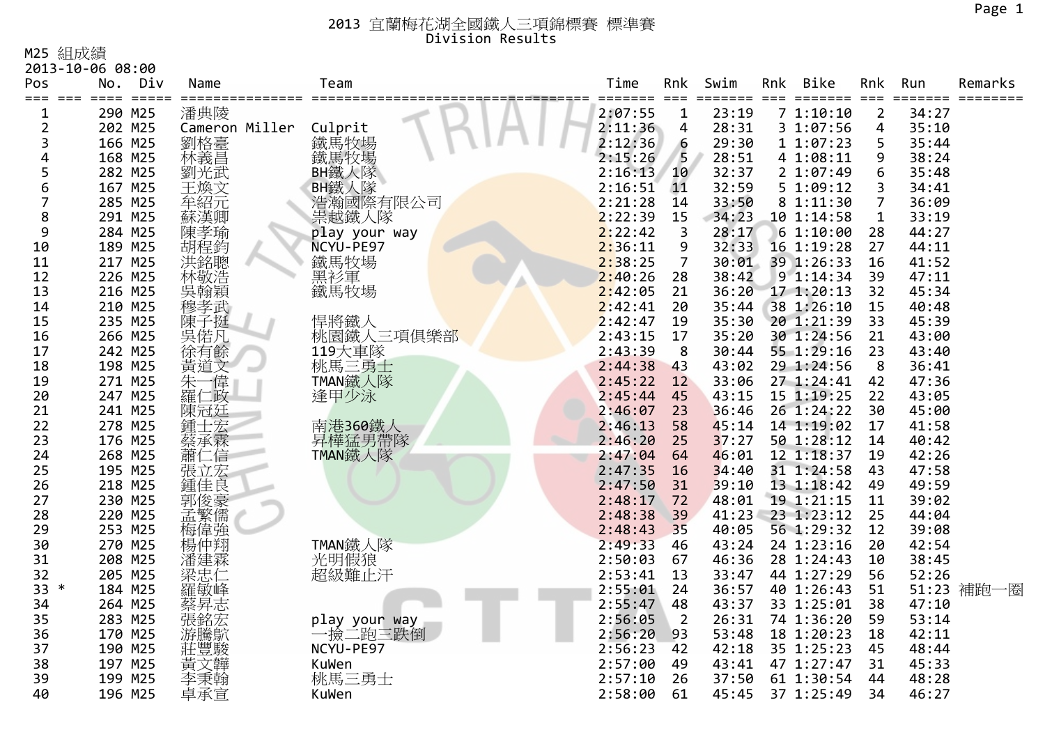# 2013 宜蘭梅花湖全國鐵人三項錦標賽 標準賽

Division Results

M25 組成績

2013-10-06 08:00

| Pos | | No. | Div | Name | Team | Time | Rnk | Swim | Rnk | Bike | Rnk | Run | Remarks |
|---|---|---|---|---|---|---|---|---|---|---|---|---|---|
| 1 | | 290 | M25 | 潘典陵 | | 2:07:55 | 1 | 23:19 | 7 | 1:10:10 | 2 | 34:27 | |
| 2 | | 202 | M25 | Cameron Miller | Culprit | 2:11:36 | 4 | 28:31 | 3 | 1:07:56 | 4 | 35:10 | |
| 3 | | 166 | M25 | 劉格臺 | 鐵馬牧場 | 2:12:36 | 6 | 29:30 | 1 | 1:07:23 | 5 | 35:44 | |
| 4 | | 168 | M25 | 林義昌 | 鐵馬牧場 | 2:15:26 | 5 | 28:51 | 4 | 1:08:11 | 9 | 38:24 | |
| 5 | | 282 | M25 | 劉光武 | BH鐵人隊 | 2:16:13 | 10 | 32:37 | 2 | 1:07:49 | 6 | 35:48 | |
| 6 | | 167 | M25 | 王煥文 | BH鐵人隊 | 2:16:51 | 11 | 32:59 | 5 | 1:09:12 | 3 | 34:41 | |
| 7 | | 285 | M25 | 牟紹元 | 浩瀚國際有限公司 | 2:21:28 | 14 | 33:50 | 8 | 1:11:30 | 7 | 36:09 | |
| 8 | | 291 | M25 | 蘇漢卿 | 崇越鐵人隊 | 2:22:39 | 15 | 34:23 | 10 | 1:14:58 | 1 | 33:19 | |
| 9 | | 284 | M25 | 陳孝瑜 | play your way | 2:22:42 | 3 | 28:17 | 6 | 1:10:00 | 28 | 44:27 | |
| 10 | | 189 | M25 | 胡程鈞 | NCYU-PE97 | 2:36:11 | 9 | 32:33 | 16 | 1:19:28 | 27 | 44:11 | |
| 11 | | 217 | M25 | 洪銘聰 | 鐵馬牧場 | 2:38:25 | 7 | 30:01 | 39 | 1:26:33 | 16 | 41:52 | |
| 12 | | 226 | M25 | 林敬浩 | 黑衫軍 | 2:40:26 | 28 | 38:42 | 9 | 1:14:34 | 39 | 47:11 | |
| 13 | | 216 | M25 | 吳翰穎 | 鐵馬牧場 | 2:42:05 | 21 | 36:20 | 17 | 1:20:13 | 32 | 45:34 | |
| 14 | | 210 | M25 | 穆孝武 | | 2:42:41 | 20 | 35:44 | 38 | 1:26:10 | 15 | 40:48 | |
| 15 | | 235 | M25 | 陳子挺 | 悍將鐵人 | 2:42:47 | 19 | 35:30 | 20 | 1:21:39 | 33 | 45:39 | |
| 16 | | 266 | M25 | 吳偌凡 | 桃園鐵人三項俱樂部 | 2:43:15 | 17 | 35:20 | 30 | 1:24:56 | 21 | 43:00 | |
| 17 | | 242 | M25 | 徐有餘 | 119大車隊 | 2:43:39 | 8 | 30:44 | 55 | 1:29:16 | 23 | 43:40 | |
| 18 | | 198 | M25 | 黃道文 | 桃馬三勇士 | 2:44:38 | 43 | 43:02 | 29 | 1:24:56 | 8 | 36:41 | |
| 19 | | 271 | M25 | 朱一偉 | TMAN鐵人隊 | 2:45:22 | 12 | 33:06 | 27 | 1:24:41 | 42 | 47:36 | |
| 20 | | 247 | M25 | 羅仁政 | 逢甲少泳 | 2:45:44 | 45 | 43:15 | 15 | 1:19:25 | 22 | 43:05 | |
| 21 | | 241 | M25 | 陳冠廷 | | 2:46:07 | 23 | 36:46 | 26 | 1:24:22 | 30 | 45:00 | |
| 22 | | 278 | M25 | 鍾士宏 | 南港360鐵人 | 2:46:13 | 58 | 45:14 | 14 | 1:19:02 | 17 | 41:58 | |
| 23 | | 176 | M25 | 蔡承霖 | 昇樺猛男帶隊 | 2:46:20 | 25 | 37:27 | 50 | 1:28:12 | 14 | 40:42 | |
| 24 | | 268 | M25 | 蕭仁信 | TMAN鐵人隊 | 2:47:04 | 64 | 46:01 | 12 | 1:18:37 | 19 | 42:26 | |
| 25 | | 195 | M25 | 張立宏 | | 2:47:35 | 16 | 34:40 | 31 | 1:24:58 | 43 | 47:58 | |
| 26 | | 218 | M25 | 鍾佳良 | | 2:47:50 | 31 | 39:10 | 13 | 1:18:42 | 49 | 49:59 | |
| 27 | | 230 | M25 | 郭俊豪 | | 2:48:17 | 72 | 48:01 | 19 | 1:21:15 | 11 | 39:02 | |
| 28 | | 220 | M25 | 孟繁儒 | | 2:48:38 | 39 | 41:23 | 23 | 1:23:12 | 25 | 44:04 | |
| 29 | | 253 | M25 | 梅偉強 | | 2:48:43 | 35 | 40:05 | 56 | 1:29:32 | 12 | 39:08 | |
| 30 | | 270 | M25 | 楊仲翔 | TMAN鐵人隊 | 2:49:33 | 46 | 43:24 | 24 | 1:23:16 | 20 | 42:54 | |
| 31 | | 208 | M25 | 潘建霖 | 光明假狼 | 2:50:03 | 67 | 46:36 | 28 | 1:24:43 | 10 | 38:45 | |
| 32 | | 205 | M25 | 梁忠仁 | 超級難止汗 | 2:53:41 | 13 | 33:47 | 44 | 1:27:29 | 56 | 52:26 | |
| 33 | * | 184 | M25 | 羅敏峰 | | 2:55:01 | 24 | 36:57 | 40 | 1:26:43 | 51 | 51:23 | 補跑一圈 |
| 34 | | 264 | M25 | 蔡昇志 | | 2:55:47 | 48 | 43:37 | 33 | 1:25:01 | 38 | 47:10 | |
| 35 | | 283 | M25 | 張銘宏 | play your way | 2:56:05 | 2 | 26:31 | 74 | 1:36:20 | 59 | 53:14 | |
| 36 | | 170 | M25 | 游騰駮 | 一撿二跑三跌倒 | 2:56:20 | 93 | 53:48 | 18 | 1:20:23 | 18 | 42:11 | |
| 37 | | 190 | M25 | 莊豐駿 | NCYU-PE97 | 2:56:23 | 42 | 42:18 | 35 | 1:25:23 | 45 | 48:44 | |
| 38 | | 197 | M25 | 黃文韡 | KuWen | 2:57:00 | 49 | 43:41 | 47 | 1:27:47 | 31 | 45:33 | |
| 39 | | 199 | M25 | 李秉翰 | 桃馬三勇士 | 2:57:10 | 26 | 37:50 | 61 | 1:30:54 | 44 | 48:28 | |
| 40 | | 196 | M25 | 卓承宣 | KuWen | 2:58:00 | 61 | 45:45 | 37 | 1:25:49 | 34 | 46:27 | |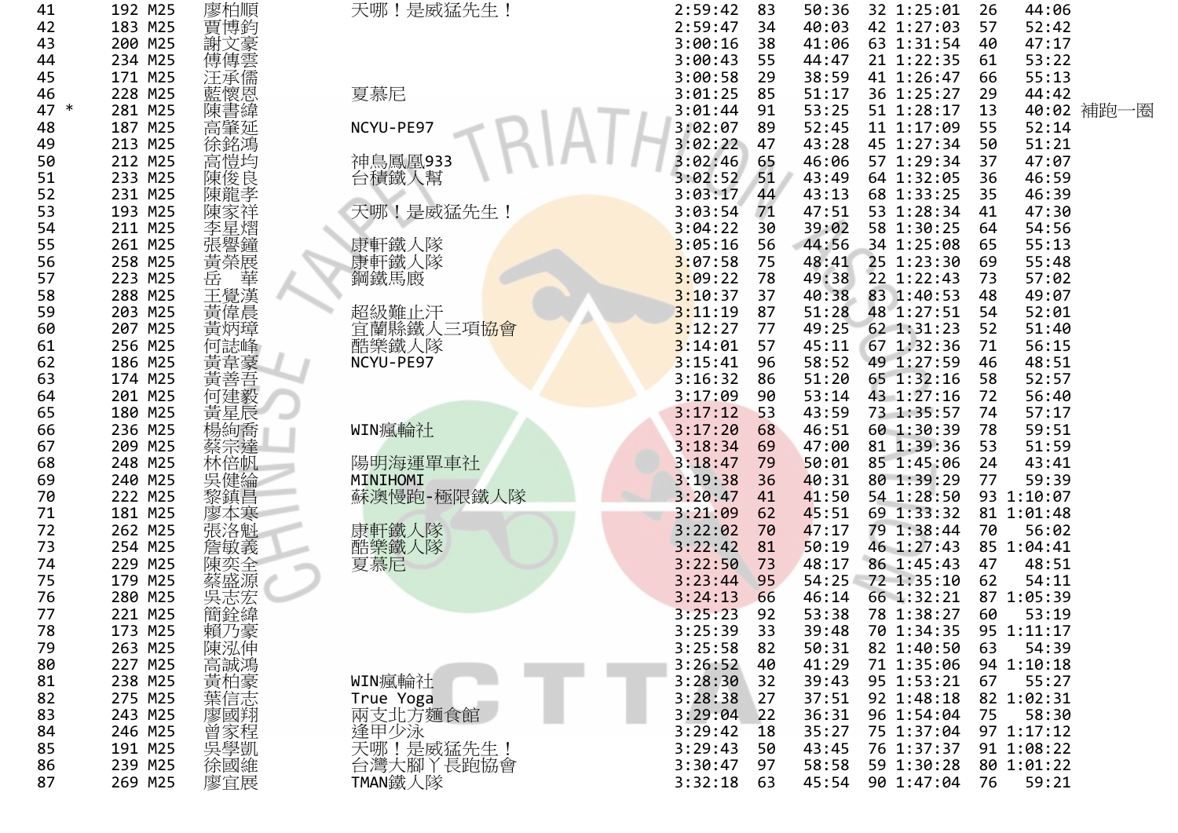| | | | | | | | | | | | | | |
|---|---|---|---|---|---|---|---|---|---|---|---|---|---|
| 41 | | 192 | M25 | 廖柏順 | 天哪！是威猛先生！ | 2:59:42 | 83 | 50:36 | 32 | 1:25:01 | 26 | 44:06 | |
| 42 | | 183 | M25 | 賈博鈞 | | 2:59:47 | 34 | 40:03 | 42 | 1:27:03 | 57 | 52:42 | |
| 43 | | 200 | M25 | 謝文豪 | | 3:00:16 | 38 | 41:06 | 63 | 1:31:54 | 40 | 47:17 | |
| 44 | | 234 | M25 | 傅傳雲 | | 3:00:43 | 55 | 44:47 | 21 | 1:22:35 | 61 | 53:22 | |
| 45 | | 171 | M25 | 汪承儒 | | 3:00:58 | 29 | 38:59 | 41 | 1:26:47 | 66 | 55:13 | |
| 46 | | 228 | M25 | 藍懷恩 | 夏慕尼 | 3:01:25 | 85 | 51:17 | 36 | 1:25:27 | 29 | 44:42 | |
| 47 | * | 281 | M25 | 陳書緯 | | 3:01:44 | 91 | 53:25 | 51 | 1:28:17 | 13 | 40:02 | 補跑一圈 |
| 48 | | 187 | M25 | 高肇延 | NCYU-PE97 | 3:02:07 | 89 | 52:45 | 11 | 1:17:09 | 55 | 52:14 | |
| 49 | | 213 | M25 | 徐銘鴻 | | 3:02:22 | 47 | 43:28 | 45 | 1:27:34 | 50 | 51:21 | |
| 50 | | 212 | M25 | 高愷均 | 神鳥鳳凰933 | 3:02:46 | 65 | 46:06 | 57 | 1:29:34 | 37 | 47:07 | |
| 51 | | 233 | M25 | 陳俊良 | 台積鐵人幫 | 3:02:52 | 51 | 43:49 | 64 | 1:32:05 | 36 | 46:59 | |
| 52 | | 231 | M25 | 陳龍孝 | | 3:03:17 | 44 | 43:13 | 68 | 1:33:25 | 35 | 46:39 | |
| 53 | | 193 | M25 | 陳家祥 | 天哪！是威猛先生！ | 3:03:54 | 71 | 47:51 | 53 | 1:28:34 | 41 | 47:30 | |
| 54 | | 211 | M25 | 李星熠 | | 3:04:22 | 30 | 39:02 | 58 | 1:30:25 | 64 | 54:56 | |
| 55 | | 261 | M25 | 張譽鐘 | 康軒鐵人隊 | 3:05:16 | 56 | 44:56 | 34 | 1:25:08 | 65 | 55:13 | |
| 56 | | 258 | M25 | 黃榮展 | 康軒鐵人隊 | 3:07:58 | 75 | 48:41 | 25 | 1:23:30 | 69 | 55:48 | |
| 57 | | 223 | M25 | 岳　華 | 鋼鐵馬廄 | 3:09:22 | 78 | 49:38 | 22 | 1:22:43 | 73 | 57:02 | |
| 58 | | 288 | M25 | 王覺漢 | | 3:10:37 | 37 | 40:38 | 83 | 1:40:53 | 48 | 49:07 | |
| 59 | | 203 | M25 | 黃偉晨 | 超級難止汗 | 3:11:19 | 87 | 51:28 | 48 | 1:27:51 | 54 | 52:01 | |
| 60 | | 207 | M25 | 黃炳璋 | 宜蘭縣鐵人三項協會 | 3:12:27 | 77 | 49:25 | 62 | 1:31:23 | 52 | 51:40 | |
| 61 | | 256 | M25 | 何誌峰 | 酷樂鐵人隊 | 3:14:01 | 57 | 45:11 | 67 | 1:32:36 | 71 | 56:15 | |
| 62 | | 186 | M25 | 黃韋豪 | NCYU-PE97 | 3:15:41 | 96 | 58:52 | 49 | 1:27:59 | 46 | 48:51 | |
| 63 | | 174 | M25 | 黃善吾 | | 3:16:32 | 86 | 51:20 | 65 | 1:32:16 | 58 | 52:57 | |
| 64 | | 201 | M25 | 何建毅 | | 3:17:09 | 90 | 53:14 | 43 | 1:27:16 | 72 | 56:40 | |
| 65 | | 180 | M25 | 黃星辰 | | 3:17:12 | 53 | 43:59 | 73 | 1:35:57 | 74 | 57:17 | |
| 66 | | 236 | M25 | 楊絢喬 | WIN瘋輪社 | 3:17:20 | 68 | 46:51 | 60 | 1:30:39 | 78 | 59:51 | |
| 67 | | 209 | M25 | 蔡宗達 | | 3:18:34 | 69 | 47:00 | 81 | 1:39:36 | 53 | 51:59 | |
| 68 | | 248 | M25 | 林倍帆 | 陽明海運單車社 | 3:18:47 | 79 | 50:01 | 85 | 1:45:06 | 24 | 43:41 | |
| 69 | | 240 | M25 | 吳健綸 | MINIHOMI | 3:19:38 | 36 | 40:31 | 80 | 1:39:29 | 77 | 59:39 | |
| 70 | | 222 | M25 | 黎鎮昌 | 蘇澳慢跑-極限鐵人隊 | 3:20:47 | 41 | 41:50 | 54 | 1:28:50 | 93 | 1:10:07 | |
| 71 | | 181 | M25 | 廖本寒 | | 3:21:09 | 62 | 45:51 | 69 | 1:33:32 | 81 | 1:01:48 | |
| 72 | | 262 | M25 | 張洛魁 | 康軒鐵人隊 | 3:22:02 | 70 | 47:17 | 79 | 1:38:44 | 70 | 56:02 | |
| 73 | | 254 | M25 | 詹敏義 | 酷樂鐵人隊 | 3:22:42 | 81 | 50:19 | 46 | 1:27:43 | 85 | 1:04:41 | |
| 74 | | 229 | M25 | 陳奕全 | 夏慕尼 | 3:22:50 | 73 | 48:17 | 86 | 1:45:43 | 47 | 48:51 | |
| 75 | | 179 | M25 | 蔡盛源 | | 3:23:44 | 95 | 54:25 | 72 | 1:35:10 | 62 | 54:11 | |
| 76 | | 280 | M25 | 吳志宏 | | 3:24:13 | 66 | 46:14 | 66 | 1:32:21 | 87 | 1:05:39 | |
| 77 | | 221 | M25 | 簡銓緯 | | 3:25:23 | 92 | 53:38 | 78 | 1:38:27 | 60 | 53:19 | |
| 78 | | 173 | M25 | 賴乃豪 | | 3:25:39 | 33 | 39:48 | 70 | 1:34:35 | 95 | 1:11:17 | |
| 79 | | 263 | M25 | 陳泓伸 | | 3:25:58 | 82 | 50:31 | 82 | 1:40:50 | 63 | 54:39 | |
| 80 | | 227 | M25 | 高誠鴻 | | 3:26:52 | 40 | 41:29 | 71 | 1:35:06 | 94 | 1:10:18 | |
| 81 | | 238 | M25 | 黃柏豪 | WIN瘋輪社 | 3:28:30 | 32 | 39:43 | 95 | 1:53:21 | 67 | 55:27 | |
| 82 | | 275 | M25 | 葉信志 | True Yoga | 3:28:38 | 27 | 37:51 | 92 | 1:48:18 | 82 | 1:02:31 | |
| 83 | | 243 | M25 | 廖國翔 | 兩支北方麵食館 | 3:29:04 | 22 | 36:31 | 96 | 1:54:04 | 75 | 58:30 | |
| 84 | | 246 | M25 | 曾家程 | 逢甲少泳 | 3:29:42 | 18 | 35:27 | 75 | 1:37:04 | 97 | 1:17:12 | |
| 85 | | 191 | M25 | 吳學凱 | 天哪！是威猛先生！ | 3:29:43 | 50 | 43:45 | 76 | 1:37:37 | 91 | 1:08:22 | |
| 86 | | 239 | M25 | 徐國維 | 台灣大腳丫長跑協會 | 3:30:47 | 97 | 58:58 | 59 | 1:30:28 | 80 | 1:01:22 | |
| 87 | | 269 | M25 | 廖宜展 | TMAN鐵人隊 | 3:32:18 | 63 | 45:54 | 90 | 1:47:04 | 76 | 59:21 | |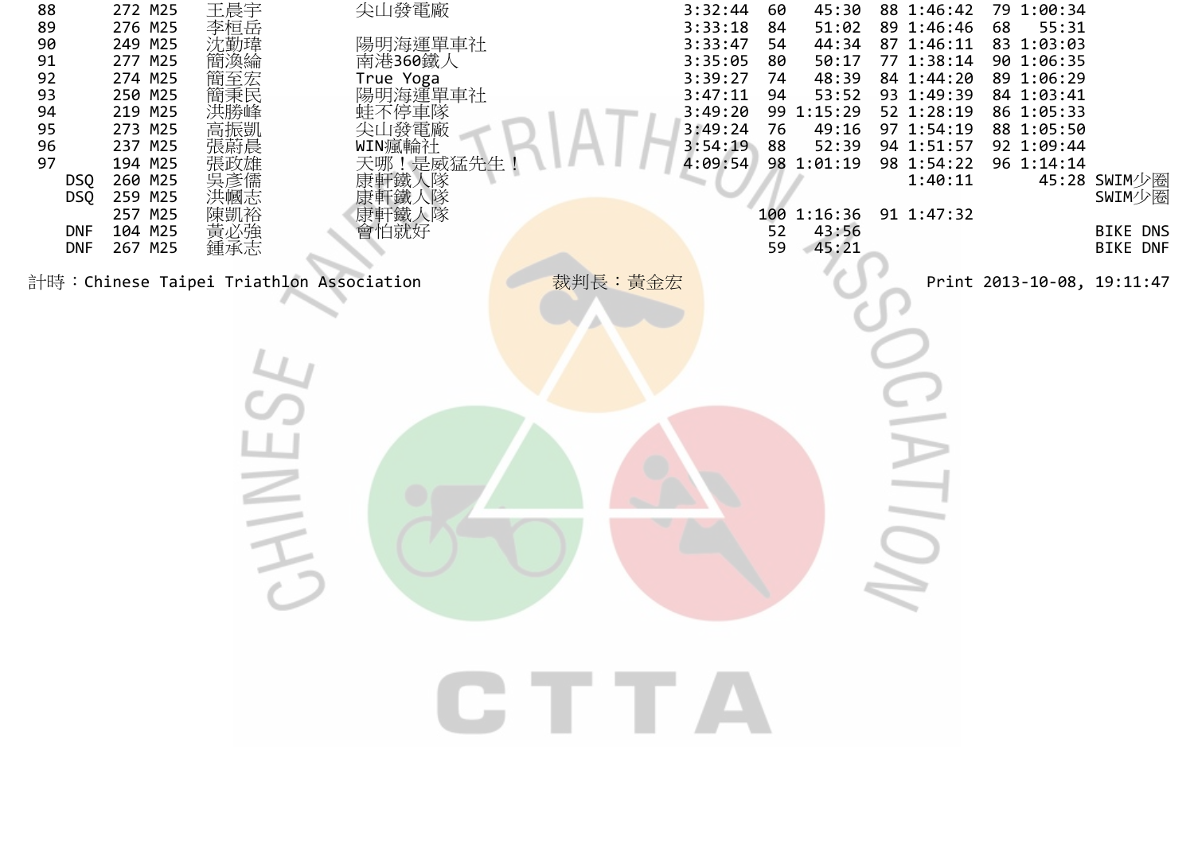| | | | | | | | | | | | | |
|---|---|---|---|---|---|---|---|---|---|---|---|---|
| 88 | 272 | M25 | 王晨宇 | 尖山發電廠 | 3:32:44 | 60 | 45:30 | 88 | 1:46:42 | 79 | 1:00:34 | |
| 89 | 276 | M25 | 李桓岳 | | 3:33:18 | 84 | 51:02 | 89 | 1:46:46 | 68 | 55:31 | |
| 90 | 249 | M25 | 沈勤瑋 | 陽明海運單車社 | 3:33:47 | 54 | 44:34 | 87 | 1:46:11 | 83 | 1:03:03 | |
| 91 | 277 | M25 | 簡渙綸 | 南港360鐵人 | 3:35:05 | 80 | 50:17 | 77 | 1:38:14 | 90 | 1:06:35 | |
| 92 | 274 | M25 | 簡至宏 | True Yoga | 3:39:27 | 74 | 48:39 | 84 | 1:44:20 | 89 | 1:06:29 | |
| 93 | 250 | M25 | 簡秉民 | 陽明海運單車社 | 3:47:11 | 94 | 53:52 | 93 | 1:49:39 | 84 | 1:03:41 | |
| 94 | 219 | M25 | 洪勝峰 | 蛙不停車隊 | 3:49:20 | 99 | 1:15:29 | 52 | 1:28:19 | 86 | 1:05:33 | |
| 95 | 273 | M25 | 高振凱 | 尖山發電廠 | 3:49:24 | 76 | 49:16 | 97 | 1:54:19 | 88 | 1:05:50 | |
| 96 | 237 | M25 | 張蔚晨 | WIN瘋輪社 | 3:54:19 | 88 | 52:39 | 94 | 1:51:57 | 92 | 1:09:44 | |
| 97 | 194 | M25 | 張政雄 | 天哪！是威猛先生！ | 4:09:54 | 98 | 1:01:19 | 98 | 1:54:22 | 96 | 1:14:14 | |
| DSQ | 260 | M25 | 吳彥儒 | 康軒鐵人隊 | | | | | 1:40:11 | | 45:28 | SWIM少圈 |
| DSQ | 259 | M25 | 洪幗志 | 康軒鐵人隊 | | | | | | | | SWIM少圈 |
| | 257 | M25 | 陳凱裕 | 康軒鐵人隊 | | 100 | 1:16:36 | 91 | 1:47:32 | | | |
| DNF | 104 | M25 | 黃必強 | 會怕就好 | | 52 | 43:56 | | | | | BIKE DNS |
| DNF | 267 | M25 | 鍾承志 | | | 59 | 45:21 | | | | | BIKE DNF |

計時：Chinese Taipei Triathlon Association　　裁判長：黃金宏　　Print 2013-10-08, 19:11:47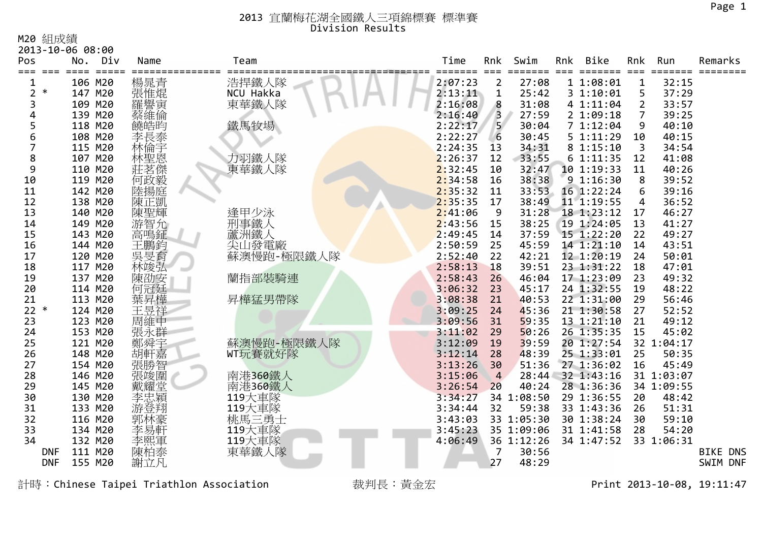# 2013 宜蘭梅花湖全國鐵人三項錦標賽 標準賽

Division Results

M20 組成績

2013-10-06 08:00

| Pos | | No. | Div | Name | Team | Time | Rnk | Swim | Rnk | Bike | Rnk | Run | Remarks |
|---|---|---|---|---|---|---|---|---|---|---|---|---|---|
| 1 | | 106 | M20 | 楊晁青 | 浩捍鐵人隊 | 2:07:23 | 2 | 27:08 | 1 | 1:08:01 | 1 | 32:15 | |
| 2 | * | 147 | M20 | 張惟焜 | NCU Hakka | 2:13:11 | 1 | 25:42 | 3 | 1:10:01 | 5 | 37:29 | |
| 3 | | 109 | M20 | 羅譽寅 | 東華鐵人隊 | 2:16:08 | 8 | 31:08 | 4 | 1:11:04 | 2 | 33:57 | |
| 4 | | 139 | M20 | 蔡維倫 | | 2:16:40 | 3 | 27:59 | 2 | 1:09:18 | 7 | 39:25 | |
| 5 | | 118 | M20 | 饒皓昀 | 鐵馬牧場 | 2:22:17 | 5 | 30:04 | 7 | 1:12:04 | 9 | 40:10 | |
| 6 | | 108 | M20 | 李長泰 | | 2:22:27 | 6 | 30:45 | 5 | 1:11:29 | 10 | 40:15 | |
| 7 | | 115 | M20 | 林倫宇 | | 2:24:35 | 13 | 34:31 | 8 | 1:15:10 | 3 | 34:54 | |
| 8 | | 107 | M20 | 林聖恩 | 力羽鐵人隊 | 2:26:37 | 12 | 33:55 | 6 | 1:11:35 | 12 | 41:08 | |
| 9 | | 110 | M20 | 莊茗傑 | 東華鐵人隊 | 2:32:45 | 10 | 32:47 | 10 | 1:19:33 | 11 | 40:26 | |
| 10 | | 119 | M20 | 何政毅 | | 2:34:58 | 16 | 38:38 | 9 | 1:16:30 | 8 | 39:52 | |
| 11 | | 142 | M20 | 陸揚庭 | | 2:35:32 | 11 | 33:53 | 16 | 1:22:24 | 6 | 39:16 | |
| 12 | | 138 | M20 | 陳正凱 | | 2:35:35 | 17 | 38:49 | 11 | 1:19:55 | 4 | 36:52 | |
| 13 | | 140 | M20 | 陳聖輝 | 逢甲少泳 | 2:41:06 | 9 | 31:28 | 18 | 1:23:12 | 17 | 46:27 | |
| 14 | | 149 | M20 | 游智允 | 刑事鐵人 | 2:43:56 | 15 | 38:25 | 19 | 1:24:05 | 13 | 41:27 | |
| 15 | | 143 | M20 | 高鳴鉦 | 蘆洲鐵人 | 2:49:45 | 14 | 37:59 | 15 | 1:22:20 | 22 | 49:27 | |
| 16 | | 144 | M20 | 王鵬鈞 | 尖山發電廠 | 2:50:59 | 25 | 45:59 | 14 | 1:21:10 | 14 | 43:51 | |
| 17 | | 120 | M20 | 吳旻育 | 蘇澳慢跑-極限鐵人隊 | 2:52:40 | 22 | 42:21 | 12 | 1:20:19 | 24 | 50:01 | |
| 18 | | 117 | M20 | 林竣弘 | | 2:58:13 | 18 | 39:51 | 23 | 1:31:22 | 18 | 47:01 | |
| 19 | | 137 | M20 | 陳劭安 | 蘭指部裝騎連 | 2:58:43 | 26 | 46:04 | 17 | 1:23:09 | 23 | 49:32 | |
| 20 | | 114 | M20 | 何冠廷 | | 3:06:32 | 23 | 45:17 | 24 | 1:32:55 | 19 | 48:22 | |
| 21 | | 113 | M20 | 葉昇樺 | 昇樺猛男帶隊 | 3:08:38 | 21 | 40:53 | 22 | 1:31:00 | 29 | 56:46 | |
| 22 | * | 124 | M20 | 王昱祥 | | 3:09:25 | 24 | 45:36 | 21 | 1:30:58 | 27 | 52:52 | |
| 23 | | 123 | M20 | 周維中 | | 3:09:56 | 31 | 59:35 | 13 | 1:21:10 | 21 | 49:12 | |
| 24 | | 153 | M20 | 張永群 | | 3:11:02 | 29 | 50:26 | 26 | 1:35:35 | 15 | 45:02 | |
| 25 | | 121 | M20 | 鄭舜宇 | 蘇澳慢跑-極限鐵人隊 | 3:12:09 | 19 | 39:59 | 20 | 1:27:54 | 32 | 1:04:17 | |
| 26 | | 148 | M20 | 胡軒嘉 | WT玩賽就好隊 | 3:12:14 | 28 | 48:39 | 25 | 1:33:01 | 25 | 50:35 | |
| 27 | | 154 | M20 | 張勝智 | | 3:13:26 | 30 | 51:36 | 27 | 1:36:02 | 16 | 45:49 | |
| 28 | | 146 | M20 | 張竣圍 | 南港360鐵人 | 3:15:06 | 4 | 28:44 | 32 | 1:43:16 | 31 | 1:03:07 | |
| 29 | | 145 | M20 | 戴耀堂 | 南港360鐵人 | 3:26:54 | 20 | 40:24 | 28 | 1:36:36 | 34 | 1:09:55 | |
| 30 | | 130 | M20 | 李忠穎 | 119大車隊 | 3:34:27 | 34 | 1:08:50 | 29 | 1:36:55 | 20 | 48:42 | |
| 31 | | 133 | M20 | 游登翔 | 119大車隊 | 3:34:44 | 32 | 59:38 | 33 | 1:43:36 | 26 | 51:31 | |
| 32 | | 116 | M20 | 郭林豪 | 桃馬三勇士 | 3:43:03 | 33 | 1:05:30 | 30 | 1:38:24 | 30 | 59:10 | |
| 33 | | 134 | M20 | 李易軒 | 119大車隊 | 3:45:23 | 35 | 1:09:06 | 31 | 1:41:58 | 28 | 54:20 | |
| 34 | | 132 | M20 | 李熙軍 | 119大車隊 | 4:06:49 | 36 | 1:12:26 | 34 | 1:47:52 | 33 | 1:06:31 | |
| | | DNF 111 | M20 | 陳柏泰 | 東華鐵人隊 | | 7 | 30:56 | | | | | BIKE DNS |
| | | DNF 155 | M20 | 謝立凡 | | | 27 | 48:29 | | | | | SWIM DNF |

計時：Chinese Taipei Triathlon Association　　裁判長：黃金宏　　Print 2013-10-08, 19:11:47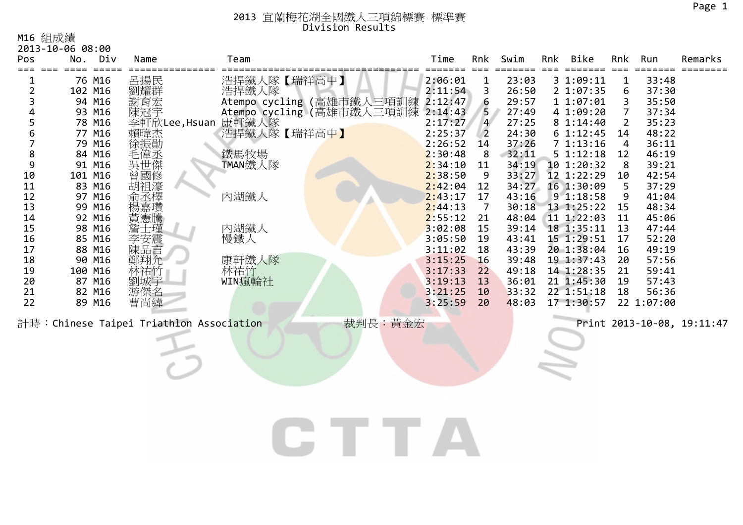# 2013 宜蘭梅花湖全國鐵人三項錦標賽 標準賽

## Division Results

M16 組成績

2013-10-06 08:00

| Pos | No. | Div | Name | Team | Time | Rnk | Swim | Rnk | Bike | Rnk | Run | Remarks |
|---|---|---|---|---|---|---|---|---|---|---|---|---|
| 1 | 76 | M16 | 呂揚民 | 浩捍鐵人隊【瑞祥高中】 | 2:06:01 | 1 | 23:03 | 3 | 1:09:11 | 1 | 33:48 | |
| 2 | 102 | M16 | 劉耀群 | 浩捍鐵人隊 | 2:11:54 | 3 | 26:50 | 2 | 1:07:35 | 6 | 37:30 | |
| 3 | 94 | M16 | 謝育宏 | Atempo cycling (高雄市鐵人三項訓練 | 2:12:47 | 6 | 29:57 | 1 | 1:07:01 | 3 | 35:50 | |
| 4 | 93 | M16 | 陳冠宇 | Atempo cycling (高雄市鐵人三項訓練 | 2:14:43 | 5 | 27:49 | 4 | 1:09:20 | 7 | 37:34 | |
| 5 | 78 | M16 | 李軒欣Lee,Hsuan | 康軒鐵人隊 | 2:17:27 | 4 | 27:25 | 8 | 1:14:40 | 2 | 35:23 | |
| 6 | 77 | M16 | 賴暐杰 | 浩捍鐵人隊【瑞祥高中】 | 2:25:37 | 2 | 24:30 | 6 | 1:12:45 | 14 | 48:22 | |
| 7 | 79 | M16 | 徐振勛 | | 2:26:52 | 14 | 37:26 | 7 | 1:13:16 | 4 | 36:11 | |
| 8 | 84 | M16 | 毛偉丞 | 鐵馬牧場 | 2:30:48 | 8 | 32:11 | 5 | 1:12:18 | 12 | 46:19 | |
| 9 | 91 | M16 | 吳世傑 | TMAN鐵人隊 | 2:34:10 | 11 | 34:19 | 10 | 1:20:32 | 8 | 39:21 | |
| 10 | 101 | M16 | 曾國修 | | 2:38:50 | 9 | 33:27 | 12 | 1:22:29 | 10 | 42:54 | |
| 11 | 83 | M16 | 胡祖濠 | | 2:42:04 | 12 | 34:27 | 16 | 1:30:09 | 5 | 37:29 | |
| 12 | 97 | M16 | 俞丞檡 | 內湖鐵人 | 2:43:17 | 17 | 43:16 | 9 | 1:18:58 | 9 | 41:04 | |
| 13 | 99 | M16 | 楊嘉瓚 | | 2:44:13 | 7 | 30:18 | 13 | 1:25:22 | 15 | 48:34 | |
| 14 | 92 | M16 | 黃憲騰 | | 2:55:12 | 21 | 48:04 | 11 | 1:22:03 | 11 | 45:06 | |
| 15 | 98 | M16 | 詹士瑾 | 內湖鐵人 | 3:02:08 | 15 | 39:14 | 18 | 1:35:11 | 13 | 47:44 | |
| 16 | 85 | M16 | 李安震 | 慢鐵人 | 3:05:50 | 19 | 43:41 | 15 | 1:29:51 | 17 | 52:20 | |
| 17 | 88 | M16 | 陳品言 | | 3:11:02 | 18 | 43:39 | 20 | 1:38:04 | 16 | 49:19 | |
| 18 | 90 | M16 | 鄭翔允 | 康軒鐵人隊 | 3:15:25 | 16 | 39:48 | 19 | 1:37:43 | 20 | 57:56 | |
| 19 | 100 | M16 | 林祐竹 | 林祐竹 | 3:17:33 | 22 | 49:18 | 14 | 1:28:35 | 21 | 59:41 | |
| 20 | 87 | M16 | 劉城宇 | WIN瘋輪社 | 3:19:13 | 13 | 36:01 | 21 | 1:45:30 | 19 | 57:43 | |
| 21 | 82 | M16 | 游傑名 | | 3:21:25 | 10 | 33:32 | 22 | 1:51:18 | 18 | 56:36 | |
| 22 | 89 | M16 | 曹尚緯 | | 3:25:59 | 20 | 48:03 | 17 | 1:30:57 | 22 | 1:07:00 | |

計時：Chinese Taipei Triathlon Association　　裁判長：黃金宏　　Print 2013-10-08, 19:11:47